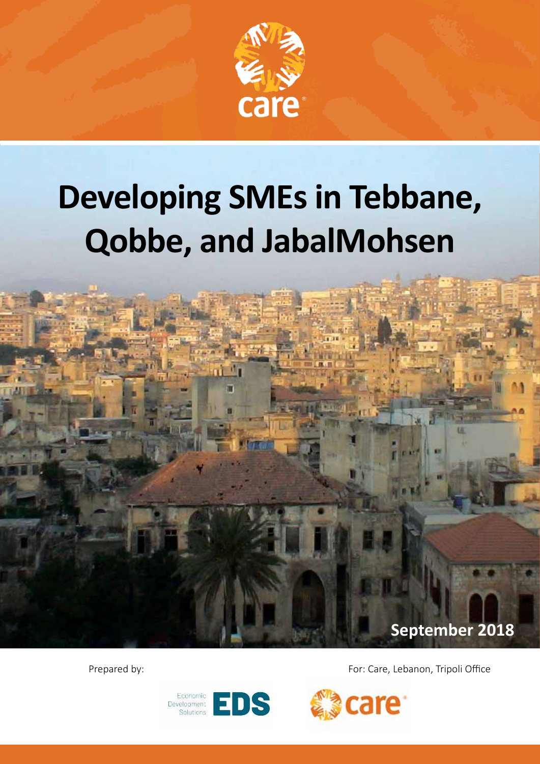# Developing SMEs in Tebbane, Qobbe, and JabalMohsen

**September 2018**

Prepared by:

For: Care, Lebanon, Tripoli Office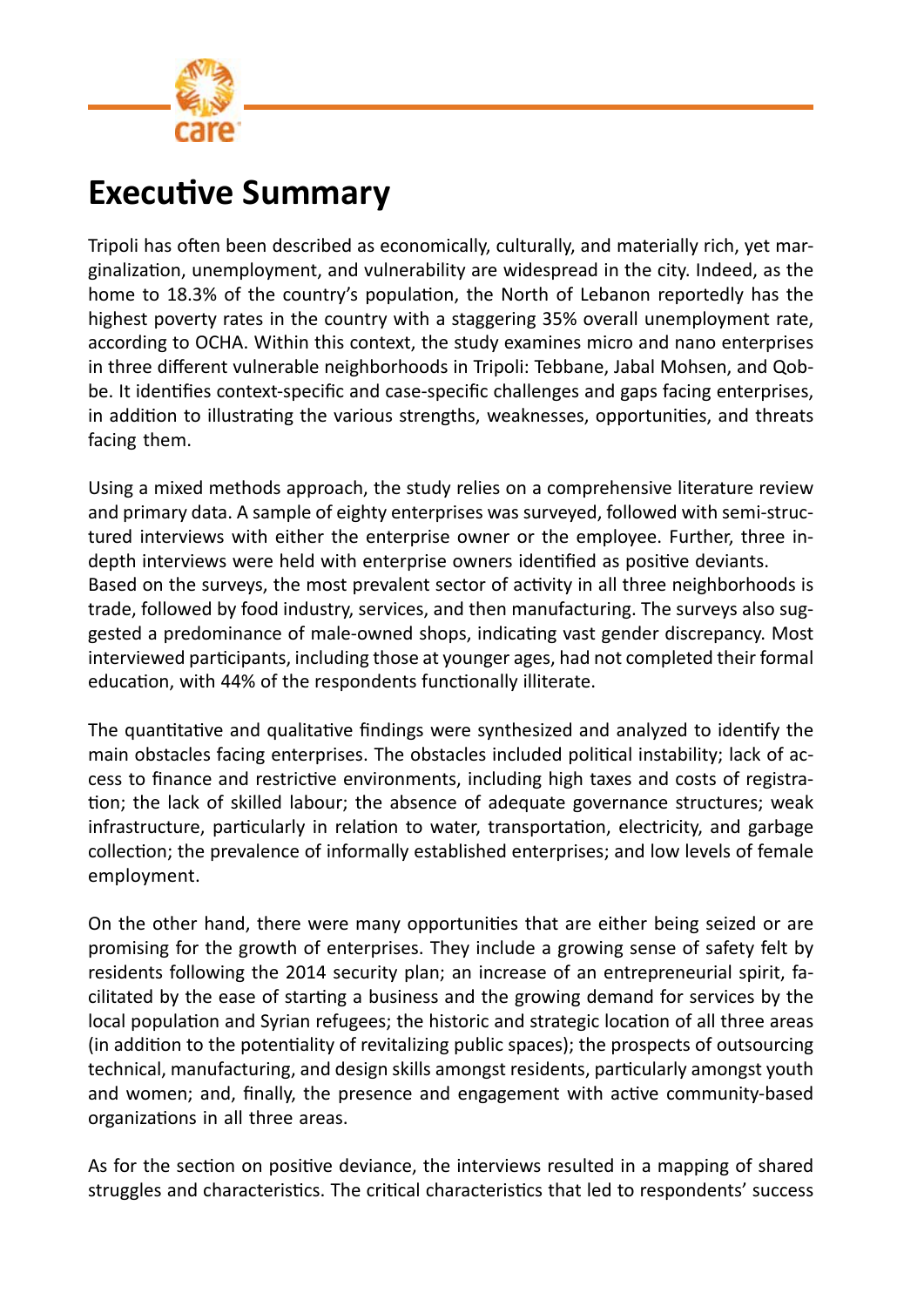# Executive Summary

Tripoli has often been described as economically, culturally, and materially rich, yet marginalization, unemployment, and vulnerability are widespread in the city. Indeed, as the home to 18.3% of the country's population, the North of Lebanon reportedly has the highest poverty rates in the country with a staggering 35% overall unemployment rate, according to OCHA. Within this context, the study examines micro and nano enterprises in three different vulnerable neighborhoods in Tripoli: Tebbane, Jabal Mohsen, and Qobbe. It identifies context-specific and case-specific challenges and gaps facing enterprises, in addition to illustrating the various strengths, weaknesses, opportunities, and threats facing them.

Using a mixed methods approach, the study relies on a comprehensive literature review and primary data. A sample of eighty enterprises was surveyed, followed with semi-structured interviews with either the enterprise owner or the employee. Further, three in-depth interviews were held with enterprise owners identified as positive deviants.
Based on the surveys, the most prevalent sector of activity in all three neighborhoods is trade, followed by food industry, services, and then manufacturing. The surveys also suggested a predominance of male-owned shops, indicating vast gender discrepancy. Most interviewed participants, including those at younger ages, had not completed their formal education, with 44% of the respondents functionally illiterate.

The quantitative and qualitative findings were synthesized and analyzed to identify the main obstacles facing enterprises. The obstacles included political instability; lack of access to finance and restrictive environments, including high taxes and costs of registration; the lack of skilled labour; the absence of adequate governance structures; weak infrastructure, particularly in relation to water, transportation, electricity, and garbage collection; the prevalence of informally established enterprises; and low levels of female employment.

On the other hand, there were many opportunities that are either being seized or are promising for the growth of enterprises. They include a growing sense of safety felt by residents following the 2014 security plan; an increase of an entrepreneurial spirit, facilitated by the ease of starting a business and the growing demand for services by the local population and Syrian refugees; the historic and strategic location of all three areas (in addition to the potentiality of revitalizing public spaces); the prospects of outsourcing technical, manufacturing, and design skills amongst residents, particularly amongst youth and women; and, finally, the presence and engagement with active community-based organizations in all three areas.

As for the section on positive deviance, the interviews resulted in a mapping of shared struggles and characteristics. The critical characteristics that led to respondents' success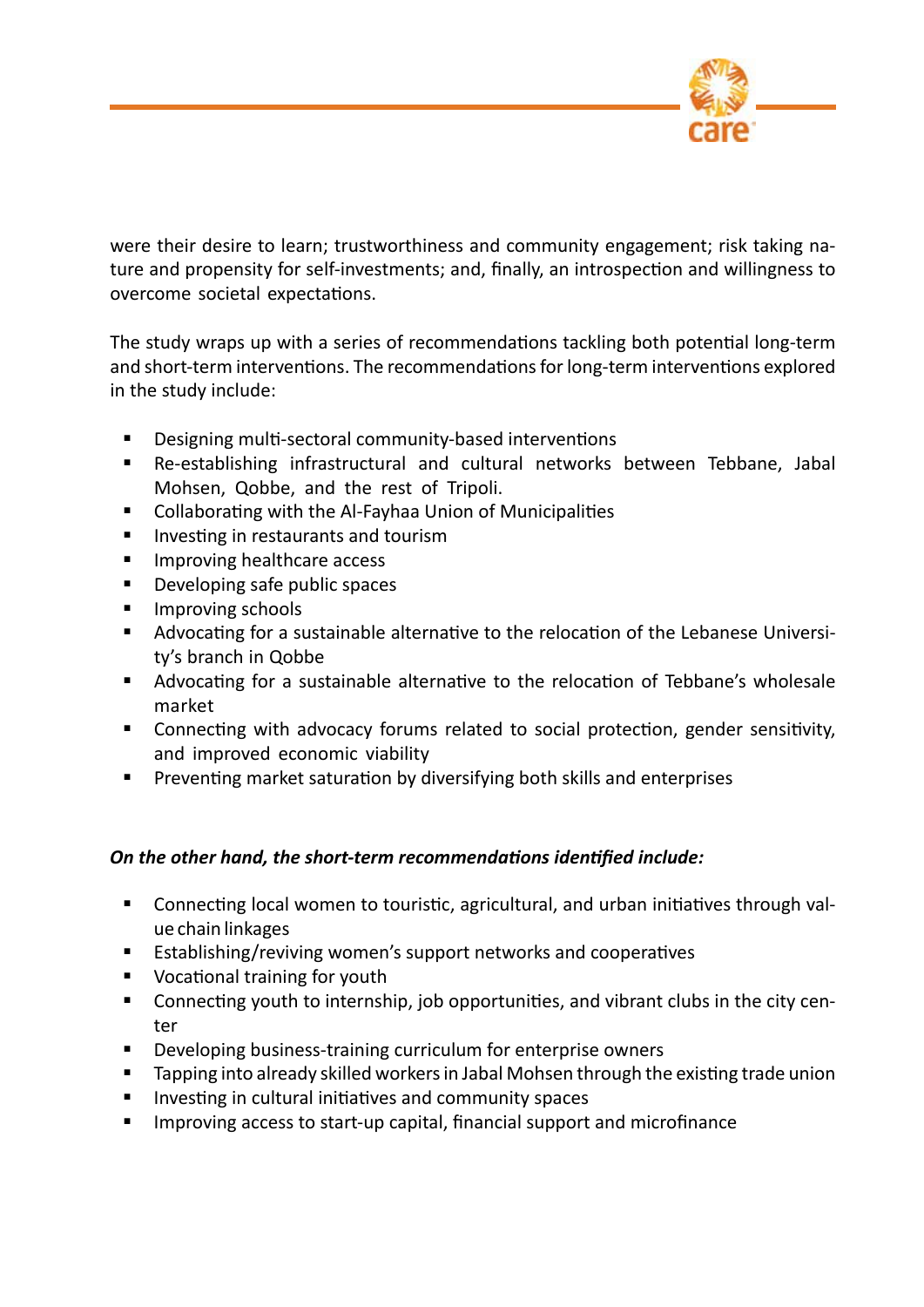were their desire to learn; trustworthiness and community engagement; risk taking nature and propensity for self-investments; and, finally, an introspection and willingness to overcome societal expectations.

The study wraps up with a series of recommendations tackling both potential long-term and short-term interventions. The recommendations for long-term interventions explored in the study include:

- Designing multi-sectoral community-based interventions
- Re-establishing infrastructural and cultural networks between Tebbane, Jabal Mohsen, Qobbe, and the rest of Tripoli.
- Collaborating with the Al-Fayhaa Union of Municipalities
- Investing in restaurants and tourism
- Improving healthcare access
- Developing safe public spaces
- Improving schools
- Advocating for a sustainable alternative to the relocation of the Lebanese University's branch in Qobbe
- Advocating for a sustainable alternative to the relocation of Tebbane's wholesale market
- Connecting with advocacy forums related to social protection, gender sensitivity, and improved economic viability
- Preventing market saturation by diversifying both skills and enterprises

***On the other hand, the short-term recommendations identified include:***

- Connecting local women to touristic, agricultural, and urban initiatives through value chain linkages
- Establishing/reviving women's support networks and cooperatives
- Vocational training for youth
- Connecting youth to internship, job opportunities, and vibrant clubs in the city center
- Developing business-training curriculum for enterprise owners
- Tapping into already skilled workers in Jabal Mohsen through the existing trade union
- Investing in cultural initiatives and community spaces
- Improving access to start-up capital, financial support and microfinance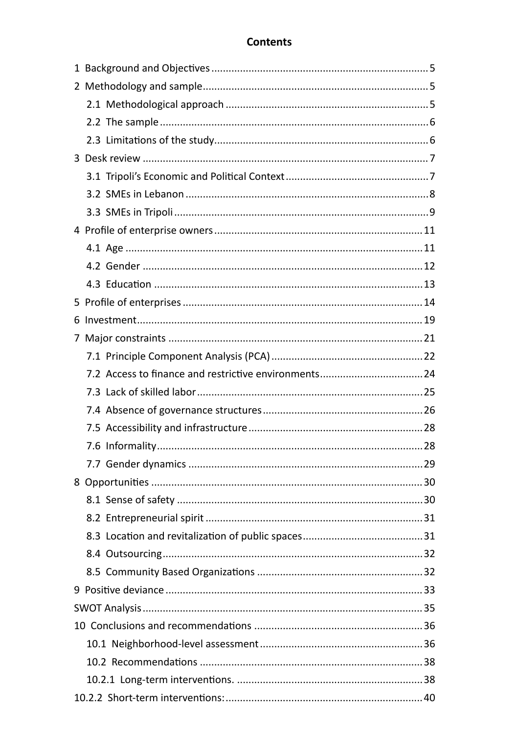# Contents

1 Background and Objectives .......... 5
2 Methodology and sample .......... 5
  2.1 Methodological approach .......... 5
  2.2 The sample .......... 6
  2.3 Limitations of the study .......... 6
3 Desk review .......... 7
  3.1 Tripoli's Economic and Political Context .......... 7
  3.2 SMEs in Lebanon .......... 8
  3.3 SMEs in Tripoli .......... 9
4 Profile of enterprise owners .......... 11
  4.1 Age .......... 11
  4.2 Gender .......... 12
  4.3 Education .......... 13
5 Profile of enterprises .......... 14
6 Investment .......... 19
7 Major constraints .......... 21
  7.1 Principle Component Analysis (PCA) .......... 22
  7.2 Access to finance and restrictive environments .......... 24
  7.3 Lack of skilled labor .......... 25
  7.4 Absence of governance structures .......... 26
  7.5 Accessibility and infrastructure .......... 28
  7.6 Informality .......... 28
  7.7 Gender dynamics .......... 29
8 Opportunities .......... 30
  8.1 Sense of safety .......... 30
  8.2 Entrepreneurial spirit .......... 31
  8.3 Location and revitalization of public spaces .......... 31
  8.4 Outsourcing .......... 32
  8.5 Community Based Organizations .......... 32
9 Positive deviance .......... 33
SWOT Analysis .......... 35
10 Conclusions and recommendations .......... 36
  10.1 Neighborhood-level assessment .......... 36
  10.2 Recommendations .......... 38
  10.2.1 Long-term interventions. .......... 38
10.2.2 Short-term interventions: .......... 40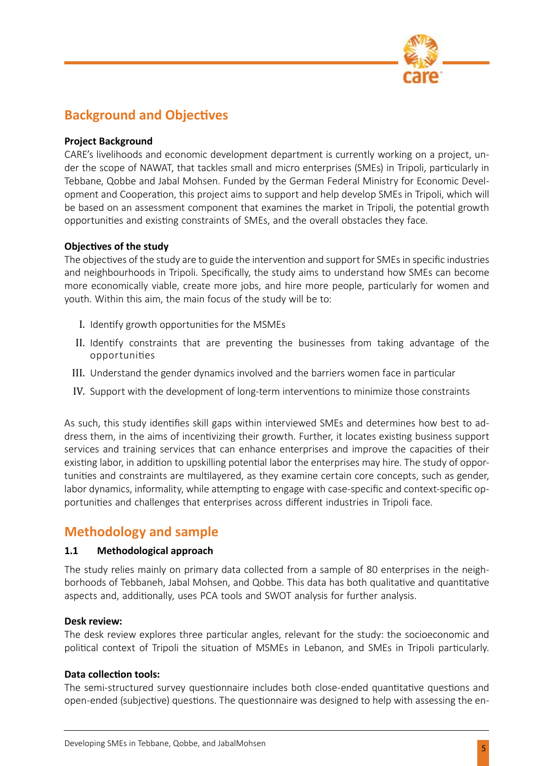## Background and Objectives

**Project Background**

CARE's livelihoods and economic development department is currently working on a project, under the scope of NAWAT, that tackles small and micro enterprises (SMEs) in Tripoli, particularly in Tebbane, Qobbe and Jabal Mohsen. Funded by the German Federal Ministry for Economic Development and Cooperation, this project aims to support and help develop SMEs in Tripoli, which will be based on an assessment component that examines the market in Tripoli, the potential growth opportunities and existing constraints of SMEs, and the overall obstacles they face.

**Objectives of the study**

The objectives of the study are to guide the intervention and support for SMEs in specific industries and neighbourhoods in Tripoli. Specifically, the study aims to understand how SMEs can become more economically viable, create more jobs, and hire more people, particularly for women and youth. Within this aim, the main focus of the study will be to:

I. Identify growth opportunities for the MSMEs
II. Identify constraints that are preventing the businesses from taking advantage of the opportunities
III. Understand the gender dynamics involved and the barriers women face in particular
IV. Support with the development of long-term interventions to minimize those constraints

As such, this study identifies skill gaps within interviewed SMEs and determines how best to address them, in the aims of incentivizing their growth. Further, it locates existing business support services and training services that can enhance enterprises and improve the capacities of their existing labor, in addition to upskilling potential labor the enterprises may hire. The study of opportunities and constraints are multilayered, as they examine certain core concepts, such as gender, labor dynamics, informality, while attempting to engage with case-specific and context-specific opportunities and challenges that enterprises across different industries in Tripoli face.

## Methodology and sample

### 1.1 Methodological approach

The study relies mainly on primary data collected from a sample of 80 enterprises in the neighborhoods of Tebbaneh, Jabal Mohsen, and Qobbe. This data has both qualitative and quantitative aspects and, additionally, uses PCA tools and SWOT analysis for further analysis.

**Desk review:**

The desk review explores three particular angles, relevant for the study: the socioeconomic and political context of Tripoli the situation of MSMEs in Lebanon, and SMEs in Tripoli particularly.

**Data collection tools:**

The semi-structured survey questionnaire includes both close-ended quantitative questions and open-ended (subjective) questions. The questionnaire was designed to help with assessing the en-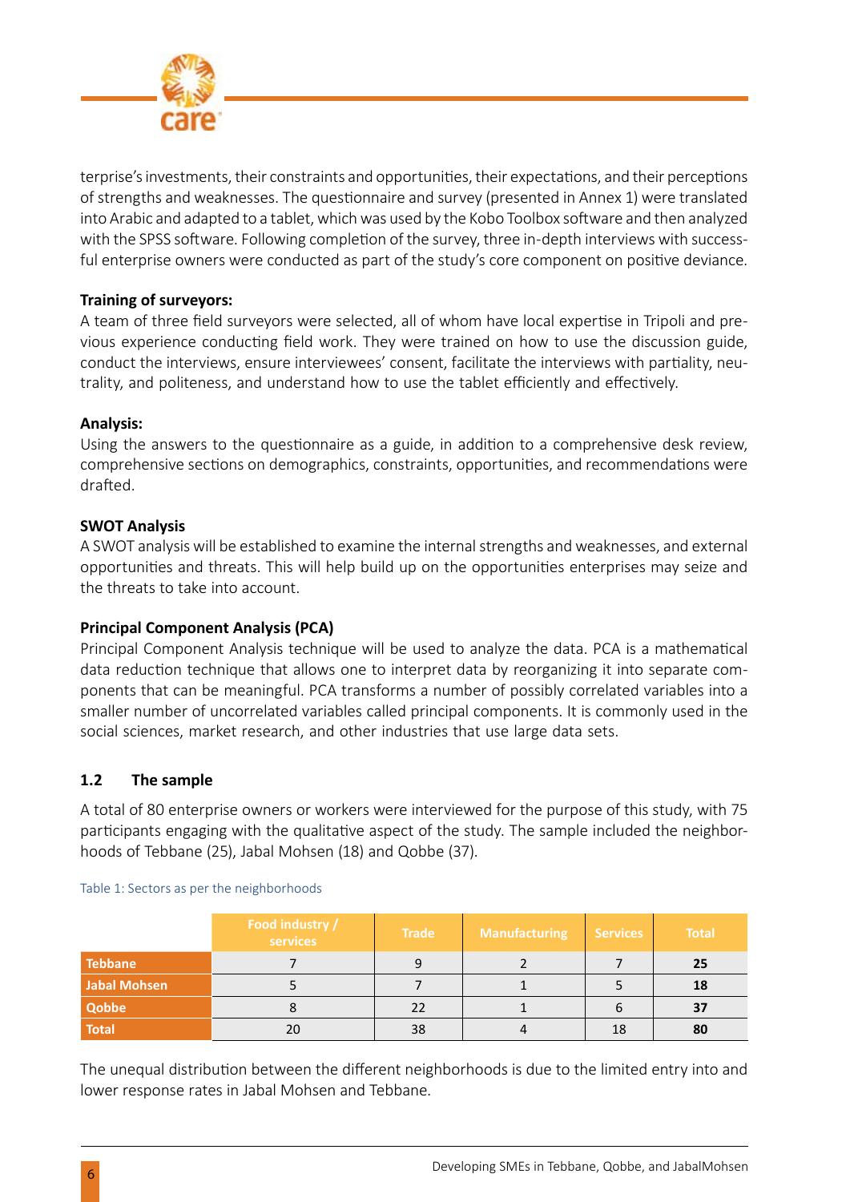terprise's investments, their constraints and opportunities, their expectations, and their perceptions of strengths and weaknesses. The questionnaire and survey (presented in Annex 1) were translated into Arabic and adapted to a tablet, which was used by the Kobo Toolbox software and then analyzed with the SPSS software. Following completion of the survey, three in-depth interviews with successful enterprise owners were conducted as part of the study's core component on positive deviance.

**Training of surveyors:**
A team of three field surveyors were selected, all of whom have local expertise in Tripoli and previous experience conducting field work. They were trained on how to use the discussion guide, conduct the interviews, ensure interviewees' consent, facilitate the interviews with partiality, neutrality, and politeness, and understand how to use the tablet efficiently and effectively.

**Analysis:**
Using the answers to the questionnaire as a guide, in addition to a comprehensive desk review, comprehensive sections on demographics, constraints, opportunities, and recommendations were drafted.

**SWOT Analysis**
A SWOT analysis will be established to examine the internal strengths and weaknesses, and external opportunities and threats. This will help build up on the opportunities enterprises may seize and the threats to take into account.

**Principal Component Analysis (PCA)**
Principal Component Analysis technique will be used to analyze the data. PCA is a mathematical data reduction technique that allows one to interpret data by reorganizing it into separate components that can be meaningful. PCA transforms a number of possibly correlated variables into a smaller number of uncorrelated variables called principal components. It is commonly used in the social sciences, market research, and other industries that use large data sets.

## 1.2 The sample

A total of 80 enterprise owners or workers were interviewed for the purpose of this study, with 75 participants engaging with the qualitative aspect of the study. The sample included the neighborhoods of Tebbane (25), Jabal Mohsen (18) and Qobbe (37).

Table 1: Sectors as per the neighborhoods

| | Food industry / services | Trade | Manufacturing | Services | Total |
|---|---|---|---|---|---|
| Tebbane | 7 | 9 | 2 | 7 | **25** |
| Jabal Mohsen | 5 | 7 | 1 | 5 | **18** |
| Qobbe | 8 | 22 | 1 | 6 | **37** |
| Total | 20 | 38 | 4 | 18 | **80** |

The unequal distribution between the different neighborhoods is due to the limited entry into and lower response rates in Jabal Mohsen and Tebbane.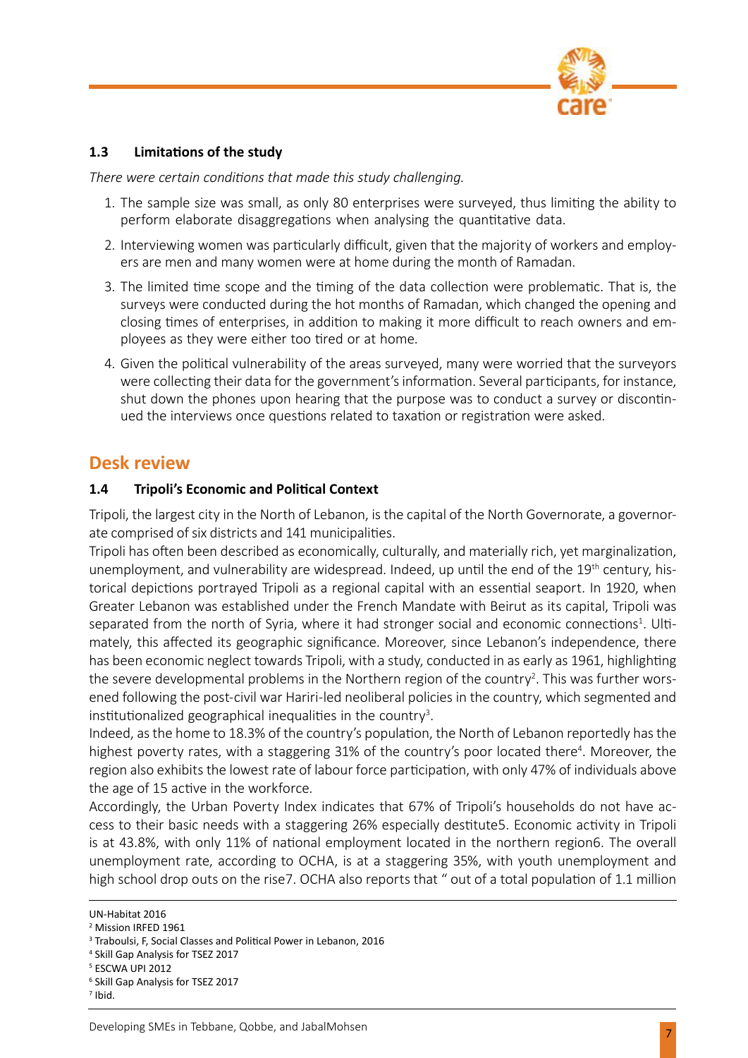### 1.3 Limitations of the study

*There were certain conditions that made this study challenging.*

1. The sample size was small, as only 80 enterprises were surveyed, thus limiting the ability to perform elaborate disaggregations when analysing the quantitative data.
2. Interviewing women was particularly difficult, given that the majority of workers and employers are men and many women were at home during the month of Ramadan.
3. The limited time scope and the timing of the data collection were problematic. That is, the surveys were conducted during the hot months of Ramadan, which changed the opening and closing times of enterprises, in addition to making it more difficult to reach owners and employees as they were either too tired or at home.
4. Given the political vulnerability of the areas surveyed, many were worried that the surveyors were collecting their data for the government's information. Several participants, for instance, shut down the phones upon hearing that the purpose was to conduct a survey or discontinued the interviews once questions related to taxation or registration were asked.

## Desk review

### 1.4 Tripoli's Economic and Political Context

Tripoli, the largest city in the North of Lebanon, is the capital of the North Governorate, a governorate comprised of six districts and 141 municipalities.

Tripoli has often been described as economically, culturally, and materially rich, yet marginalization, unemployment, and vulnerability are widespread. Indeed, up until the end of the 19th century, historical depictions portrayed Tripoli as a regional capital with an essential seaport. In 1920, when Greater Lebanon was established under the French Mandate with Beirut as its capital, Tripoli was separated from the north of Syria, where it had stronger social and economic connections[1]. Ultimately, this affected its geographic significance. Moreover, since Lebanon's independence, there has been economic neglect towards Tripoli, with a study, conducted in as early as 1961, highlighting the severe developmental problems in the Northern region of the country[2]. This was further worsened following the post-civil war Hariri-led neoliberal policies in the country, which segmented and institutionalized geographical inequalities in the country[3].

Indeed, as the home to 18.3% of the country's population, the North of Lebanon reportedly has the highest poverty rates, with a staggering 31% of the country's poor located there[4]. Moreover, the region also exhibits the lowest rate of labour force participation, with only 47% of individuals above the age of 15 active in the workforce.

Accordingly, the Urban Poverty Index indicates that 67% of Tripoli's households do not have access to their basic needs with a staggering 26% especially destitute5. Economic activity in Tripoli is at 43.8%, with only 11% of national employment located in the northern region6. The overall unemployment rate, according to OCHA, is at a staggering 35%, with youth unemployment and high school drop outs on the rise7. OCHA also reports that " out of a total population of 1.1 million

---

UN-Habitat 2016

[2] Mission IRFED 1961

[3] Traboulsi, F, Social Classes and Political Power in Lebanon, 2016

[4] Skill Gap Analysis for TSEZ 2017

[5] ESCWA UPI 2012

[6] Skill Gap Analysis for TSEZ 2017

[7] Ibid.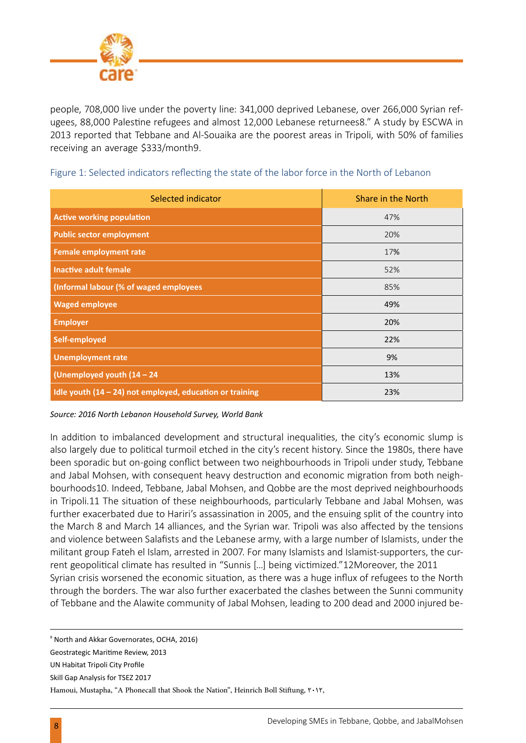people, 708,000 live under the poverty line: 341,000 deprived Lebanese, over 266,000 Syrian refugees, 88,000 Palestine refugees and almost 12,000 Lebanese returnees8." A study by ESCWA in 2013 reported that Tebbane and Al-Souaika are the poorest areas in Tripoli, with 50% of families receiving an average $333/month9.

Figure 1: Selected indicators reflecting the state of the labor force in the North of Lebanon

| Selected indicator | Share in the North |
| --- | --- |
| **Active working population** | 47% |
| **Public sector employment** | 20% |
| **Female employment rate** | 17% |
| **Inactive adult female** | 52% |
| **(Informal labour (% of waged employees** | 85% |
| **Waged employee** | 49% |
| **Employer** | 20% |
| **Self-employed** | 22% |
| **Unemployment rate** | 9% |
| **(Unemployed youth (14 – 24** | 13% |
| **Idle youth (14 – 24) not employed, education or training** | 23% |

*Source: 2016 North Lebanon Household Survey, World Bank*

In addition to imbalanced development and structural inequalities, the city's economic slump is also largely due to political turmoil etched in the city's recent history. Since the 1980s, there have been sporadic but on-going conflict between two neighbourhoods in Tripoli under study, Tebbane and Jabal Mohsen, with consequent heavy destruction and economic migration from both neighbourhoods10. Indeed, Tebbane, Jabal Mohsen, and Qobbe are the most deprived neighbourhoods in Tripoli.11 The situation of these neighbourhoods, particularly Tebbane and Jabal Mohsen, was further exacerbated due to Hariri's assassination in 2005, and the ensuing split of the country into the March 8 and March 14 alliances, and the Syrian war. Tripoli was also affected by the tensions and violence between Salafists and the Lebanese army, with a large number of Islamists, under the militant group Fateh el Islam, arrested in 2007. For many Islamists and Islamist-supporters, the current geopolitical climate has resulted in "Sunnis [...] being victimized."12Moreover, the 2011 Syrian crisis worsened the economic situation, as there was a huge influx of refugees to the North through the borders. The war also further exacerbated the clashes between the Sunni community of Tebbane and the Alawite community of Jabal Mohsen, leading to 200 dead and 2000 injured be-

[8] North and Akkar Governorates, OCHA, 2016)

Geostrategic Maritime Review, 2013

UN Habitat Tripoli City Profile

Skill Gap Analysis for TSEZ 2017

Hamoui, Mustapha, "A Phonecall that Shook the Nation", Heinrich Boll Stiftung, ٢٠١٢,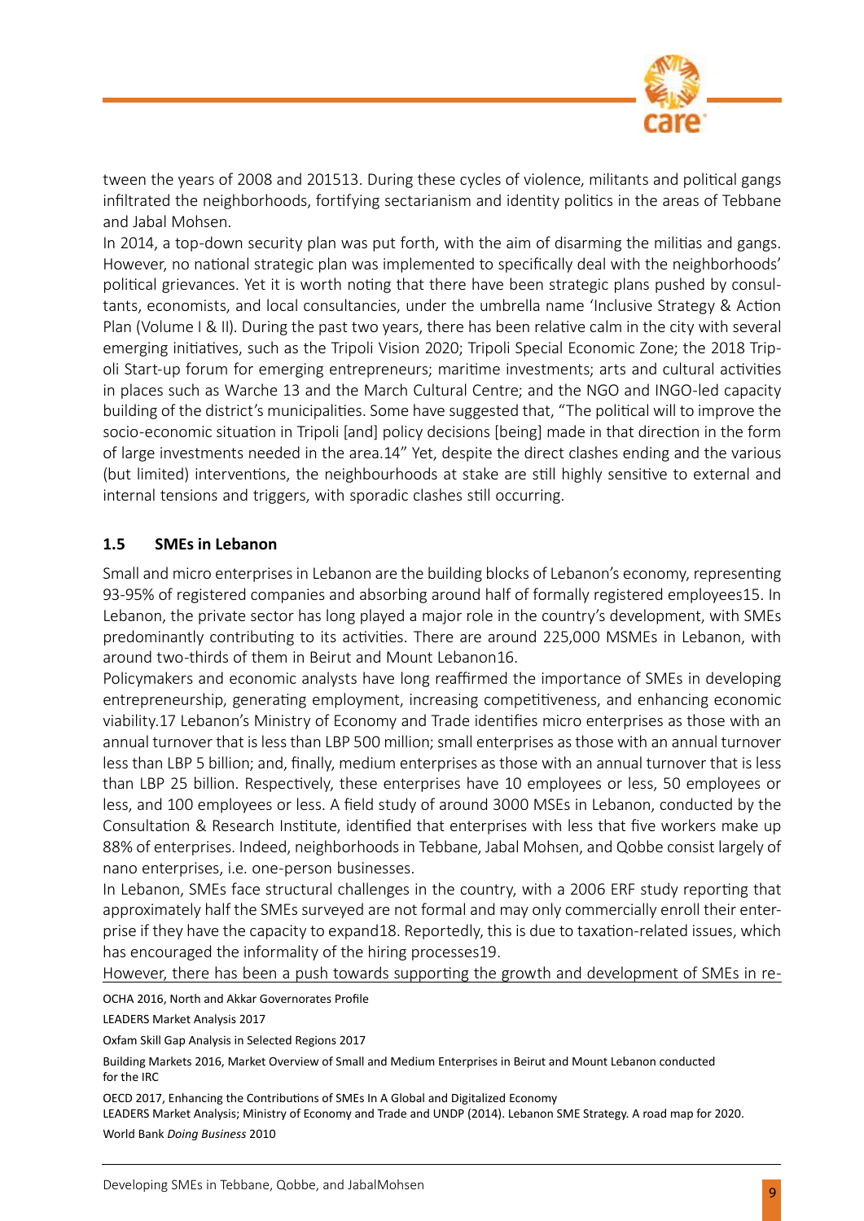tween the years of 2008 and 2015[13]. During these cycles of violence, militants and political gangs infiltrated the neighborhoods, fortifying sectarianism and identity politics in the areas of Tebbane and Jabal Mohsen.

In 2014, a top-down security plan was put forth, with the aim of disarming the militias and gangs. However, no national strategic plan was implemented to specifically deal with the neighborhoods' political grievances. Yet it is worth noting that there have been strategic plans pushed by consultants, economists, and local consultancies, under the umbrella name 'Inclusive Strategy & Action Plan (Volume I & II). During the past two years, there has been relative calm in the city with several emerging initiatives, such as the Tripoli Vision 2020; Tripoli Special Economic Zone; the 2018 Tripoli Start-up forum for emerging entrepreneurs; maritime investments; arts and cultural activities in places such as Warche 13 and the March Cultural Centre; and the NGO and INGO-led capacity building of the district's municipalities. Some have suggested that, "The political will to improve the socio-economic situation in Tripoli [and] policy decisions [being] made in that direction in the form of large investments needed in the area.[14]" Yet, despite the direct clashes ending and the various (but limited) interventions, the neighbourhoods at stake are still highly sensitive to external and internal tensions and triggers, with sporadic clashes still occurring.

### 1.5 SMEs in Lebanon

Small and micro enterprises in Lebanon are the building blocks of Lebanon's economy, representing 93-95% of registered companies and absorbing around half of formally registered employees[15]. In Lebanon, the private sector has long played a major role in the country's development, with SMEs predominantly contributing to its activities. There are around 225,000 MSMEs in Lebanon, with around two-thirds of them in Beirut and Mount Lebanon[16].

Policymakers and economic analysts have long reaffirmed the importance of SMEs in developing entrepreneurship, generating employment, increasing competitiveness, and enhancing economic viability.[17] Lebanon's Ministry of Economy and Trade identifies micro enterprises as those with an annual turnover that is less than LBP 500 million; small enterprises as those with an annual turnover less than LBP 5 billion; and, finally, medium enterprises as those with an annual turnover that is less than LBP 25 billion. Respectively, these enterprises have 10 employees or less, 50 employees or less, and 100 employees or less. A field study of around 3000 MSEs in Lebanon, conducted by the Consultation & Research Institute, identified that enterprises with less that five workers make up 88% of enterprises. Indeed, neighborhoods in Tebbane, Jabal Mohsen, and Qobbe consist largely of nano enterprises, i.e. one-person businesses.

In Lebanon, SMEs face structural challenges in the country, with a 2006 ERF study reporting that approximately half the SMEs surveyed are not formal and may only commercially enroll their enterprise if they have the capacity to expand[18]. Reportedly, this is due to taxation-related issues, which has encouraged the informality of the hiring processes[19].

However, there has been a push towards supporting the growth and development of SMEs in re-

OCHA 2016, North and Akkar Governorates Profile

LEADERS Market Analysis 2017

Oxfam Skill Gap Analysis in Selected Regions 2017

Building Markets 2016, Market Overview of Small and Medium Enterprises in Beirut and Mount Lebanon conducted for the IRC

OECD 2017, Enhancing the Contributions of SMEs In A Global and Digitalized Economy

LEADERS Market Analysis; Ministry of Economy and Trade and UNDP (2014). Lebanon SME Strategy. A road map for 2020.

World Bank *Doing Business* 2010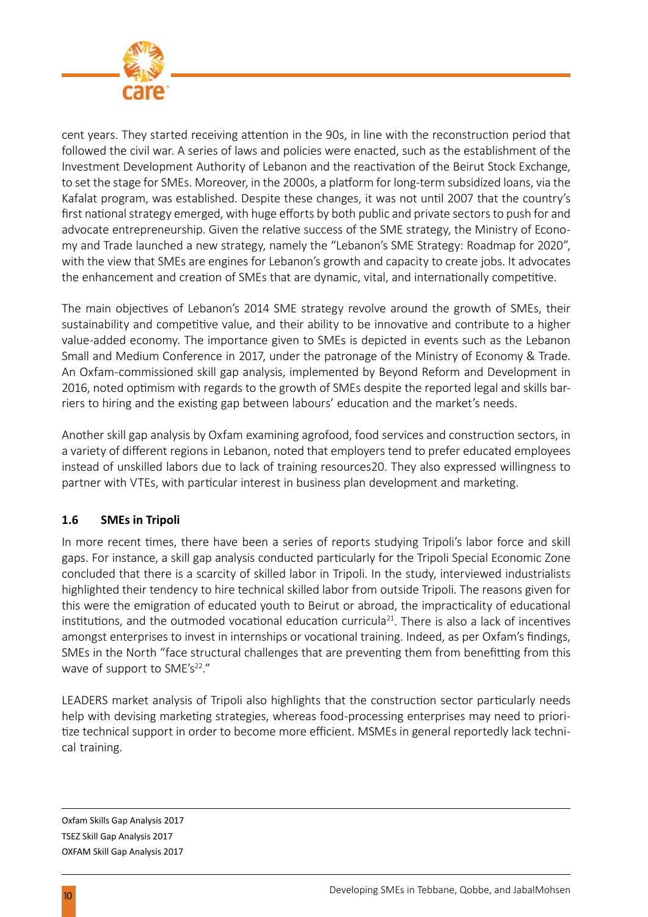cent years. They started receiving attention in the 90s, in line with the reconstruction period that followed the civil war. A series of laws and policies were enacted, such as the establishment of the Investment Development Authority of Lebanon and the reactivation of the Beirut Stock Exchange, to set the stage for SMEs. Moreover, in the 2000s, a platform for long-term subsidized loans, via the Kafalat program, was established. Despite these changes, it was not until 2007 that the country's first national strategy emerged, with huge efforts by both public and private sectors to push for and advocate entrepreneurship. Given the relative success of the SME strategy, the Ministry of Economy and Trade launched a new strategy, namely the "Lebanon's SME Strategy: Roadmap for 2020", with the view that SMEs are engines for Lebanon's growth and capacity to create jobs. It advocates the enhancement and creation of SMEs that are dynamic, vital, and internationally competitive.

The main objectives of Lebanon's 2014 SME strategy revolve around the growth of SMEs, their sustainability and competitive value, and their ability to be innovative and contribute to a higher value-added economy. The importance given to SMEs is depicted in events such as the Lebanon Small and Medium Conference in 2017, under the patronage of the Ministry of Economy & Trade. An Oxfam-commissioned skill gap analysis, implemented by Beyond Reform and Development in 2016, noted optimism with regards to the growth of SMEs despite the reported legal and skills barriers to hiring and the existing gap between labours' education and the market's needs.

Another skill gap analysis by Oxfam examining agrofood, food services and construction sectors, in a variety of different regions in Lebanon, noted that employers tend to prefer educated employees instead of unskilled labors due to lack of training resources20. They also expressed willingness to partner with VTEs, with particular interest in business plan development and marketing.

### 1.6 SMEs in Tripoli

In more recent times, there have been a series of reports studying Tripoli's labor force and skill gaps. For instance, a skill gap analysis conducted particularly for the Tripoli Special Economic Zone concluded that there is a scarcity of skilled labor in Tripoli. In the study, interviewed industrialists highlighted their tendency to hire technical skilled labor from outside Tripoli. The reasons given for this were the emigration of educated youth to Beirut or abroad, the impracticality of educational institutions, and the outmoded vocational education curricula[21]. There is also a lack of incentives amongst enterprises to invest in internships or vocational training. Indeed, as per Oxfam's findings, SMEs in the North "face structural challenges that are preventing them from benefitting from this wave of support to SME's[22]."

LEADERS market analysis of Tripoli also highlights that the construction sector particularly needs help with devising marketing strategies, whereas food-processing enterprises may need to prioritize technical support in order to become more efficient. MSMEs in general reportedly lack technical training.

---

Oxfam Skills Gap Analysis 2017
TSEZ Skill Gap Analysis 2017
OXFAM Skill Gap Analysis 2017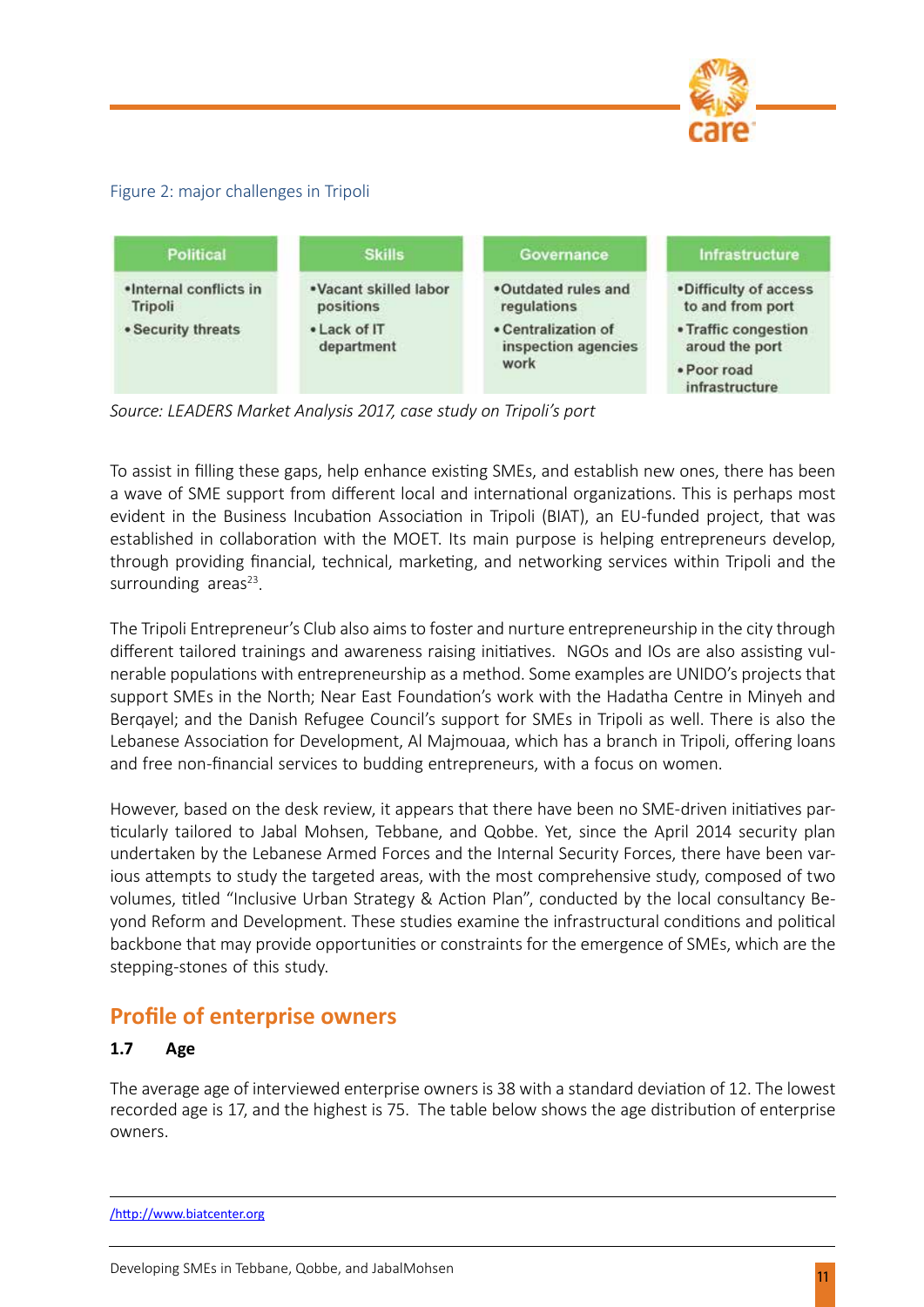Figure 2: major challenges in Tripoli

| Political | Skills | Governance | Infrastructure |
|---|---|---|---|
| •Internal conflicts in Tripoli<br>•Security threats | •Vacant skilled labor positions<br>•Lack of IT department | •Outdated rules and regulations<br>•Centralization of inspection agencies work | •Difficulty of access to and from port<br>•Traffic congestion aroud the port<br>•Poor road infrastructure |

*Source: LEADERS Market Analysis 2017, case study on Tripoli's port*

To assist in filling these gaps, help enhance existing SMEs, and establish new ones, there has been a wave of SME support from different local and international organizations. This is perhaps most evident in the Business Incubation Association in Tripoli (BIAT), an EU-funded project, that was established in collaboration with the MOET. Its main purpose is helping entrepreneurs develop, through providing financial, technical, marketing, and networking services within Tripoli and the surrounding areas[23].

The Tripoli Entrepreneur's Club also aims to foster and nurture entrepreneurship in the city through different tailored trainings and awareness raising initiatives. NGOs and IOs are also assisting vulnerable populations with entrepreneurship as a method. Some examples are UNIDO's projects that support SMEs in the North; Near East Foundation's work with the Hadatha Centre in Minyeh and Berqayel; and the Danish Refugee Council's support for SMEs in Tripoli as well. There is also the Lebanese Association for Development, Al Majmouaa, which has a branch in Tripoli, offering loans and free non-financial services to budding entrepreneurs, with a focus on women.

However, based on the desk review, it appears that there have been no SME-driven initiatives particularly tailored to Jabal Mohsen, Tebbane, and Qobbe. Yet, since the April 2014 security plan undertaken by the Lebanese Armed Forces and the Internal Security Forces, there have been various attempts to study the targeted areas, with the most comprehensive study, composed of two volumes, titled "Inclusive Urban Strategy & Action Plan", conducted by the local consultancy Beyond Reform and Development. These studies examine the infrastructural conditions and political backbone that may provide opportunities or constraints for the emergence of SMEs, which are the stepping-stones of this study.

## Profile of enterprise owners

### 1.7 Age

The average age of interviewed enterprise owners is 38 with a standard deviation of 12. The lowest recorded age is 17, and the highest is 75. The table below shows the age distribution of enterprise owners.

---

/http://www.biatcenter.org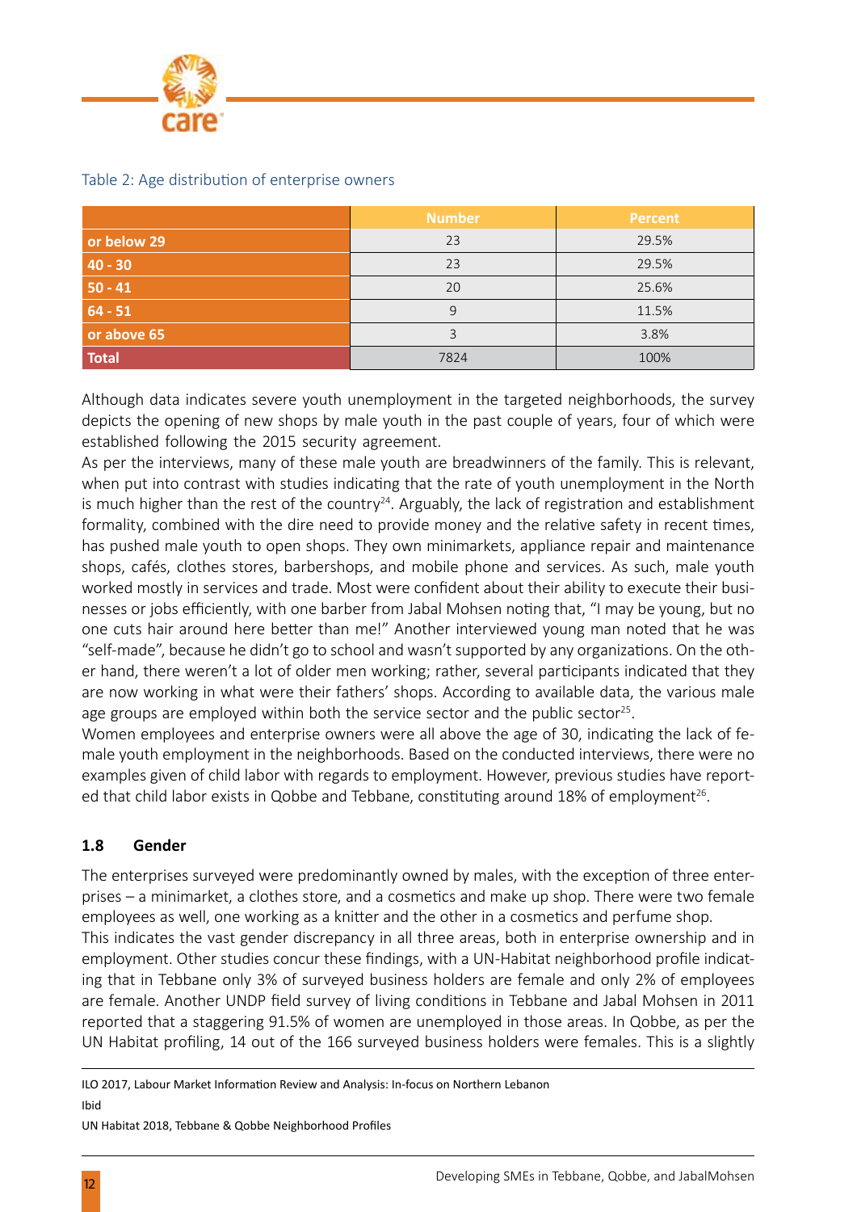Table 2: Age distribution of enterprise owners

| | Number | Percent |
|---|---|---|
| or below 29 | 23 | 29.5% |
| 40 - 30 | 23 | 29.5% |
| 50 - 41 | 20 | 25.6% |
| 64 - 51 | 9 | 11.5% |
| or above 65 | 3 | 3.8% |
| Total | 7824 | 100% |

Although data indicates severe youth unemployment in the targeted neighborhoods, the survey depicts the opening of new shops by male youth in the past couple of years, four of which were established following the 2015 security agreement.

As per the interviews, many of these male youth are breadwinners of the family. This is relevant, when put into contrast with studies indicating that the rate of youth unemployment in the North is much higher than the rest of the country[24]. Arguably, the lack of registration and establishment formality, combined with the dire need to provide money and the relative safety in recent times, has pushed male youth to open shops. They own minimarkets, appliance repair and maintenance shops, cafés, clothes stores, barbershops, and mobile phone and services. As such, male youth worked mostly in services and trade. Most were confident about their ability to execute their businesses or jobs efficiently, with one barber from Jabal Mohsen noting that, "I may be young, but no one cuts hair around here better than me!" Another interviewed young man noted that he was "self-made", because he didn't go to school and wasn't supported by any organizations. On the other hand, there weren't a lot of older men working; rather, several participants indicated that they are now working in what were their fathers' shops. According to available data, the various male age groups are employed within both the service sector and the public sector[25].

Women employees and enterprise owners were all above the age of 30, indicating the lack of female youth employment in the neighborhoods. Based on the conducted interviews, there were no examples given of child labor with regards to employment. However, previous studies have reported that child labor exists in Qobbe and Tebbane, constituting around 18% of employment[26].

### 1.8 Gender

The enterprises surveyed were predominantly owned by males, with the exception of three enterprises – a minimarket, a clothes store, and a cosmetics and make up shop. There were two female employees as well, one working as a knitter and the other in a cosmetics and perfume shop.

This indicates the vast gender discrepancy in all three areas, both in enterprise ownership and in employment. Other studies concur these findings, with a UN-Habitat neighborhood profile indicating that in Tebbane only 3% of surveyed business holders are female and only 2% of employees are female. Another UNDP field survey of living conditions in Tebbane and Jabal Mohsen in 2011 reported that a staggering 91.5% of women are unemployed in those areas. In Qobbe, as per the UN Habitat profiling, 14 out of the 166 surveyed business holders were females. This is a slightly

---

ILO 2017, Labour Market Information Review and Analysis: In-focus on Northern Lebanon

Ibid

UN Habitat 2018, Tebbane & Qobbe Neighborhood Profiles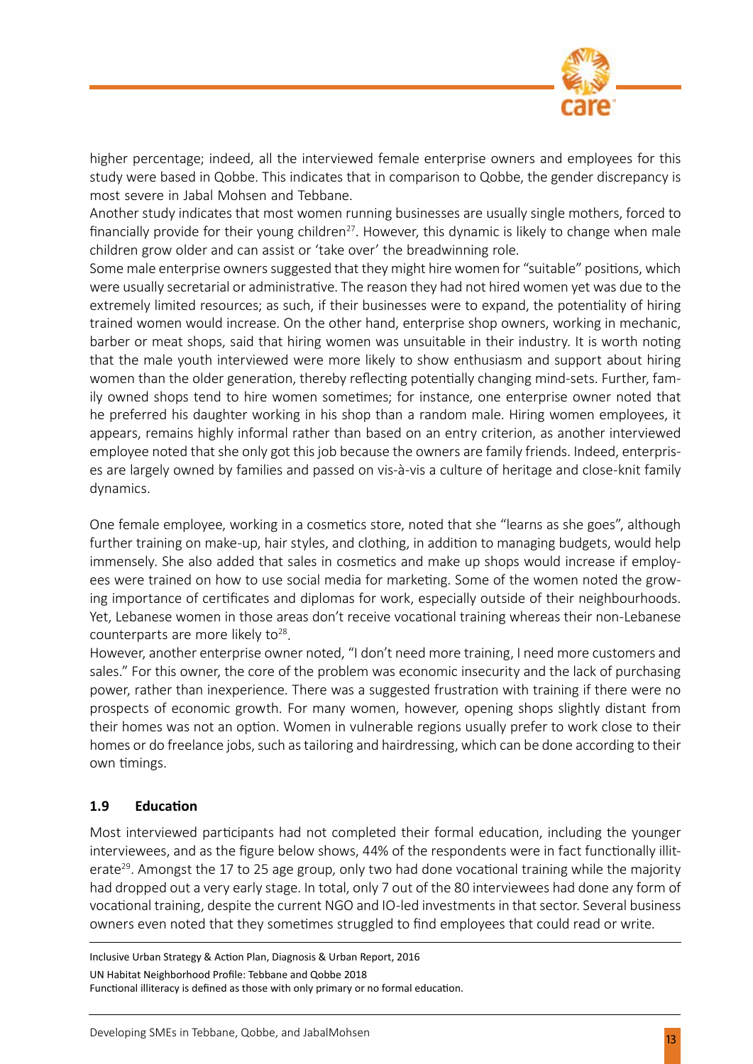higher percentage; indeed, all the interviewed female enterprise owners and employees for this study were based in Qobbe. This indicates that in comparison to Qobbe, the gender discrepancy is most severe in Jabal Mohsen and Tebbane.

Another study indicates that most women running businesses are usually single mothers, forced to financially provide for their young children[27]. However, this dynamic is likely to change when male children grow older and can assist or 'take over' the breadwinning role.

Some male enterprise owners suggested that they might hire women for "suitable" positions, which were usually secretarial or administrative. The reason they had not hired women yet was due to the extremely limited resources; as such, if their businesses were to expand, the potentiality of hiring trained women would increase. On the other hand, enterprise shop owners, working in mechanic, barber or meat shops, said that hiring women was unsuitable in their industry. It is worth noting that the male youth interviewed were more likely to show enthusiasm and support about hiring women than the older generation, thereby reflecting potentially changing mind-sets. Further, family owned shops tend to hire women sometimes; for instance, one enterprise owner noted that he preferred his daughter working in his shop than a random male. Hiring women employees, it appears, remains highly informal rather than based on an entry criterion, as another interviewed employee noted that she only got this job because the owners are family friends. Indeed, enterprises are largely owned by families and passed on vis-à-vis a culture of heritage and close-knit family dynamics.

One female employee, working in a cosmetics store, noted that she "learns as she goes", although further training on make-up, hair styles, and clothing, in addition to managing budgets, would help immensely. She also added that sales in cosmetics and make up shops would increase if employees were trained on how to use social media for marketing. Some of the women noted the growing importance of certificates and diplomas for work, especially outside of their neighbourhoods. Yet, Lebanese women in those areas don't receive vocational training whereas their non-Lebanese counterparts are more likely to[28].

However, another enterprise owner noted, "I don't need more training, I need more customers and sales." For this owner, the core of the problem was economic insecurity and the lack of purchasing power, rather than inexperience. There was a suggested frustration with training if there were no prospects of economic growth. For many women, however, opening shops slightly distant from their homes was not an option. Women in vulnerable regions usually prefer to work close to their homes or do freelance jobs, such as tailoring and hairdressing, which can be done according to their own timings.

### 1.9 Education

Most interviewed participants had not completed their formal education, including the younger interviewees, and as the figure below shows, 44% of the respondents were in fact functionally illiterate[29]. Amongst the 17 to 25 age group, only two had done vocational training while the majority had dropped out a very early stage. In total, only 7 out of the 80 interviewees had done any form of vocational training, despite the current NGO and IO-led investments in that sector. Several business owners even noted that they sometimes struggled to find employees that could read or write.

---

Inclusive Urban Strategy & Action Plan, Diagnosis & Urban Report, 2016

UN Habitat Neighborhood Profile: Tebbane and Qobbe 2018

Functional illiteracy is defined as those with only primary or no formal education.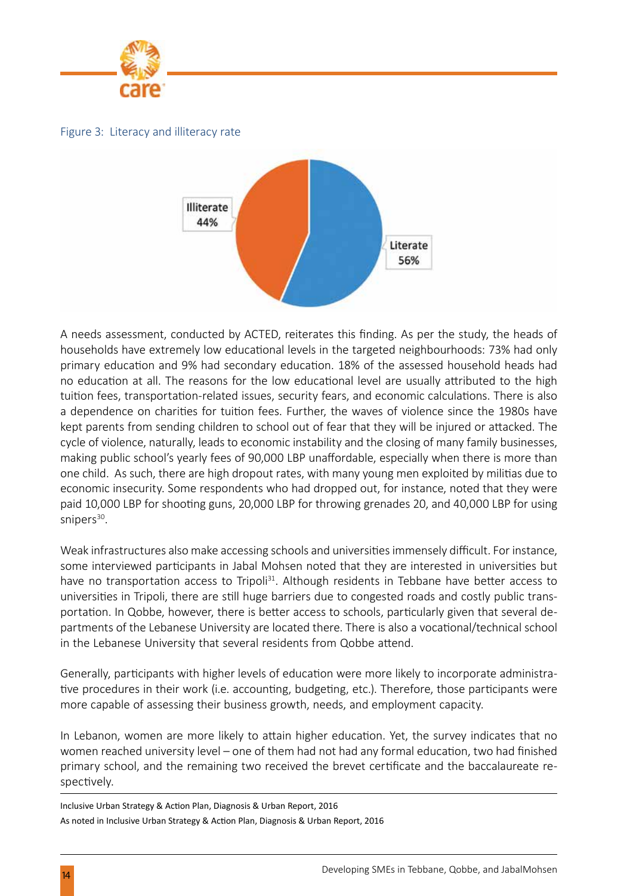Figure 3: Literacy and illiteracy rate

Illiterate 44%

Literate 56%

A needs assessment, conducted by ACTED, reiterates this finding. As per the study, the heads of households have extremely low educational levels in the targeted neighbourhoods: 73% had only primary education and 9% had secondary education. 18% of the assessed household heads had no education at all. The reasons for the low educational level are usually attributed to the high tuition fees, transportation-related issues, security fears, and economic calculations. There is also a dependence on charities for tuition fees. Further, the waves of violence since the 1980s have kept parents from sending children to school out of fear that they will be injured or attacked. The cycle of violence, naturally, leads to economic instability and the closing of many family businesses, making public school's yearly fees of 90,000 LBP unaffordable, especially when there is more than one child. As such, there are high dropout rates, with many young men exploited by militias due to economic insecurity. Some respondents who had dropped out, for instance, noted that they were paid 10,000 LBP for shooting guns, 20,000 LBP for throwing grenades 20, and 40,000 LBP for using snipers[30].

Weak infrastructures also make accessing schools and universities immensely difficult. For instance, some interviewed participants in Jabal Mohsen noted that they are interested in universities but have no transportation access to Tripoli[31]. Although residents in Tebbane have better access to universities in Tripoli, there are still huge barriers due to congested roads and costly public transportation. In Qobbe, however, there is better access to schools, particularly given that several departments of the Lebanese University are located there. There is also a vocational/technical school in the Lebanese University that several residents from Qobbe attend.

Generally, participants with higher levels of education were more likely to incorporate administrative procedures in their work (i.e. accounting, budgeting, etc.). Therefore, those participants were more capable of assessing their business growth, needs, and employment capacity.

In Lebanon, women are more likely to attain higher education. Yet, the survey indicates that no women reached university level – one of them had not had any formal education, two had finished primary school, and the remaining two received the brevet certificate and the baccalaureate respectively.

---

Inclusive Urban Strategy & Action Plan, Diagnosis & Urban Report, 2016

As noted in Inclusive Urban Strategy & Action Plan, Diagnosis & Urban Report, 2016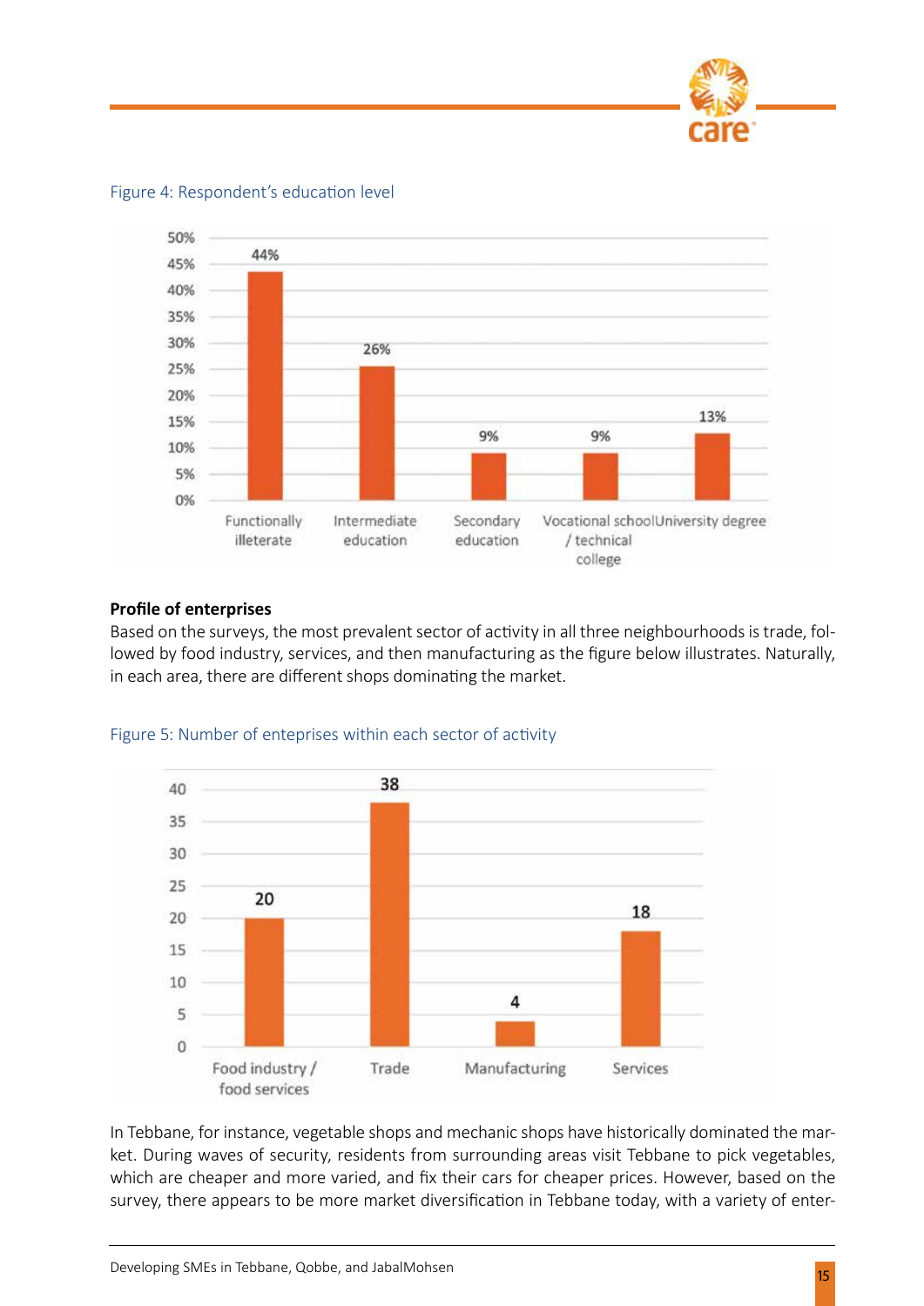Figure 4: Respondent's education level

| Education level | Share |
|---|---|
| Functionally illeterate | 44% |
| Intermediate education | 26% |
| Secondary education | 9% |
| Vocational school / technical college | 9% |
| University degree | 13% |

**Profile of enterprises**

Based on the surveys, the most prevalent sector of activity in all three neighbourhoods is trade, followed by food industry, services, and then manufacturing as the figure below illustrates. Naturally, in each area, there are different shops dominating the market.

Figure 5: Number of enteprises within each sector of activity

| Sector | Number |
|---|---|
| Food industry / food services | 20 |
| Trade | 38 |
| Manufacturing | 4 |
| Services | 18 |

In Tebbane, for instance, vegetable shops and mechanic shops have historically dominated the market. During waves of security, residents from surrounding areas visit Tebbane to pick vegetables, which are cheaper and more varied, and fix their cars for cheaper prices. However, based on the survey, there appears to be more market diversification in Tebbane today, with a variety of enter-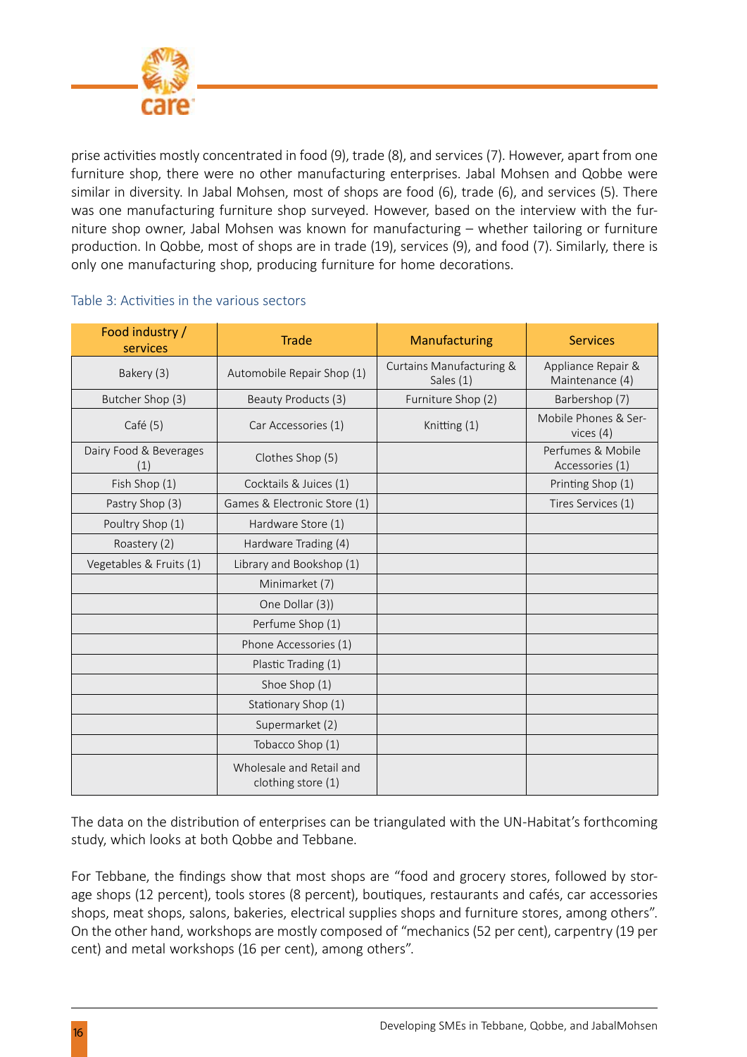prise activities mostly concentrated in food (9), trade (8), and services (7). However, apart from one furniture shop, there were no other manufacturing enterprises. Jabal Mohsen and Qobbe were similar in diversity. In Jabal Mohsen, most of shops are food (6), trade (6), and services (5). There was one manufacturing furniture shop surveyed. However, based on the interview with the furniture shop owner, Jabal Mohsen was known for manufacturing – whether tailoring or furniture production. In Qobbe, most of shops are in trade (19), services (9), and food (7). Similarly, there is only one manufacturing shop, producing furniture for home decorations.

Table 3: Activities in the various sectors

| Food industry / services | Trade | Manufacturing | Services |
|---|---|---|---|
| Bakery (3) | Automobile Repair Shop (1) | Curtains Manufacturing & Sales (1) | Appliance Repair & Maintenance (4) |
| Butcher Shop (3) | Beauty Products (3) | Furniture Shop (2) | Barbershop (7) |
| Café (5) | Car Accessories (1) | Knitting (1) | Mobile Phones & Services (4) |
| Dairy Food & Beverages (1) | Clothes Shop (5) | | Perfumes & Mobile Accessories (1) |
| Fish Shop (1) | Cocktails & Juices (1) | | Printing Shop (1) |
| Pastry Shop (3) | Games & Electronic Store (1) | | Tires Services (1) |
| Poultry Shop (1) | Hardware Store (1) | | |
| Roastery (2) | Hardware Trading (4) | | |
| Vegetables & Fruits (1) | Library and Bookshop (1) | | |
| | Minimarket (7) | | |
| | One Dollar (3)) | | |
| | Perfume Shop (1) | | |
| | Phone Accessories (1) | | |
| | Plastic Trading (1) | | |
| | Shoe Shop (1) | | |
| | Stationary Shop (1) | | |
| | Supermarket (2) | | |
| | Tobacco Shop (1) | | |
| | Wholesale and Retail and clothing store (1) | | |

The data on the distribution of enterprises can be triangulated with the UN-Habitat's forthcoming study, which looks at both Qobbe and Tebbane.

For Tebbane, the findings show that most shops are "food and grocery stores, followed by storage shops (12 percent), tools stores (8 percent), boutiques, restaurants and cafés, car accessories shops, meat shops, salons, bakeries, electrical supplies shops and furniture stores, among others". On the other hand, workshops are mostly composed of "mechanics (52 per cent), carpentry (19 per cent) and metal workshops (16 per cent), among others".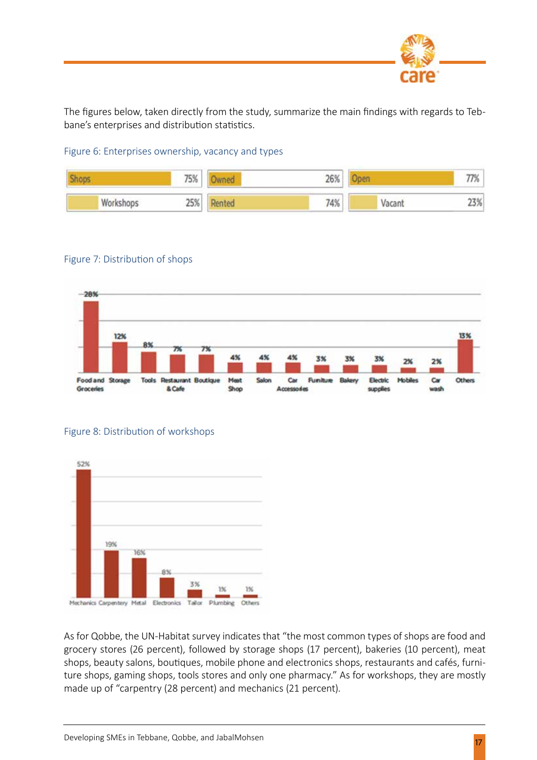The figures below, taken directly from the study, summarize the main findings with regards to Tebbane's enterprises and distribution statistics.

Figure 6: Enterprises ownership, vacancy and types

| | | | | | |
|---|---|---|---|---|---|
| Shops | 75% | Owned | 26% | Open | 77% |
| Workshops | 25% | Rented | 74% | Vacant | 23% |

Figure 7: Distribution of shops

| Food and Groceries | Storage | Tools | Restaurant & Cafe | Boutique | Meat Shop | Salon | Car Accessories | Furniture | Bakery | Electric supplies | Mobiles | Car wash | Others |
|---|---|---|---|---|---|---|---|---|---|---|---|---|---|
| 28% | 12% | 8% | 7% | 7% | 4% | 4% | 4% | 3% | 3% | 3% | 2% | 2% | 13% |

Figure 8: Distribution of workshops

| Mechanics | Carpentery | Metal | Electronics | Tailor | Plumbing | Others |
|---|---|---|---|---|---|---|
| 52% | 19% | 16% | 8% | 3% | 1% | 1% |

As for Qobbe, the UN-Habitat survey indicates that "the most common types of shops are food and grocery stores (26 percent), followed by storage shops (17 percent), bakeries (10 percent), meat shops, beauty salons, boutiques, mobile phone and electronics shops, restaurants and cafés, furniture shops, gaming shops, tools stores and only one pharmacy." As for workshops, they are mostly made up of "carpentry (28 percent) and mechanics (21 percent).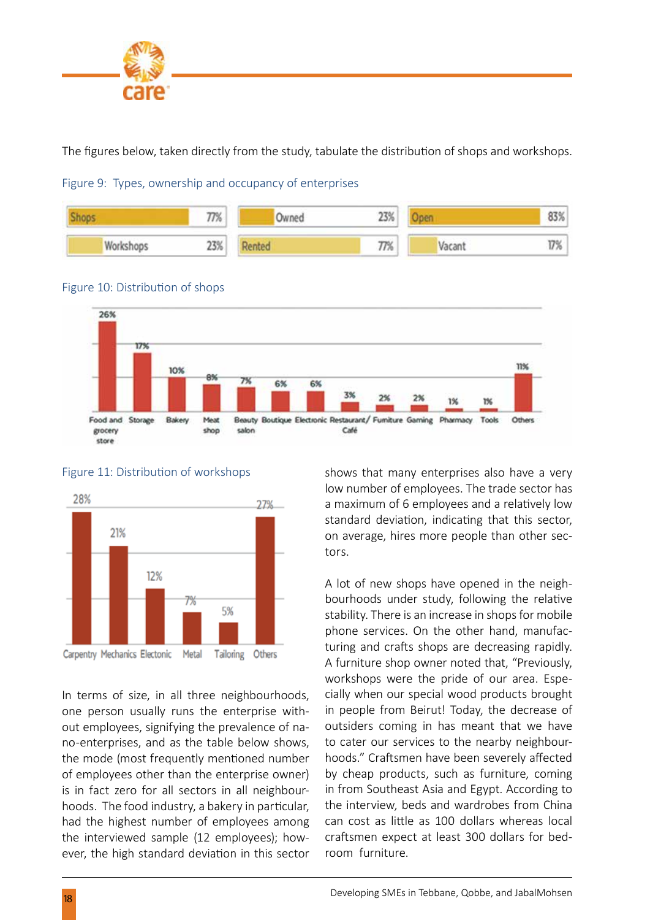The figures below, taken directly from the study, tabulate the distribution of shops and workshops.

Figure 9: Types, ownership and occupancy of enterprises

| Type | % | Ownership | % | Occupancy | % |
|---|---|---|---|---|---|
| Shops | 77% | Owned | 23% | Open | 83% |
| Workshops | 23% | Rented | 77% | Vacant | 17% |

Figure 10: Distribution of shops

| Food and grocery store | Storage | Bakery | Meat shop | Beauty salon | Boutique | Electronic | Restaurant/ Café | Furniture | Gaming | Pharmacy | Tools | Others |
|---|---|---|---|---|---|---|---|---|---|---|---|---|
| 26% | 17% | 10% | 8% | 7% | 6% | 6% | 3% | 2% | 2% | 1% | 1% | 11% |

Figure 11: Distribution of workshops

| Carpentry | Mechanics | Electonic | Metal | Tailoring | Others |
|---|---|---|---|---|---|
| 28% | 21% | 12% | 7% | 5% | 27% |

In terms of size, in all three neighbourhoods, one person usually runs the enterprise without employees, signifying the prevalence of nano-enterprises, and as the table below shows, the mode (most frequently mentioned number of employees other than the enterprise owner) is in fact zero for all sectors in all neighbourhoods. The food industry, a bakery in particular, had the highest number of employees among the interviewed sample (12 employees); however, the high standard deviation in this sector shows that many enterprises also have a very low number of employees. The trade sector has a maximum of 6 employees and a relatively low standard deviation, indicating that this sector, on average, hires more people than other sectors.

A lot of new shops have opened in the neighbourhoods under study, following the relative stability. There is an increase in shops for mobile phone services. On the other hand, manufacturing and crafts shops are decreasing rapidly. A furniture shop owner noted that, “Previously, workshops were the pride of our area. Especially when our special wood products brought in people from Beirut! Today, the decrease of outsiders coming in has meant that we have to cater our services to the nearby neighbourhoods.” Craftsmen have been severely affected by cheap products, such as furniture, coming in from Southeast Asia and Egypt. According to the interview, beds and wardrobes from China can cost as little as 100 dollars whereas local craftsmen expect at least 300 dollars for bedroom furniture.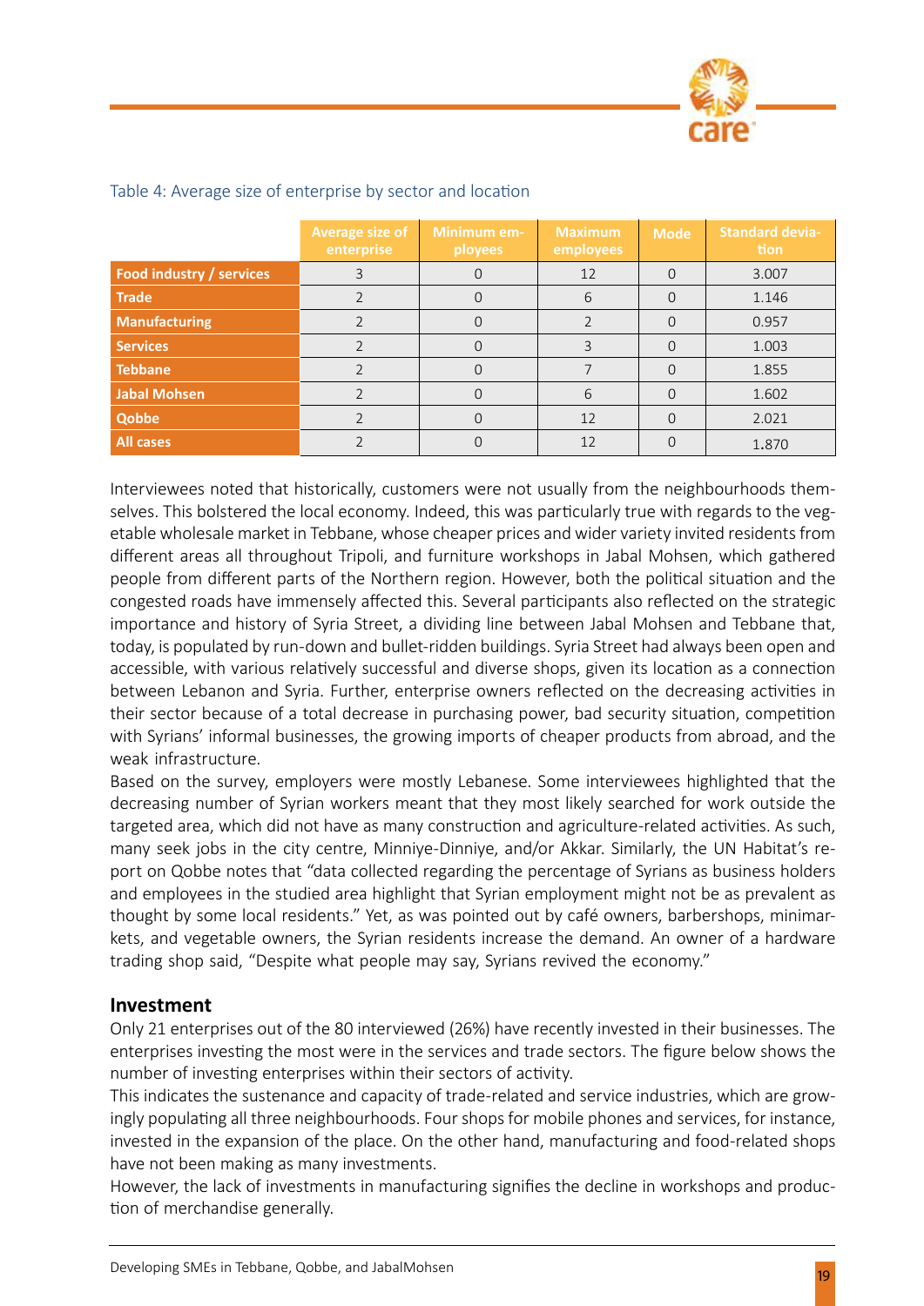Table 4: Average size of enterprise by sector and location

| | Average size of enterprise | Minimum employees | Maximum employees | Mode | Standard deviation |
|---|---|---|---|---|---|
| **Food industry / services** | 3 | 0 | 12 | 0 | 3.007 |
| **Trade** | 2 | 0 | 6 | 0 | 1.146 |
| **Manufacturing** | 2 | 0 | 2 | 0 | 0.957 |
| **Services** | 2 | 0 | 3 | 0 | 1.003 |
| **Tebbane** | 2 | 0 | 7 | 0 | 1.855 |
| **Jabal Mohsen** | 2 | 0 | 6 | 0 | 1.602 |
| **Qobbe** | 2 | 0 | 12 | 0 | 2.021 |
| **All cases** | 2 | 0 | 12 | 0 | 1.870 |

Interviewees noted that historically, customers were not usually from the neighbourhoods themselves. This bolstered the local economy. Indeed, this was particularly true with regards to the vegetable wholesale market in Tebbane, whose cheaper prices and wider variety invited residents from different areas all throughout Tripoli, and furniture workshops in Jabal Mohsen, which gathered people from different parts of the Northern region. However, both the political situation and the congested roads have immensely affected this. Several participants also reflected on the strategic importance and history of Syria Street, a dividing line between Jabal Mohsen and Tebbane that, today, is populated by run-down and bullet-ridden buildings. Syria Street had always been open and accessible, with various relatively successful and diverse shops, given its location as a connection between Lebanon and Syria. Further, enterprise owners reflected on the decreasing activities in their sector because of a total decrease in purchasing power, bad security situation, competition with Syrians' informal businesses, the growing imports of cheaper products from abroad, and the weak infrastructure.

Based on the survey, employers were mostly Lebanese. Some interviewees highlighted that the decreasing number of Syrian workers meant that they most likely searched for work outside the targeted area, which did not have as many construction and agriculture-related activities. As such, many seek jobs in the city centre, Minniye-Dinniye, and/or Akkar. Similarly, the UN Habitat's report on Qobbe notes that "data collected regarding the percentage of Syrians as business holders and employees in the studied area highlight that Syrian employment might not be as prevalent as thought by some local residents." Yet, as was pointed out by café owners, barbershops, minimarkets, and vegetable owners, the Syrian residents increase the demand. An owner of a hardware trading shop said, "Despite what people may say, Syrians revived the economy."

## Investment

Only 21 enterprises out of the 80 interviewed (26%) have recently invested in their businesses. The enterprises investing the most were in the services and trade sectors. The figure below shows the number of investing enterprises within their sectors of activity.

This indicates the sustenance and capacity of trade-related and service industries, which are growingly populating all three neighbourhoods. Four shops for mobile phones and services, for instance, invested in the expansion of the place. On the other hand, manufacturing and food-related shops have not been making as many investments.

However, the lack of investments in manufacturing signifies the decline in workshops and production of merchandise generally.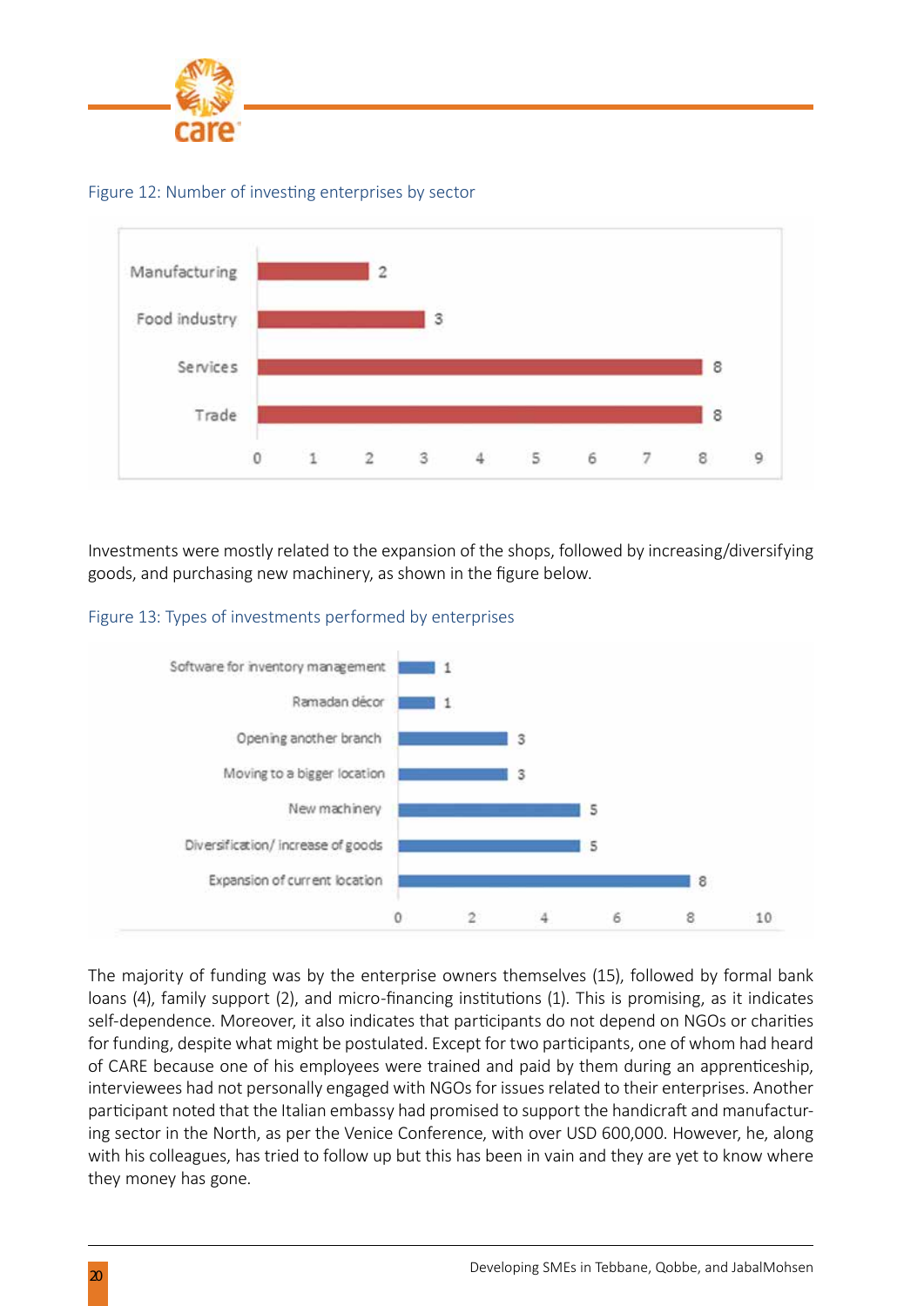Figure 12: Number of investing enterprises by sector

| Sector | Number |
|---|---|
| Manufacturing | 2 |
| Food industry | 3 |
| Services | 8 |
| Trade | 8 |

Investments were mostly related to the expansion of the shops, followed by increasing/diversifying goods, and purchasing new machinery, as shown in the figure below.

Figure 13: Types of investments performed by enterprises

| Type of investment | Number |
|---|---|
| Software for inventory management | 1 |
| Ramadan décor | 1 |
| Opening another branch | 3 |
| Moving to a bigger location | 3 |
| New machinery | 5 |
| Diversification/ increase of goods | 5 |
| Expansion of current location | 8 |

The majority of funding was by the enterprise owners themselves (15), followed by formal bank loans (4), family support (2), and micro-financing institutions (1). This is promising, as it indicates self-dependence. Moreover, it also indicates that participants do not depend on NGOs or charities for funding, despite what might be postulated. Except for two participants, one of whom had heard of CARE because one of his employees were trained and paid by them during an apprenticeship, interviewees had not personally engaged with NGOs for issues related to their enterprises. Another participant noted that the Italian embassy had promised to support the handicraft and manufacturing sector in the North, as per the Venice Conference, with over USD 600,000. However, he, along with his colleagues, has tried to follow up but this has been in vain and they are yet to know where they money has gone.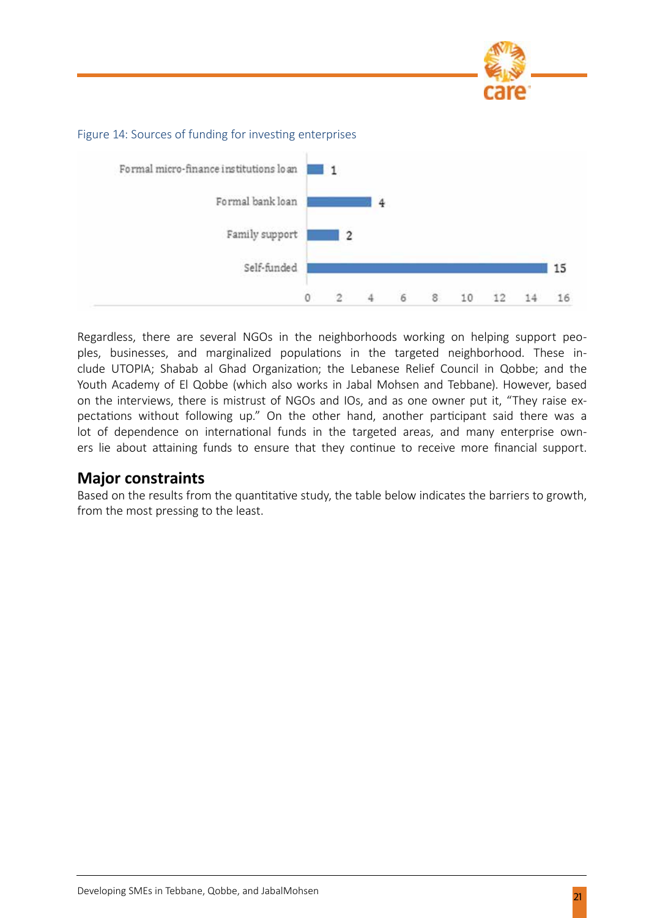Figure 14: Sources of funding for investing enterprises

| Source | Count |
|---|---|
| Formal micro-finance institutions loan | 1 |
| Formal bank loan | 4 |
| Family support | 2 |
| Self-funded | 15 |

Regardless, there are several NGOs in the neighborhoods working on helping support peoples, businesses, and marginalized populations in the targeted neighborhood. These include UTOPIA; Shabab al Ghad Organization; the Lebanese Relief Council in Qobbe; and the Youth Academy of El Qobbe (which also works in Jabal Mohsen and Tebbane). However, based on the interviews, there is mistrust of NGOs and IOs, and as one owner put it, "They raise expectations without following up." On the other hand, another participant said there was a lot of dependence on international funds in the targeted areas, and many enterprise owners lie about attaining funds to ensure that they continue to receive more financial support.

## Major constraints

Based on the results from the quantitative study, the table below indicates the barriers to growth, from the most pressing to the least.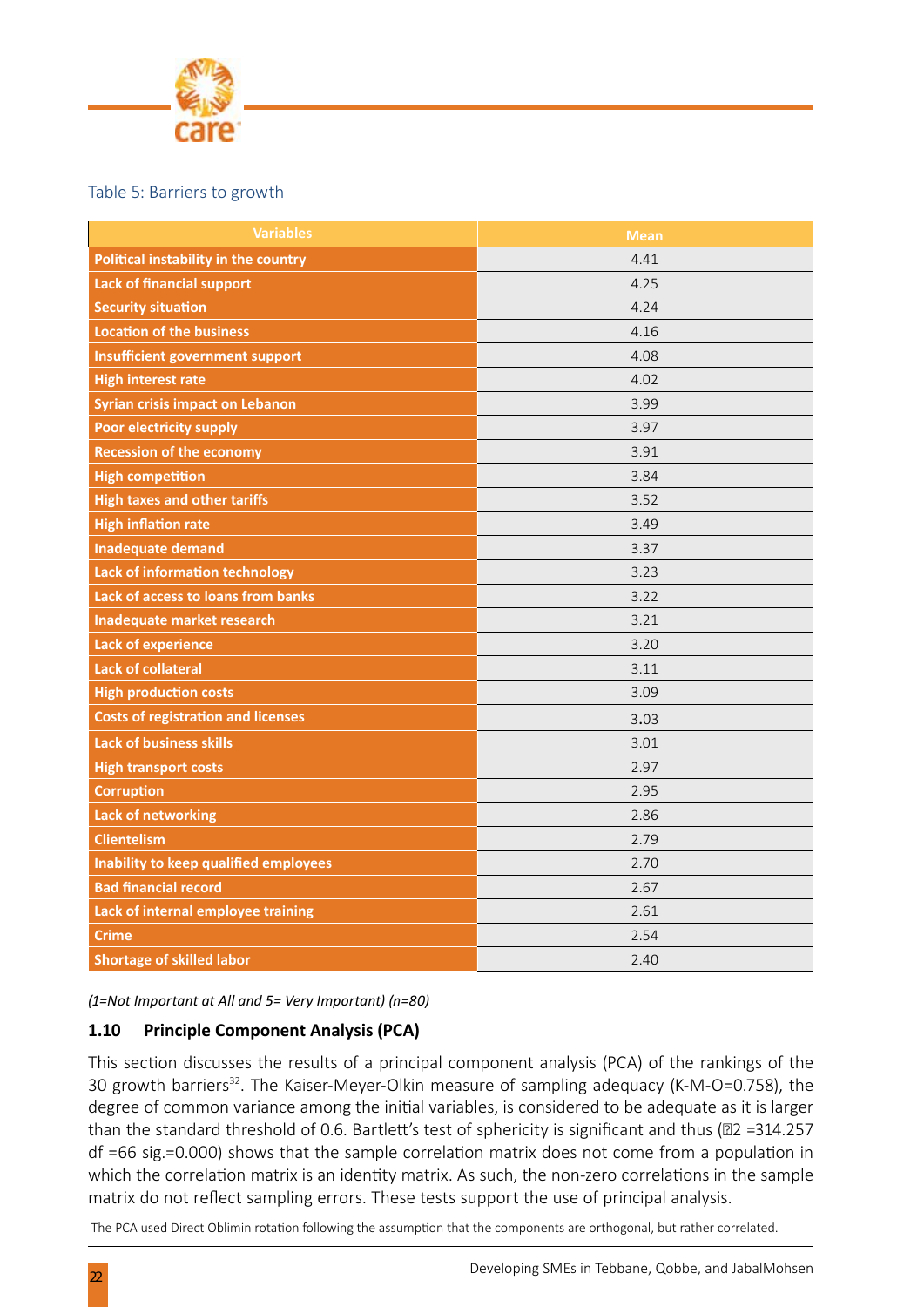Table 5: Barriers to growth

| Variables | Mean |
|---|---|
| Political instability in the country | 4.41 |
| Lack of financial support | 4.25 |
| Security situation | 4.24 |
| Location of the business | 4.16 |
| Insufficient government support | 4.08 |
| High interest rate | 4.02 |
| Syrian crisis impact on Lebanon | 3.99 |
| Poor electricity supply | 3.97 |
| Recession of the economy | 3.91 |
| High competition | 3.84 |
| High taxes and other tariffs | 3.52 |
| High inflation rate | 3.49 |
| Inadequate demand | 3.37 |
| Lack of information technology | 3.23 |
| Lack of access to loans from banks | 3.22 |
| Inadequate market research | 3.21 |
| Lack of experience | 3.20 |
| Lack of collateral | 3.11 |
| High production costs | 3.09 |
| Costs of registration and licenses | 3.03 |
| Lack of business skills | 3.01 |
| High transport costs | 2.97 |
| Corruption | 2.95 |
| Lack of networking | 2.86 |
| Clientelism | 2.79 |
| Inability to keep qualified employees | 2.70 |
| Bad financial record | 2.67 |
| Lack of internal employee training | 2.61 |
| Crime | 2.54 |
| Shortage of skilled labor | 2.40 |

*(1=Not Important at All and 5= Very Important) (n=80)*

### 1.10 Principle Component Analysis (PCA)

This section discusses the results of a principal component analysis (PCA) of the rankings of the 30 growth barriers[32]. The Kaiser-Meyer-Olkin measure of sampling adequacy (K-M-O=0.758), the degree of common variance among the initial variables, is considered to be adequate as it is larger than the standard threshold of 0.6. Bartlett's test of sphericity is significant and thus ($\chi^2$ =314.257 df =66 sig.=0.000) shows that the sample correlation matrix does not come from a population in which the correlation matrix is an identity matrix. As such, the non-zero correlations in the sample matrix do not reflect sampling errors. These tests support the use of principal analysis.

The PCA used Direct Oblimin rotation following the assumption that the components are orthogonal, but rather correlated.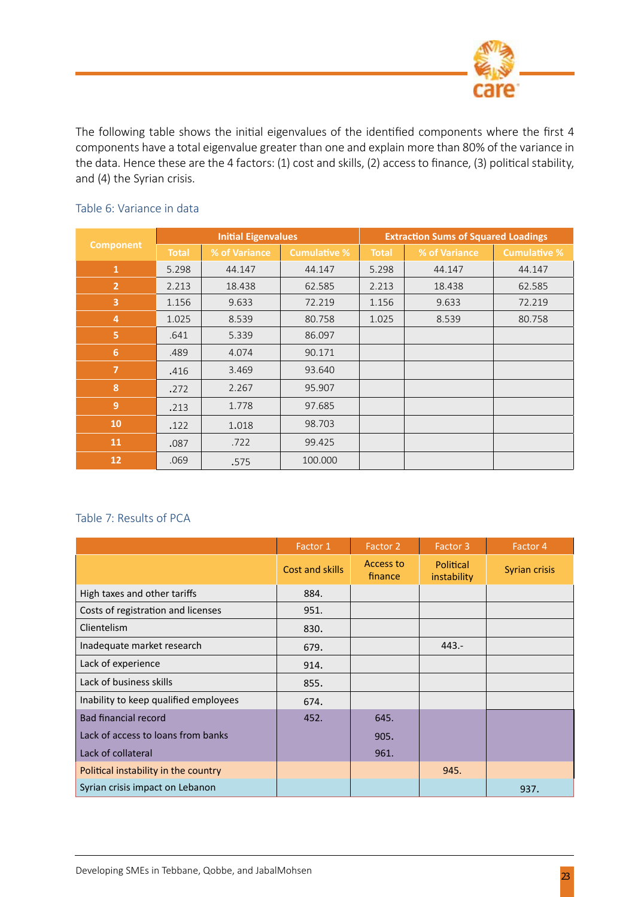The following table shows the initial eigenvalues of the identified components where the first 4 components have a total eigenvalue greater than one and explain more than 80% of the variance in the data. Hence these are the 4 factors: (1) cost and skills, (2) access to finance, (3) political stability, and (4) the Syrian crisis.

Table 6: Variance in data

| Component | Initial Eigenvalues | | | Extraction Sums of Squared Loadings | | |
|---|---|---|---|---|---|---|
| | Total | % of Variance | Cumulative % | Total | % of Variance | Cumulative % |
| 1 | 5.298 | 44.147 | 44.147 | 5.298 | 44.147 | 44.147 |
| 2 | 2.213 | 18.438 | 62.585 | 2.213 | 18.438 | 62.585 |
| 3 | 1.156 | 9.633 | 72.219 | 1.156 | 9.633 | 72.219 |
| 4 | 1.025 | 8.539 | 80.758 | 1.025 | 8.539 | 80.758 |
| 5 | .641 | 5.339 | 86.097 | | | |
| 6 | .489 | 4.074 | 90.171 | | | |
| 7 | .416 | 3.469 | 93.640 | | | |
| 8 | .272 | 2.267 | 95.907 | | | |
| 9 | .213 | 1.778 | 97.685 | | | |
| 10 | .122 | 1.018 | 98.703 | | | |
| 11 | .087 | .722 | 99.425 | | | |
| 12 | .069 | .575 | 100.000 | | | |

Table 7: Results of PCA

| | Factor 1 | Factor 2 | Factor 3 | Factor 4 |
|---|---|---|---|---|
| | Cost and skills | Access to finance | Political instability | Syrian crisis |
| High taxes and other tariffs | 884. | | | |
| Costs of registration and licenses | 951. | | | |
| Clientelism | 830. | | | |
| Inadequate market research | 679. | | 443.- | |
| Lack of experience | 914. | | | |
| Lack of business skills | 855. | | | |
| Inability to keep qualified employees | 674. | | | |
| Bad financial record | 452. | 645. | | |
| Lack of access to loans from banks | | 905. | | |
| Lack of collateral | | 961. | | |
| Political instability in the country | | | 945. | |
| Syrian crisis impact on Lebanon | | | | 937. |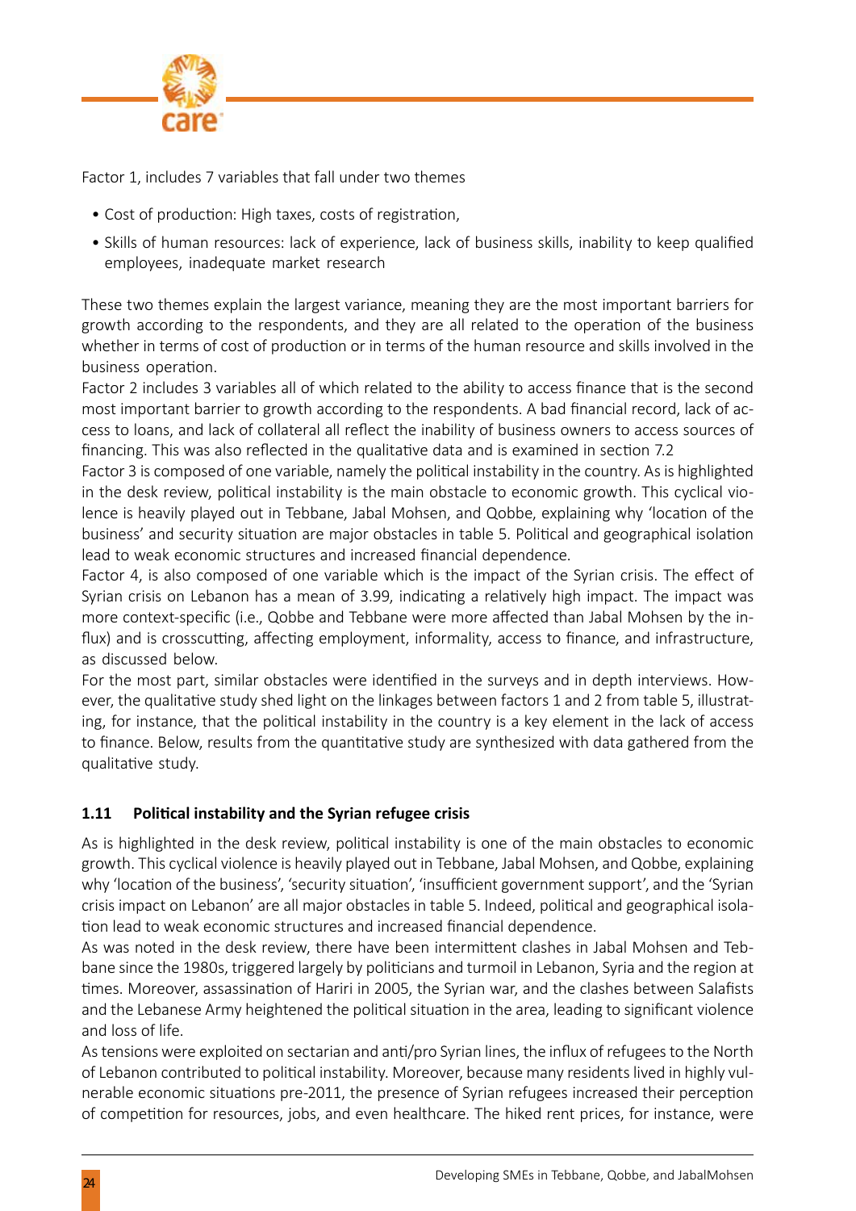Factor 1, includes 7 variables that fall under two themes

- Cost of production: High taxes, costs of registration,
- Skills of human resources: lack of experience, lack of business skills, inability to keep qualified employees, inadequate market research

These two themes explain the largest variance, meaning they are the most important barriers for growth according to the respondents, and they are all related to the operation of the business whether in terms of cost of production or in terms of the human resource and skills involved in the business operation.

Factor 2 includes 3 variables all of which related to the ability to access finance that is the second most important barrier to growth according to the respondents. A bad financial record, lack of access to loans, and lack of collateral all reflect the inability of business owners to access sources of financing. This was also reflected in the qualitative data and is examined in section 7.2

Factor 3 is composed of one variable, namely the political instability in the country. As is highlighted in the desk review, political instability is the main obstacle to economic growth. This cyclical violence is heavily played out in Tebbane, Jabal Mohsen, and Qobbe, explaining why 'location of the business' and security situation are major obstacles in table 5. Political and geographical isolation lead to weak economic structures and increased financial dependence.

Factor 4, is also composed of one variable which is the impact of the Syrian crisis. The effect of Syrian crisis on Lebanon has a mean of 3.99, indicating a relatively high impact. The impact was more context-specific (i.e., Qobbe and Tebbane were more affected than Jabal Mohsen by the influx) and is crosscutting, affecting employment, informality, access to finance, and infrastructure, as discussed below.

For the most part, similar obstacles were identified in the surveys and in depth interviews. However, the qualitative study shed light on the linkages between factors 1 and 2 from table 5, illustrating, for instance, that the political instability in the country is a key element in the lack of access to finance. Below, results from the quantitative study are synthesized with data gathered from the qualitative study.

### 1.11 Political instability and the Syrian refugee crisis

As is highlighted in the desk review, political instability is one of the main obstacles to economic growth. This cyclical violence is heavily played out in Tebbane, Jabal Mohsen, and Qobbe, explaining why 'location of the business', 'security situation', 'insufficient government support', and the 'Syrian crisis impact on Lebanon' are all major obstacles in table 5. Indeed, political and geographical isolation lead to weak economic structures and increased financial dependence.

As was noted in the desk review, there have been intermittent clashes in Jabal Mohsen and Tebbane since the 1980s, triggered largely by politicians and turmoil in Lebanon, Syria and the region at times. Moreover, assassination of Hariri in 2005, the Syrian war, and the clashes between Salafists and the Lebanese Army heightened the political situation in the area, leading to significant violence and loss of life.

As tensions were exploited on sectarian and anti/pro Syrian lines, the influx of refugees to the North of Lebanon contributed to political instability. Moreover, because many residents lived in highly vulnerable economic situations pre-2011, the presence of Syrian refugees increased their perception of competition for resources, jobs, and even healthcare. The hiked rent prices, for instance, were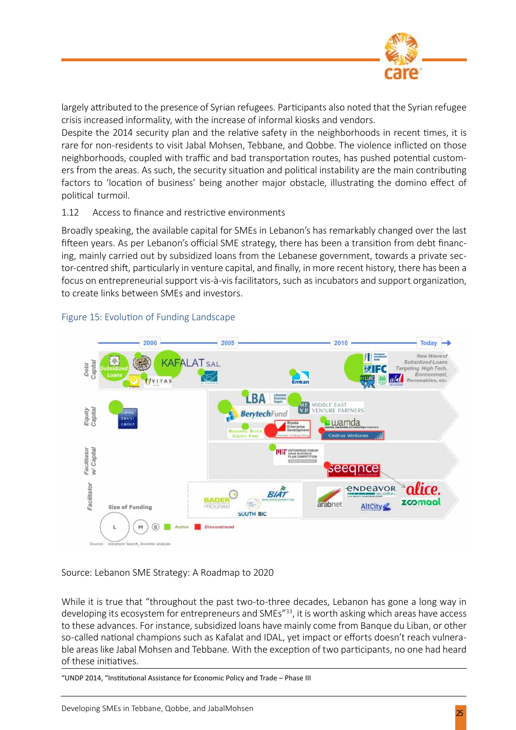largely attributed to the presence of Syrian refugees. Participants also noted that the Syrian refugee crisis increased informality, with the increase of informal kiosks and vendors.

Despite the 2014 security plan and the relative safety in the neighborhoods in recent times, it is rare for non-residents to visit Jabal Mohsen, Tebbane, and Qobbe. The violence inflicted on those neighborhoods, coupled with traffic and bad transportation routes, has pushed potential customers from the areas. As such, the security situation and political instability are the main contributing factors to 'location of business' being another major obstacle, illustrating the domino effect of political turmoil.

## 1.12 Access to finance and restrictive environments

Broadly speaking, the available capital for SMEs in Lebanon's has remarkably changed over the last fifteen years. As per Lebanon's official SME strategy, there has been a transition from debt financing, mainly carried out by subsidized loans from the Lebanese government, towards a private sector-centred shift, particularly in venture capital, and finally, in more recent history, there has been a focus on entrepreneurial support vis-à-vis facilitators, such as incubators and support organization, to create links between SMEs and investors.

Figure 15: Evolution of Funding Landscape

Source: Lebanon SME Strategy: A Roadmap to 2020

While it is true that "throughout the past two-to-three decades, Lebanon has gone a long way in developing its ecosystem for entrepreneurs and SMEs"[33], it is worth asking which areas have access to these advances. For instance, subsidized loans have mainly come from Banque du Liban, or other so-called national champions such as Kafalat and IDAL, yet impact or efforts doesn't reach vulnerable areas like Jabal Mohsen and Tebbane. With the exception of two participants, no one had heard of these initiatives.

"UNDP 2014, "Institutional Assistance for Economic Policy and Trade – Phase III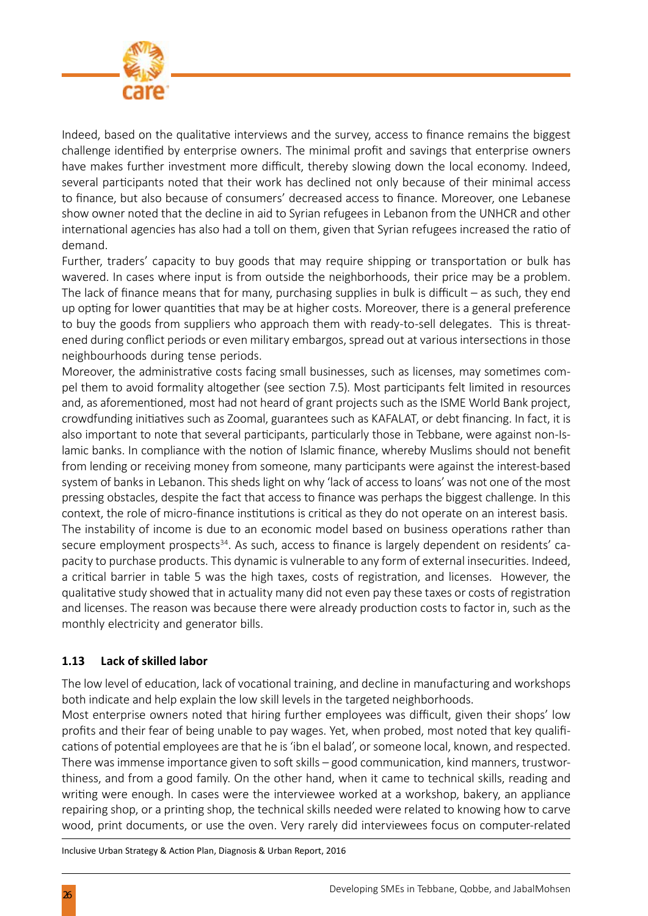Indeed, based on the qualitative interviews and the survey, access to finance remains the biggest challenge identified by enterprise owners. The minimal profit and savings that enterprise owners have makes further investment more difficult, thereby slowing down the local economy. Indeed, several participants noted that their work has declined not only because of their minimal access to finance, but also because of consumers' decreased access to finance. Moreover, one Lebanese show owner noted that the decline in aid to Syrian refugees in Lebanon from the UNHCR and other international agencies has also had a toll on them, given that Syrian refugees increased the ratio of demand.

Further, traders' capacity to buy goods that may require shipping or transportation or bulk has wavered. In cases where input is from outside the neighborhoods, their price may be a problem. The lack of finance means that for many, purchasing supplies in bulk is difficult – as such, they end up opting for lower quantities that may be at higher costs. Moreover, there is a general preference to buy the goods from suppliers who approach them with ready-to-sell delegates. This is threatened during conflict periods or even military embargos, spread out at various intersections in those neighbourhoods during tense periods.

Moreover, the administrative costs facing small businesses, such as licenses, may sometimes compel them to avoid formality altogether (see section 7.5). Most participants felt limited in resources and, as aforementioned, most had not heard of grant projects such as the ISME World Bank project, crowdfunding initiatives such as Zoomal, guarantees such as KAFALAT, or debt financing. In fact, it is also important to note that several participants, particularly those in Tebbane, were against non-Islamic banks. In compliance with the notion of Islamic finance, whereby Muslims should not benefit from lending or receiving money from someone, many participants were against the interest-based system of banks in Lebanon. This sheds light on why 'lack of access to loans' was not one of the most pressing obstacles, despite the fact that access to finance was perhaps the biggest challenge. In this context, the role of micro-finance institutions is critical as they do not operate on an interest basis.

The instability of income is due to an economic model based on business operations rather than secure employment prospects[34]. As such, access to finance is largely dependent on residents' capacity to purchase products. This dynamic is vulnerable to any form of external insecurities. Indeed, a critical barrier in table 5 was the high taxes, costs of registration, and licenses. However, the qualitative study showed that in actuality many did not even pay these taxes or costs of registration and licenses. The reason was because there were already production costs to factor in, such as the monthly electricity and generator bills.

### 1.13 Lack of skilled labor

The low level of education, lack of vocational training, and decline in manufacturing and workshops both indicate and help explain the low skill levels in the targeted neighborhoods.

Most enterprise owners noted that hiring further employees was difficult, given their shops' low profits and their fear of being unable to pay wages. Yet, when probed, most noted that key qualifications of potential employees are that he is 'ibn el balad', or someone local, known, and respected. There was immense importance given to soft skills – good communication, kind manners, trustworthiness, and from a good family. On the other hand, when it came to technical skills, reading and writing were enough. In cases were the interviewee worked at a workshop, bakery, an appliance repairing shop, or a printing shop, the technical skills needed were related to knowing how to carve wood, print documents, or use the oven. Very rarely did interviewees focus on computer-related

Inclusive Urban Strategy & Action Plan, Diagnosis & Urban Report, 2016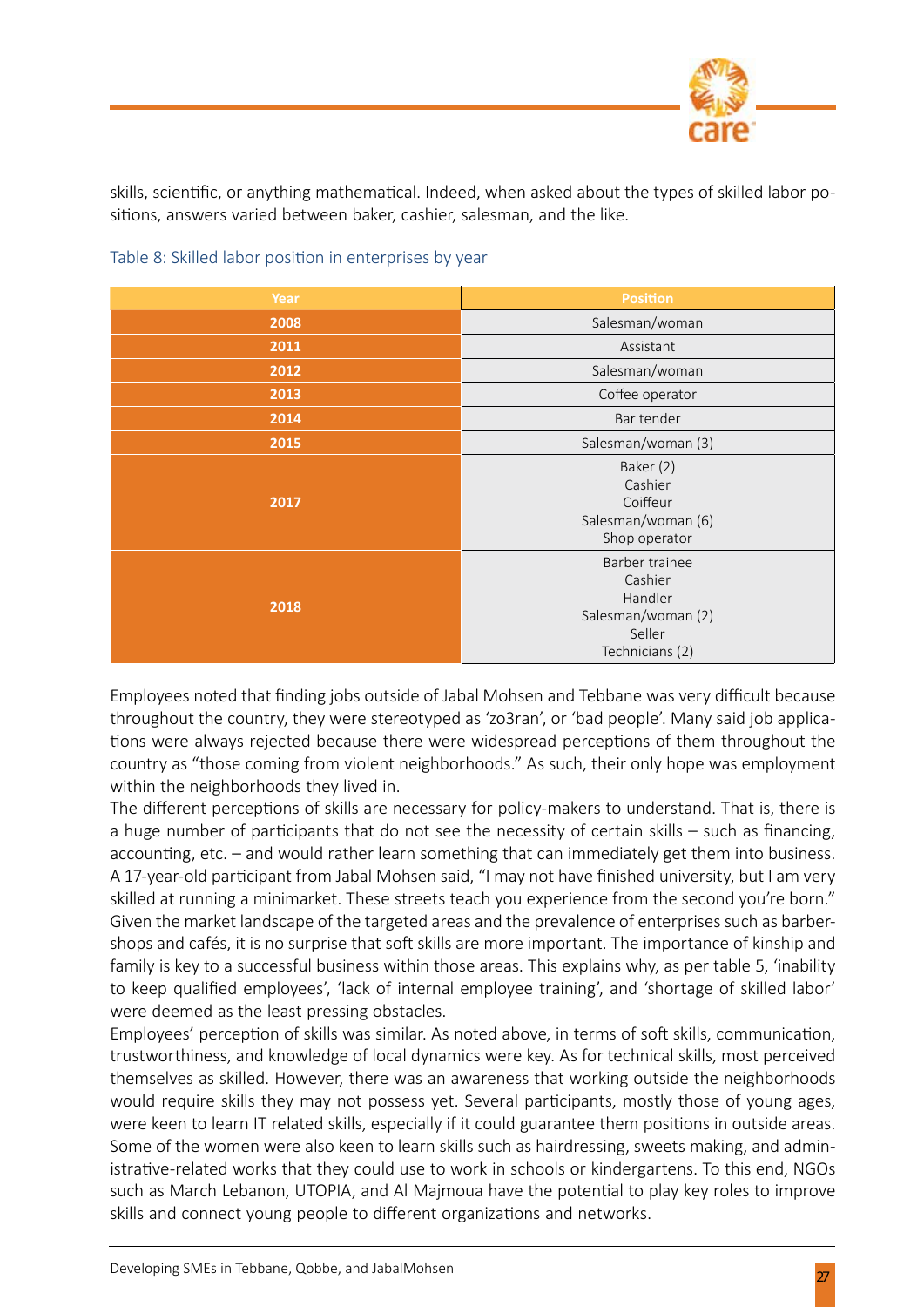skills, scientific, or anything mathematical. Indeed, when asked about the types of skilled labor positions, answers varied between baker, cashier, salesman, and the like.

Table 8: Skilled labor position in enterprises by year

| Year | Position |
|---|---|
| 2008 | Salesman/woman |
| 2011 | Assistant |
| 2012 | Salesman/woman |
| 2013 | Coffee operator |
| 2014 | Bar tender |
| 2015 | Salesman/woman (3) |
| 2017 | Baker (2)<br>Cashier<br>Coiffeur<br>Salesman/woman (6)<br>Shop operator |
| 2018 | Barber trainee<br>Cashier<br>Handler<br>Salesman/woman (2)<br>Seller<br>Technicians (2) |

Employees noted that finding jobs outside of Jabal Mohsen and Tebbane was very difficult because throughout the country, they were stereotyped as 'zo3ran', or 'bad people'. Many said job applications were always rejected because there were widespread perceptions of them throughout the country as "those coming from violent neighborhoods." As such, their only hope was employment within the neighborhoods they lived in.

The different perceptions of skills are necessary for policy-makers to understand. That is, there is a huge number of participants that do not see the necessity of certain skills – such as financing, accounting, etc. – and would rather learn something that can immediately get them into business. A 17-year-old participant from Jabal Mohsen said, "I may not have finished university, but I am very skilled at running a minimarket. These streets teach you experience from the second you're born." Given the market landscape of the targeted areas and the prevalence of enterprises such as barbershops and cafés, it is no surprise that soft skills are more important. The importance of kinship and family is key to a successful business within those areas. This explains why, as per table 5, 'inability to keep qualified employees', 'lack of internal employee training', and 'shortage of skilled labor' were deemed as the least pressing obstacles.

Employees' perception of skills was similar. As noted above, in terms of soft skills, communication, trustworthiness, and knowledge of local dynamics were key. As for technical skills, most perceived themselves as skilled. However, there was an awareness that working outside the neighborhoods would require skills they may not possess yet. Several participants, mostly those of young ages, were keen to learn IT related skills, especially if it could guarantee them positions in outside areas. Some of the women were also keen to learn skills such as hairdressing, sweets making, and administrative-related works that they could use to work in schools or kindergartens. To this end, NGOs such as March Lebanon, UTOPIA, and Al Majmoua have the potential to play key roles to improve skills and connect young people to different organizations and networks.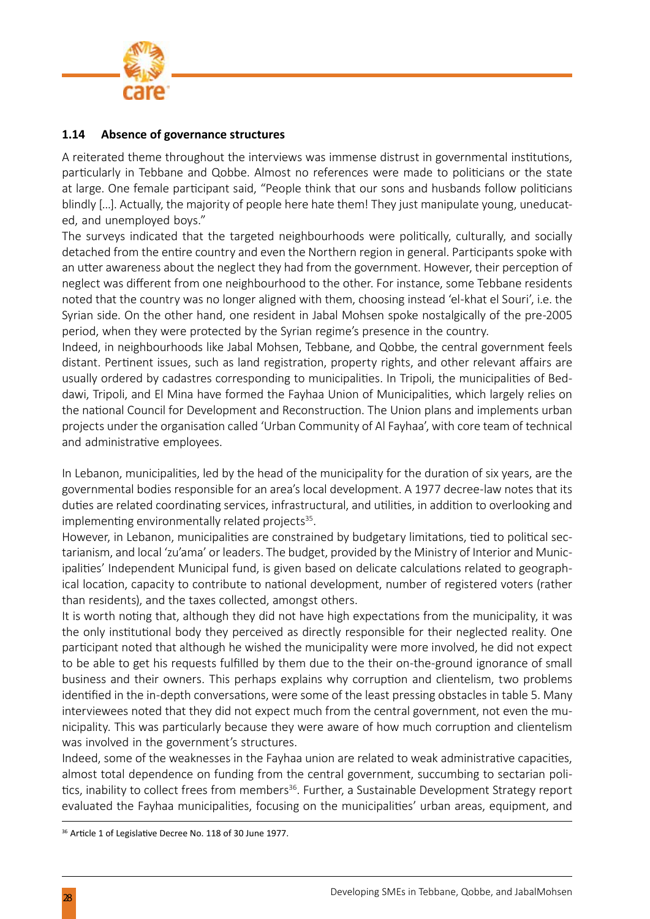### 1.14 Absence of governance structures

A reiterated theme throughout the interviews was immense distrust in governmental institutions, particularly in Tebbane and Qobbe. Almost no references were made to politicians or the state at large. One female participant said, "People think that our sons and husbands follow politicians blindly [...]. Actually, the majority of people here hate them! They just manipulate young, uneducated, and unemployed boys."

The surveys indicated that the targeted neighbourhoods were politically, culturally, and socially detached from the entire country and even the Northern region in general. Participants spoke with an utter awareness about the neglect they had from the government. However, their perception of neglect was different from one neighbourhood to the other. For instance, some Tebbane residents noted that the country was no longer aligned with them, choosing instead 'el-khat el Souri', i.e. the Syrian side. On the other hand, one resident in Jabal Mohsen spoke nostalgically of the pre-2005 period, when they were protected by the Syrian regime's presence in the country.

Indeed, in neighbourhoods like Jabal Mohsen, Tebbane, and Qobbe, the central government feels distant. Pertinent issues, such as land registration, property rights, and other relevant affairs are usually ordered by cadastres corresponding to municipalities. In Tripoli, the municipalities of Beddawi, Tripoli, and El Mina have formed the Fayhaa Union of Municipalities, which largely relies on the national Council for Development and Reconstruction. The Union plans and implements urban projects under the organisation called 'Urban Community of Al Fayhaa', with core team of technical and administrative employees.

In Lebanon, municipalities, led by the head of the municipality for the duration of six years, are the governmental bodies responsible for an area's local development. A 1977 decree-law notes that its duties are related coordinating services, infrastructural, and utilities, in addition to overlooking and implementing environmentally related projects[35].

However, in Lebanon, municipalities are constrained by budgetary limitations, tied to political sectarianism, and local 'zu'ama' or leaders. The budget, provided by the Ministry of Interior and Municipalities' Independent Municipal fund, is given based on delicate calculations related to geographical location, capacity to contribute to national development, number of registered voters (rather than residents), and the taxes collected, amongst others.

It is worth noting that, although they did not have high expectations from the municipality, it was the only institutional body they perceived as directly responsible for their neglected reality. One participant noted that although he wished the municipality were more involved, he did not expect to be able to get his requests fulfilled by them due to the their on-the-ground ignorance of small business and their owners. This perhaps explains why corruption and clientelism, two problems identified in the in-depth conversations, were some of the least pressing obstacles in table 5. Many interviewees noted that they did not expect much from the central government, not even the municipality. This was particularly because they were aware of how much corruption and clientelism was involved in the government's structures.

Indeed, some of the weaknesses in the Fayhaa union are related to weak administrative capacities, almost total dependence on funding from the central government, succumbing to sectarian politics, inability to collect frees from members[36]. Further, a Sustainable Development Strategy report evaluated the Fayhaa municipalities, focusing on the municipalities' urban areas, equipment, and

[36] Article 1 of Legislative Decree No. 118 of 30 June 1977.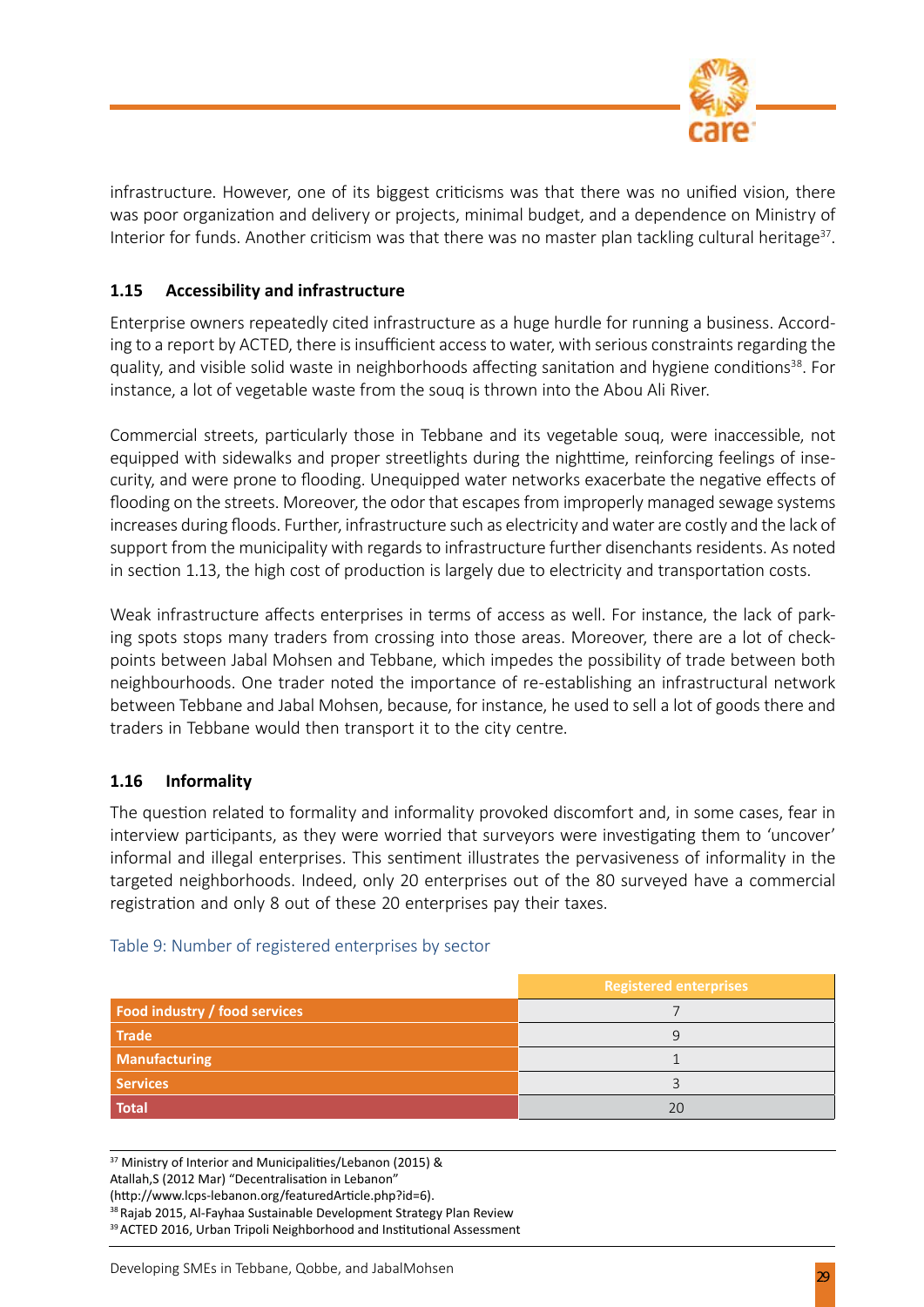infrastructure. However, one of its biggest criticisms was that there was no unified vision, there was poor organization and delivery or projects, minimal budget, and a dependence on Ministry of Interior for funds. Another criticism was that there was no master plan tackling cultural heritage[37].

### 1.15 Accessibility and infrastructure

Enterprise owners repeatedly cited infrastructure as a huge hurdle for running a business. According to a report by ACTED, there is insufficient access to water, with serious constraints regarding the quality, and visible solid waste in neighborhoods affecting sanitation and hygiene conditions[38]. For instance, a lot of vegetable waste from the souq is thrown into the Abou Ali River.

Commercial streets, particularly those in Tebbane and its vegetable souq, were inaccessible, not equipped with sidewalks and proper streetlights during the nighttime, reinforcing feelings of insecurity, and were prone to flooding. Unequipped water networks exacerbate the negative effects of flooding on the streets. Moreover, the odor that escapes from improperly managed sewage systems increases during floods. Further, infrastructure such as electricity and water are costly and the lack of support from the municipality with regards to infrastructure further disenchants residents. As noted in section 1.13, the high cost of production is largely due to electricity and transportation costs.

Weak infrastructure affects enterprises in terms of access as well. For instance, the lack of parking spots stops many traders from crossing into those areas. Moreover, there are a lot of checkpoints between Jabal Mohsen and Tebbane, which impedes the possibility of trade between both neighbourhoods. One trader noted the importance of re-establishing an infrastructural network between Tebbane and Jabal Mohsen, because, for instance, he used to sell a lot of goods there and traders in Tebbane would then transport it to the city centre.

### 1.16 Informality

The question related to formality and informality provoked discomfort and, in some cases, fear in interview participants, as they were worried that surveyors were investigating them to 'uncover' informal and illegal enterprises. This sentiment illustrates the pervasiveness of informality in the targeted neighborhoods. Indeed, only 20 enterprises out of the 80 surveyed have a commercial registration and only 8 out of these 20 enterprises pay their taxes.

Table 9: Number of registered enterprises by sector

| | Registered enterprises |
|---|---|
| **Food industry / food services** | 7 |
| **Trade** | 9 |
| **Manufacturing** | 1 |
| **Services** | 3 |
| **Total** | 20 |

---

[37] Ministry of Interior and Municipalities/Lebanon (2015) & Atallah,S (2012 Mar) "Decentralisation in Lebanon" (http://www.lcps-lebanon.org/featuredArticle.php?id=6).

[38] Rajab 2015, Al-Fayhaa Sustainable Development Strategy Plan Review

[39] ACTED 2016, Urban Tripoli Neighborhood and Institutional Assessment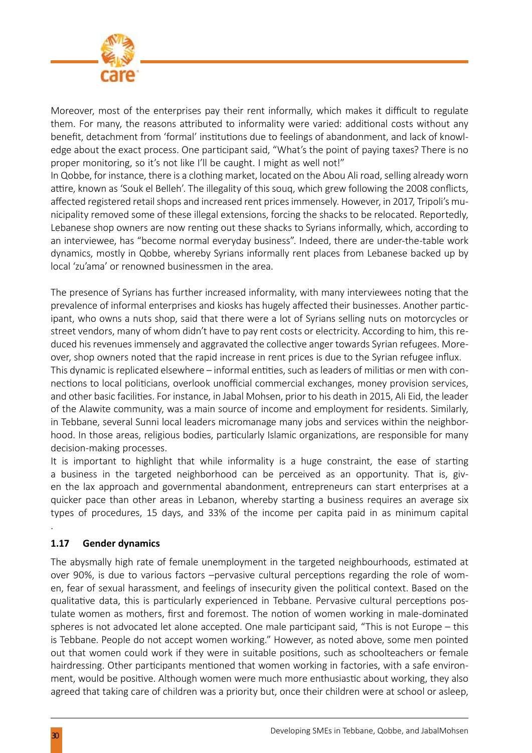Moreover, most of the enterprises pay their rent informally, which makes it difficult to regulate them. For many, the reasons attributed to informality were varied: additional costs without any benefit, detachment from 'formal' institutions due to feelings of abandonment, and lack of knowledge about the exact process. One participant said, "What's the point of paying taxes? There is no proper monitoring, so it's not like I'll be caught. I might as well not!"

In Qobbe, for instance, there is a clothing market, located on the Abou Ali road, selling already worn attire, known as 'Souk el Belleh'. The illegality of this souq, which grew following the 2008 conflicts, affected registered retail shops and increased rent prices immensely. However, in 2017, Tripoli's municipality removed some of these illegal extensions, forcing the shacks to be relocated. Reportedly, Lebanese shop owners are now renting out these shacks to Syrians informally, which, according to an interviewee, has "become normal everyday business". Indeed, there are under-the-table work dynamics, mostly in Qobbe, whereby Syrians informally rent places from Lebanese backed up by local 'zu'ama' or renowned businessmen in the area.

The presence of Syrians has further increased informality, with many interviewees noting that the prevalence of informal enterprises and kiosks has hugely affected their businesses. Another participant, who owns a nuts shop, said that there were a lot of Syrians selling nuts on motorcycles or street vendors, many of whom didn't have to pay rent costs or electricity. According to him, this reduced his revenues immensely and aggravated the collective anger towards Syrian refugees. Moreover, shop owners noted that the rapid increase in rent prices is due to the Syrian refugee influx.

This dynamic is replicated elsewhere – informal entities, such as leaders of militias or men with connections to local politicians, overlook unofficial commercial exchanges, money provision services, and other basic facilities. For instance, in Jabal Mohsen, prior to his death in 2015, Ali Eid, the leader of the Alawite community, was a main source of income and employment for residents. Similarly, in Tebbane, several Sunni local leaders micromanage many jobs and services within the neighborhood. In those areas, religious bodies, particularly Islamic organizations, are responsible for many decision-making processes.

It is important to highlight that while informality is a huge constraint, the ease of starting a business in the targeted neighborhood can be perceived as an opportunity. That is, given the lax approach and governmental abandonment, entrepreneurs can start enterprises at a quicker pace than other areas in Lebanon, whereby starting a business requires an average six types of procedures, 15 days, and 33% of the income per capita paid in as minimum capital .

### 1.17 Gender dynamics

The abysmally high rate of female unemployment in the targeted neighbourhoods, estimated at over 90%, is due to various factors –pervasive cultural perceptions regarding the role of women, fear of sexual harassment, and feelings of insecurity given the political context. Based on the qualitative data, this is particularly experienced in Tebbane. Pervasive cultural perceptions postulate women as mothers, first and foremost. The notion of women working in male-dominated spheres is not advocated let alone accepted. One male participant said, "This is not Europe – this is Tebbane. People do not accept women working." However, as noted above, some men pointed out that women could work if they were in suitable positions, such as schoolteachers or female hairdressing. Other participants mentioned that women working in factories, with a safe environment, would be positive. Although women were much more enthusiastic about working, they also agreed that taking care of children was a priority but, once their children were at school or asleep,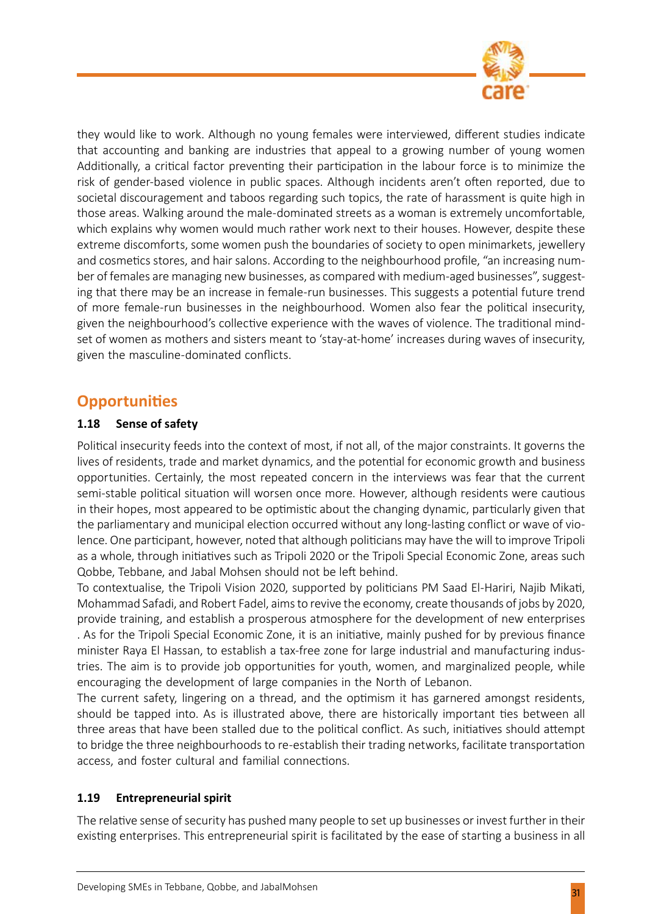they would like to work. Although no young females were interviewed, different studies indicate that accounting and banking are industries that appeal to a growing number of young women Additionally, a critical factor preventing their participation in the labour force is to minimize the risk of gender-based violence in public spaces. Although incidents aren't often reported, due to societal discouragement and taboos regarding such topics, the rate of harassment is quite high in those areas. Walking around the male-dominated streets as a woman is extremely uncomfortable, which explains why women would much rather work next to their houses. However, despite these extreme discomforts, some women push the boundaries of society to open minimarkets, jewellery and cosmetics stores, and hair salons. According to the neighbourhood profile, "an increasing number of females are managing new businesses, as compared with medium-aged businesses", suggesting that there may be an increase in female-run businesses. This suggests a potential future trend of more female-run businesses in the neighbourhood. Women also fear the political insecurity, given the neighbourhood's collective experience with the waves of violence. The traditional mindset of women as mothers and sisters meant to 'stay-at-home' increases during waves of insecurity, given the masculine-dominated conflicts.

## Opportunities

### 1.18 Sense of safety

Political insecurity feeds into the context of most, if not all, of the major constraints. It governs the lives of residents, trade and market dynamics, and the potential for economic growth and business opportunities. Certainly, the most repeated concern in the interviews was fear that the current semi-stable political situation will worsen once more. However, although residents were cautious in their hopes, most appeared to be optimistic about the changing dynamic, particularly given that the parliamentary and municipal election occurred without any long-lasting conflict or wave of violence. One participant, however, noted that although politicians may have the will to improve Tripoli as a whole, through initiatives such as Tripoli 2020 or the Tripoli Special Economic Zone, areas such Qobbe, Tebbane, and Jabal Mohsen should not be left behind.

To contextualise, the Tripoli Vision 2020, supported by politicians PM Saad El-Hariri, Najib Mikati, Mohammad Safadi, and Robert Fadel, aims to revive the economy, create thousands of jobs by 2020, provide training, and establish a prosperous atmosphere for the development of new enterprises . As for the Tripoli Special Economic Zone, it is an initiative, mainly pushed for by previous finance minister Raya El Hassan, to establish a tax-free zone for large industrial and manufacturing industries. The aim is to provide job opportunities for youth, women, and marginalized people, while encouraging the development of large companies in the North of Lebanon.

The current safety, lingering on a thread, and the optimism it has garnered amongst residents, should be tapped into. As is illustrated above, there are historically important ties between all three areas that have been stalled due to the political conflict. As such, initiatives should attempt to bridge the three neighbourhoods to re-establish their trading networks, facilitate transportation access, and foster cultural and familial connections.

### 1.19 Entrepreneurial spirit

The relative sense of security has pushed many people to set up businesses or invest further in their existing enterprises. This entrepreneurial spirit is facilitated by the ease of starting a business in all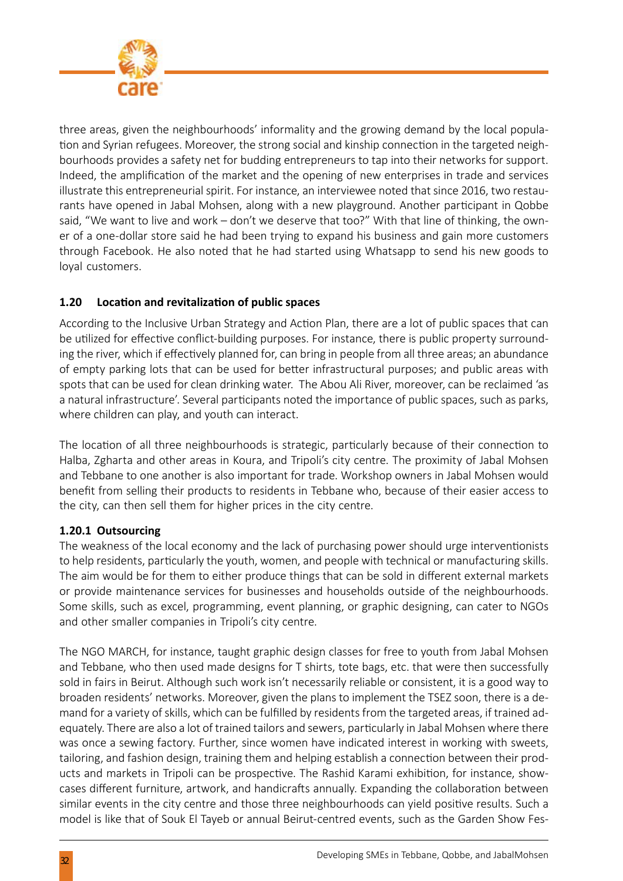three areas, given the neighbourhoods' informality and the growing demand by the local population and Syrian refugees. Moreover, the strong social and kinship connection in the targeted neighbourhoods provides a safety net for budding entrepreneurs to tap into their networks for support. Indeed, the amplification of the market and the opening of new enterprises in trade and services illustrate this entrepreneurial spirit. For instance, an interviewee noted that since 2016, two restaurants have opened in Jabal Mohsen, along with a new playground. Another participant in Qobbe said, "We want to live and work – don't we deserve that too?" With that line of thinking, the owner of a one-dollar store said he had been trying to expand his business and gain more customers through Facebook. He also noted that he had started using Whatsapp to send his new goods to loyal customers.

### 1.20 Location and revitalization of public spaces

According to the Inclusive Urban Strategy and Action Plan, there are a lot of public spaces that can be utilized for effective conflict-building purposes. For instance, there is public property surrounding the river, which if effectively planned for, can bring in people from all three areas; an abundance of empty parking lots that can be used for better infrastructural purposes; and public areas with spots that can be used for clean drinking water. The Abou Ali River, moreover, can be reclaimed 'as a natural infrastructure'. Several participants noted the importance of public spaces, such as parks, where children can play, and youth can interact.

The location of all three neighbourhoods is strategic, particularly because of their connection to Halba, Zgharta and other areas in Koura, and Tripoli's city centre. The proximity of Jabal Mohsen and Tebbane to one another is also important for trade. Workshop owners in Jabal Mohsen would benefit from selling their products to residents in Tebbane who, because of their easier access to the city, can then sell them for higher prices in the city centre.

#### 1.20.1 Outsourcing

The weakness of the local economy and the lack of purchasing power should urge interventionists to help residents, particularly the youth, women, and people with technical or manufacturing skills. The aim would be for them to either produce things that can be sold in different external markets or provide maintenance services for businesses and households outside of the neighbourhoods. Some skills, such as excel, programming, event planning, or graphic designing, can cater to NGOs and other smaller companies in Tripoli's city centre.

The NGO MARCH, for instance, taught graphic design classes for free to youth from Jabal Mohsen and Tebbane, who then used made designs for T shirts, tote bags, etc. that were then successfully sold in fairs in Beirut. Although such work isn't necessarily reliable or consistent, it is a good way to broaden residents' networks. Moreover, given the plans to implement the TSEZ soon, there is a demand for a variety of skills, which can be fulfilled by residents from the targeted areas, if trained adequately. There are also a lot of trained tailors and sewers, particularly in Jabal Mohsen where there was once a sewing factory. Further, since women have indicated interest in working with sweets, tailoring, and fashion design, training them and helping establish a connection between their products and markets in Tripoli can be prospective. The Rashid Karami exhibition, for instance, showcases different furniture, artwork, and handicrafts annually. Expanding the collaboration between similar events in the city centre and those three neighbourhoods can yield positive results. Such a model is like that of Souk El Tayeb or annual Beirut-centred events, such as the Garden Show Fes-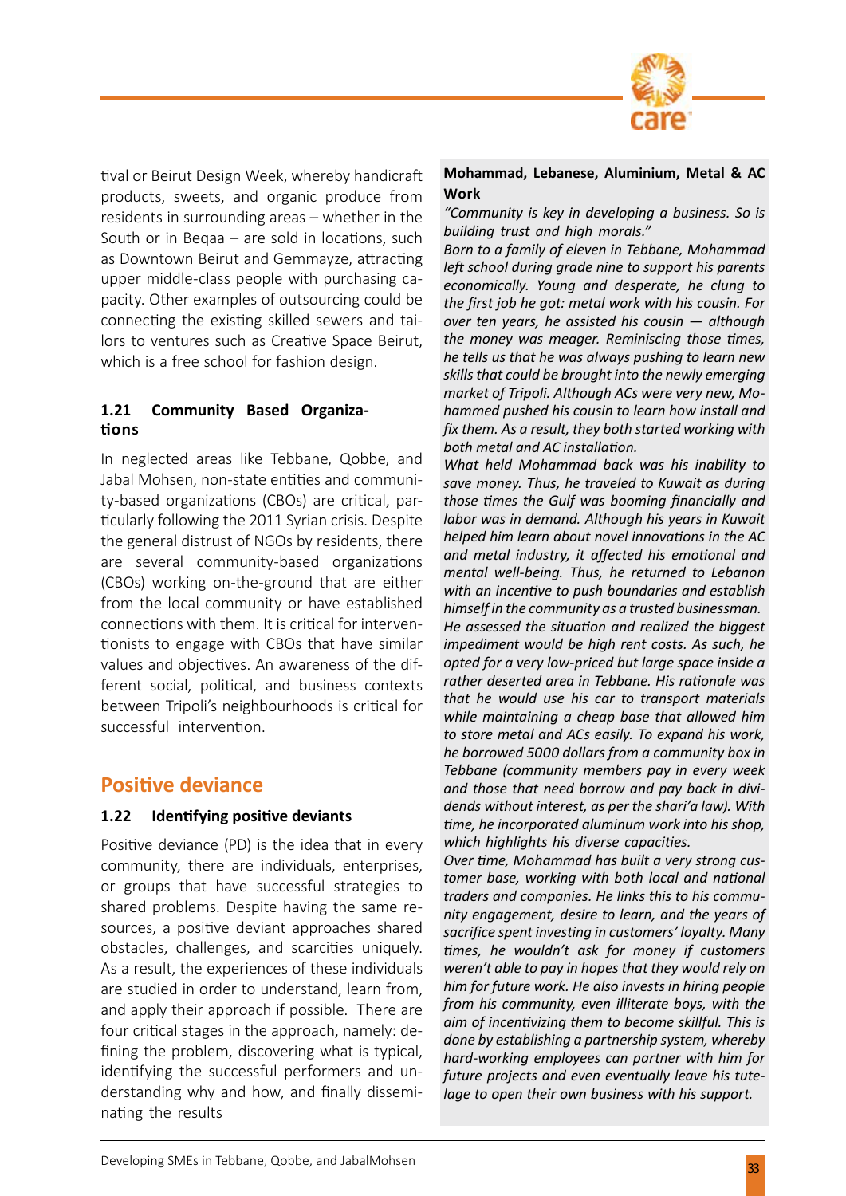tival or Beirut Design Week, whereby handicraft products, sweets, and organic produce from residents in surrounding areas – whether in the South or in Beqaa – are sold in locations, such as Downtown Beirut and Gemmayze, attracting upper middle-class people with purchasing capacity. Other examples of outsourcing could be connecting the existing skilled sewers and tailors to ventures such as Creative Space Beirut, which is a free school for fashion design.

### 1.21 Community Based Organizations

In neglected areas like Tebbane, Qobbe, and Jabal Mohsen, non-state entities and community-based organizations (CBOs) are critical, particularly following the 2011 Syrian crisis. Despite the general distrust of NGOs by residents, there are several community-based organizations (CBOs) working on-the-ground that are either from the local community or have established connections with them. It is critical for interventionists to engage with CBOs that have similar values and objectives. An awareness of the different social, political, and business contexts between Tripoli's neighbourhoods is critical for successful intervention.

## Positive deviance

### 1.22 Identifying positive deviants

Positive deviance (PD) is the idea that in every community, there are individuals, enterprises, or groups that have successful strategies to shared problems. Despite having the same resources, a positive deviant approaches shared obstacles, challenges, and scarcities uniquely. As a result, the experiences of these individuals are studied in order to understand, learn from, and apply their approach if possible. There are four critical stages in the approach, namely: defining the problem, discovering what is typical, identifying the successful performers and understanding why and how, and finally disseminating the results

**Mohammad, Lebanese, Aluminium, Metal & AC Work**

*"Community is key in developing a business. So is building trust and high morals."*

*Born to a family of eleven in Tebbane, Mohammad left school during grade nine to support his parents economically. Young and desperate, he clung to the first job he got: metal work with his cousin. For over ten years, he assisted his cousin — although the money was meager. Reminiscing those times, he tells us that he was always pushing to learn new skills that could be brought into the newly emerging market of Tripoli. Although ACs were very new, Mohammed pushed his cousin to learn how install and fix them. As a result, they both started working with both metal and AC installation.*

*What held Mohammad back was his inability to save money. Thus, he traveled to Kuwait as during those times the Gulf was booming financially and labor was in demand. Although his years in Kuwait helped him learn about novel innovations in the AC and metal industry, it affected his emotional and mental well-being. Thus, he returned to Lebanon with an incentive to push boundaries and establish himself in the community as a trusted businessman.*

*He assessed the situation and realized the biggest impediment would be high rent costs. As such, he opted for a very low-priced but large space inside a rather deserted area in Tebbane. His rationale was that he would use his car to transport materials while maintaining a cheap base that allowed him to store metal and ACs easily. To expand his work, he borrowed 5000 dollars from a community box in Tebbane (community members pay in every week and those that need borrow and pay back in dividends without interest, as per the shari'a law). With time, he incorporated aluminum work into his shop, which highlights his diverse capacities.*

*Over time, Mohammad has built a very strong customer base, working with both local and national traders and companies. He links this to his community engagement, desire to learn, and the years of sacrifice spent investing in customers' loyalty. Many times, he wouldn't ask for money if customers weren't able to pay in hopes that they would rely on him for future work. He also invests in hiring people from his community, even illiterate boys, with the aim of incentivizing them to become skillful. This is done by establishing a partnership system, whereby hard-working employees can partner with him for future projects and even eventually leave his tutelage to open their own business with his support.*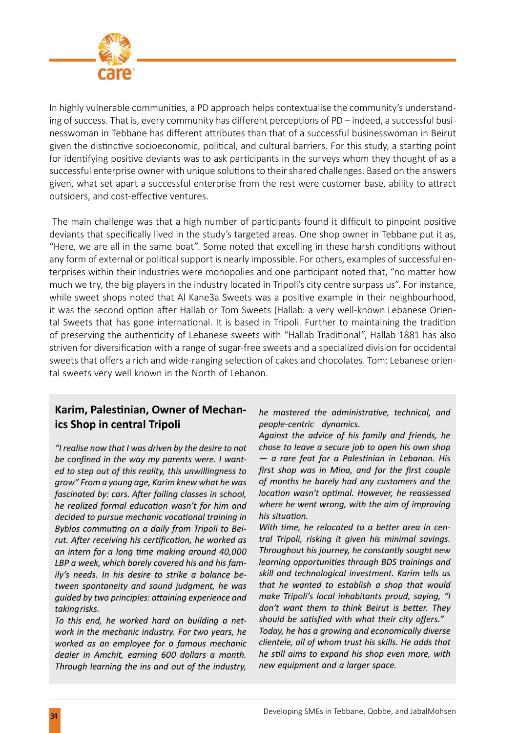In highly vulnerable communities, a PD approach helps contextualise the community's understanding of success. That is, every community has different perceptions of PD – indeed, a successful businesswoman in Tebbane has different attributes than that of a successful businesswoman in Beirut given the distinctive socioeconomic, political, and cultural barriers. For this study, a starting point for identifying positive deviants was to ask participants in the surveys whom they thought of as a successful enterprise owner with unique solutions to their shared challenges. Based on the answers given, what set apart a successful enterprise from the rest were customer base, ability to attract outsiders, and cost-effective ventures.

The main challenge was that a high number of participants found it difficult to pinpoint positive deviants that specifically lived in the study's targeted areas. One shop owner in Tebbane put it as, "Here, we are all in the same boat". Some noted that excelling in these harsh conditions without any form of external or political support is nearly impossible. For others, examples of successful enterprises within their industries were monopolies and one participant noted that, "no matter how much we try, the big players in the industry located in Tripoli's city centre surpass us". For instance, while sweet shops noted that Al Kane3a Sweets was a positive example in their neighbourhood, it was the second option after Hallab or Tom Sweets (Hallab: a very well-known Lebanese Oriental Sweets that has gone international. It is based in Tripoli. Further to maintaining the tradition of preserving the authenticity of Lebanese sweets with "Hallab Traditional", Hallab 1881 has also striven for diversification with a range of sugar-free sweets and a specialized division for occidental sweets that offers a rich and wide-ranging selection of cakes and chocolates. Tom: Lebanese oriental sweets very well known in the North of Lebanon.

### Karim, Palestinian, Owner of Mechanics Shop in central Tripoli

*"I realise now that I was driven by the desire to not be confined in the way my parents were. I wanted to step out of this reality, this unwillingness to grow" From a young age, Karim knew what he was fascinated by: cars. After failing classes in school, he realized formal education wasn't for him and decided to pursue mechanic vocational training in Byblos commuting on a daily from Tripoli to Beirut. After receiving his certification, he worked as an intern for a long time making around 40,000 LBP a week, which barely covered his and his family's needs. In his desire to strike a balance between spontaneity and sound judgment, he was guided by two principles: attaining experience and taking risks.*

*To this end, he worked hard on building a network in the mechanic industry. For two years, he worked as an employee for a famous mechanic dealer in Amchit, earning 600 dollars a month. Through learning the ins and out of the industry, he mastered the administrative, technical, and people-centric dynamics.*

*Against the advice of his family and friends, he chose to leave a secure job to open his own shop — a rare feat for a Palestinian in Lebanon. His first shop was in Mina, and for the first couple of months he barely had any customers and the location wasn't optimal. However, he reassessed where he went wrong, with the aim of improving his situation.*

*With time, he relocated to a better area in central Tripoli, risking it given his minimal savings. Throughout his journey, he constantly sought new learning opportunities through BDS trainings and skill and technological investment. Karim tells us that he wanted to establish a shop that would make Tripoli's local inhabitants proud, saying, "I don't want them to think Beirut is better. They should be satisfied with what their city offers."*

*Today, he has a growing and economically diverse clientele, all of whom trust his skills. He adds that he still aims to expand his shop even more, with new equipment and a larger space.*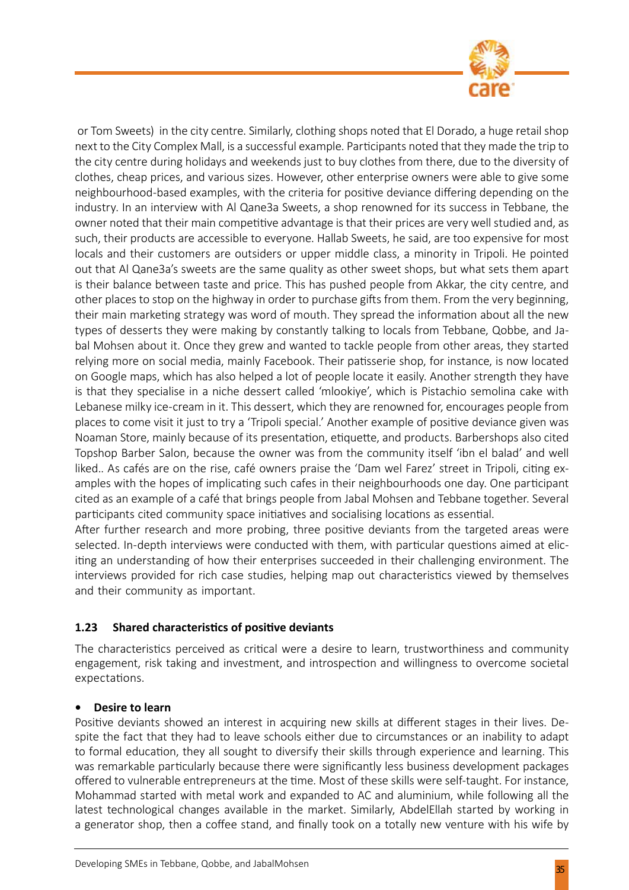or Tom Sweets) in the city centre. Similarly, clothing shops noted that El Dorado, a huge retail shop next to the City Complex Mall, is a successful example. Participants noted that they made the trip to the city centre during holidays and weekends just to buy clothes from there, due to the diversity of clothes, cheap prices, and various sizes. However, other enterprise owners were able to give some neighbourhood-based examples, with the criteria for positive deviance differing depending on the industry. In an interview with Al Qane3a Sweets, a shop renowned for its success in Tebbane, the owner noted that their main competitive advantage is that their prices are very well studied and, as such, their products are accessible to everyone. Hallab Sweets, he said, are too expensive for most locals and their customers are outsiders or upper middle class, a minority in Tripoli. He pointed out that Al Qane3a's sweets are the same quality as other sweet shops, but what sets them apart is their balance between taste and price. This has pushed people from Akkar, the city centre, and other places to stop on the highway in order to purchase gifts from them. From the very beginning, their main marketing strategy was word of mouth. They spread the information about all the new types of desserts they were making by constantly talking to locals from Tebbane, Qobbe, and Jabal Mohsen about it. Once they grew and wanted to tackle people from other areas, they started relying more on social media, mainly Facebook. Their patisserie shop, for instance, is now located on Google maps, which has also helped a lot of people locate it easily. Another strength they have is that they specialise in a niche dessert called 'mlookiye', which is Pistachio semolina cake with Lebanese milky ice-cream in it. This dessert, which they are renowned for, encourages people from places to come visit it just to try a 'Tripoli special.' Another example of positive deviance given was Noaman Store, mainly because of its presentation, etiquette, and products. Barbershops also cited Topshop Barber Salon, because the owner was from the community itself 'ibn el balad' and well liked.. As cafés are on the rise, café owners praise the 'Dam wel Farez' street in Tripoli, citing examples with the hopes of implicating such cafes in their neighbourhoods one day. One participant cited as an example of a café that brings people from Jabal Mohsen and Tebbane together. Several participants cited community space initiatives and socialising locations as essential.

After further research and more probing, three positive deviants from the targeted areas were selected. In-depth interviews were conducted with them, with particular questions aimed at eliciting an understanding of how their enterprises succeeded in their challenging environment. The interviews provided for rich case studies, helping map out characteristics viewed by themselves and their community as important.

### 1.23 Shared characteristics of positive deviants

The characteristics perceived as critical were a desire to learn, trustworthiness and community engagement, risk taking and investment, and introspection and willingness to overcome societal expectations.

- **Desire to learn**

Positive deviants showed an interest in acquiring new skills at different stages in their lives. Despite the fact that they had to leave schools either due to circumstances or an inability to adapt to formal education, they all sought to diversify their skills through experience and learning. This was remarkable particularly because there were significantly less business development packages offered to vulnerable entrepreneurs at the time. Most of these skills were self-taught. For instance, Mohammad started with metal work and expanded to AC and aluminium, while following all the latest technological changes available in the market. Similarly, AbdelEllah started by working in a generator shop, then a coffee stand, and finally took on a totally new venture with his wife by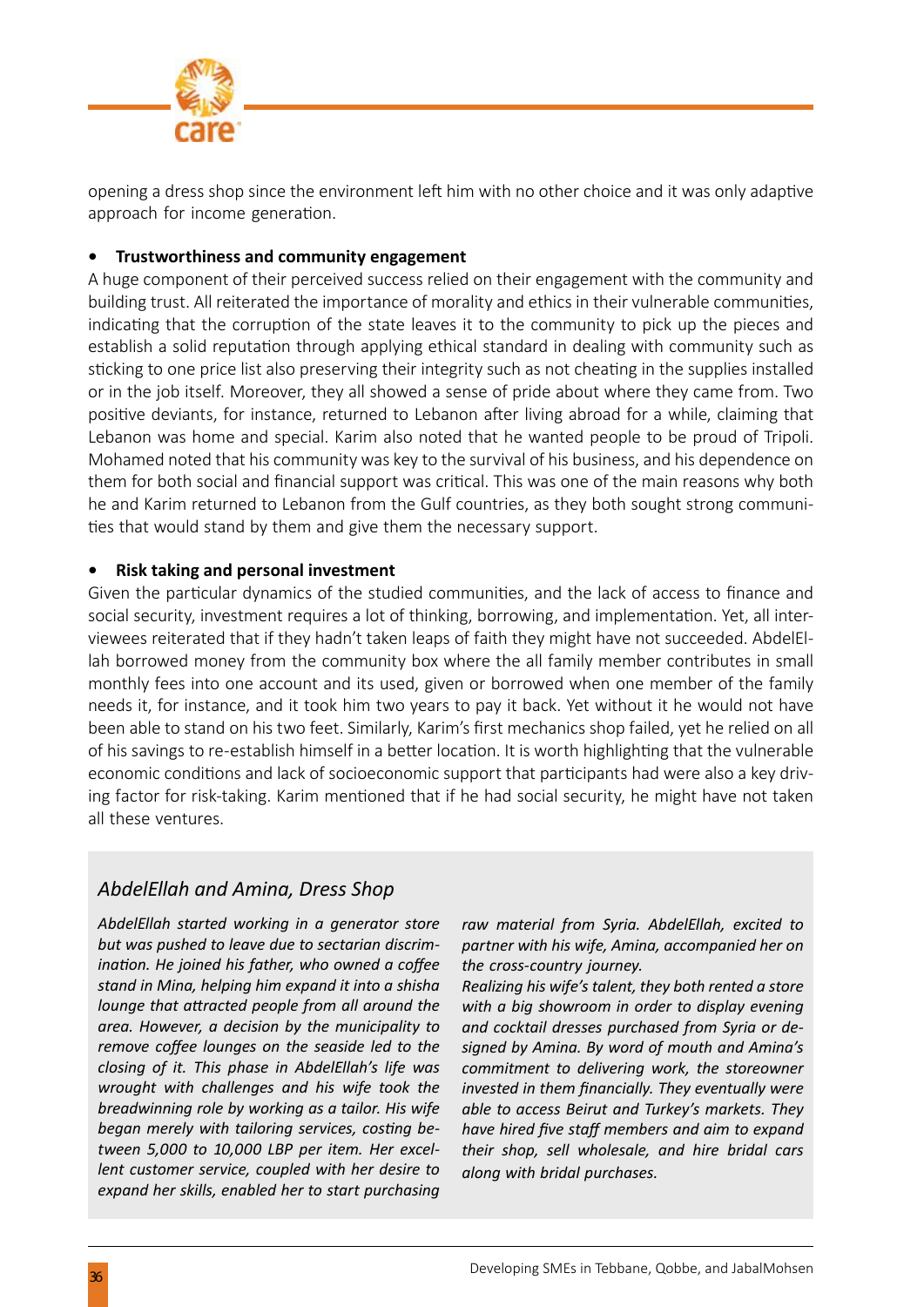opening a dress shop since the environment left him with no other choice and it was only adaptive approach for income generation.

- **Trustworthiness and community engagement**

A huge component of their perceived success relied on their engagement with the community and building trust. All reiterated the importance of morality and ethics in their vulnerable communities, indicating that the corruption of the state leaves it to the community to pick up the pieces and establish a solid reputation through applying ethical standard in dealing with community such as sticking to one price list also preserving their integrity such as not cheating in the supplies installed or in the job itself. Moreover, they all showed a sense of pride about where they came from. Two positive deviants, for instance, returned to Lebanon after living abroad for a while, claiming that Lebanon was home and special. Karim also noted that he wanted people to be proud of Tripoli. Mohamed noted that his community was key to the survival of his business, and his dependence on them for both social and financial support was critical. This was one of the main reasons why both he and Karim returned to Lebanon from the Gulf countries, as they both sought strong communities that would stand by them and give them the necessary support.

- **Risk taking and personal investment**

Given the particular dynamics of the studied communities, and the lack of access to finance and social security, investment requires a lot of thinking, borrowing, and implementation. Yet, all interviewees reiterated that if they hadn't taken leaps of faith they might have not succeeded. AbdelEllah borrowed money from the community box where the all family member contributes in small monthly fees into one account and its used, given or borrowed when one member of the family needs it, for instance, and it took him two years to pay it back. Yet without it he would not have been able to stand on his two feet. Similarly, Karim's first mechanics shop failed, yet he relied on all of his savings to re-establish himself in a better location. It is worth highlighting that the vulnerable economic conditions and lack of socioeconomic support that participants had were also a key driving factor for risk-taking. Karim mentioned that if he had social security, he might have not taken all these ventures.

### *AbdelEllah and Amina, Dress Shop*

*AbdelEllah started working in a generator store but was pushed to leave due to sectarian discrimination. He joined his father, who owned a coffee stand in Mina, helping him expand it into a shisha lounge that attracted people from all around the area. However, a decision by the municipality to remove coffee lounges on the seaside led to the closing of it. This phase in AbdelEllah's life was wrought with challenges and his wife took the breadwinning role by working as a tailor. His wife began merely with tailoring services, costing between 5,000 to 10,000 LBP per item. Her excellent customer service, coupled with her desire to expand her skills, enabled her to start purchasing raw material from Syria. AbdelEllah, excited to partner with his wife, Amina, accompanied her on the cross-country journey.*

*Realizing his wife's talent, they both rented a store with a big showroom in order to display evening and cocktail dresses purchased from Syria or designed by Amina. By word of mouth and Amina's commitment to delivering work, the storeowner invested in them financially. They eventually were able to access Beirut and Turkey's markets. They have hired five staff members and aim to expand their shop, sell wholesale, and hire bridal cars along with bridal purchases.*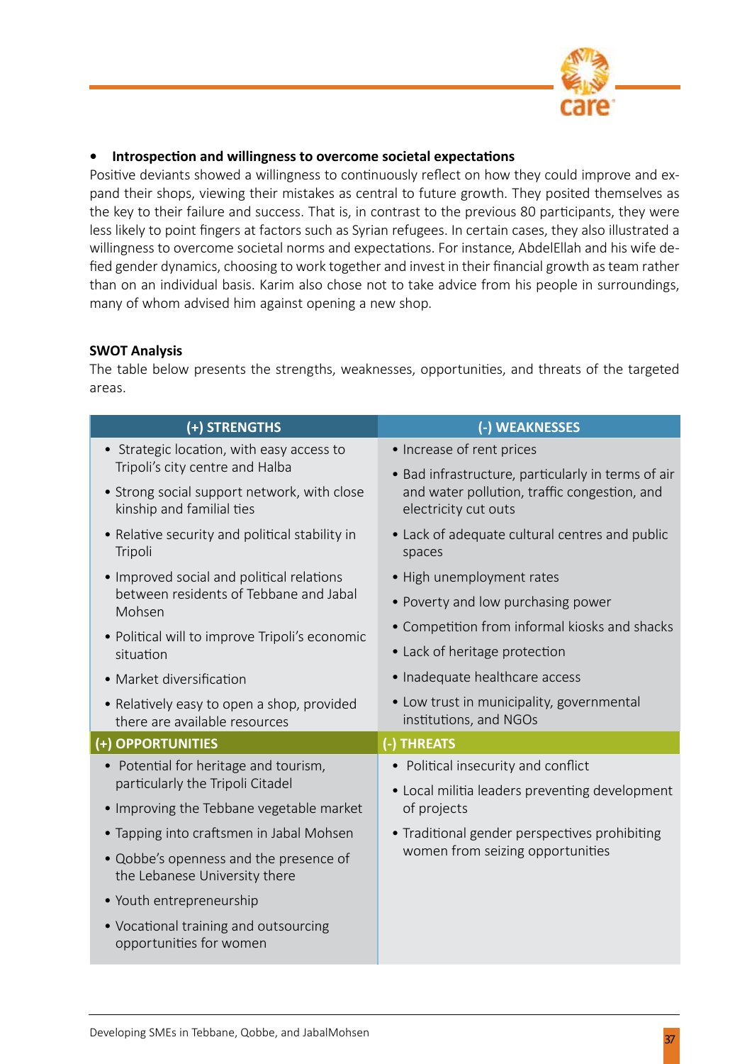- **Introspection and willingness to overcome societal expectations**

Positive deviants showed a willingness to continuously reflect on how they could improve and expand their shops, viewing their mistakes as central to future growth. They posited themselves as the key to their failure and success. That is, in contrast to the previous 80 participants, they were less likely to point fingers at factors such as Syrian refugees. In certain cases, they also illustrated a willingness to overcome societal norms and expectations. For instance, AbdelEllah and his wife defied gender dynamics, choosing to work together and invest in their financial growth as team rather than on an individual basis. Karim also chose not to take advice from his people in surroundings, many of whom advised him against opening a new shop.

**SWOT Analysis**

The table below presents the strengths, weaknesses, opportunities, and threats of the targeted areas.

| (+) STRENGTHS | (-) WEAKNESSES |
|---|---|
| • Strategic location, with easy access to Tripoli's city centre and Halba<br>• Strong social support network, with close kinship and familial ties<br>• Relative security and political stability in Tripoli<br>• Improved social and political relations between residents of Tebbane and Jabal Mohsen<br>• Political will to improve Tripoli's economic situation<br>• Market diversification<br>• Relatively easy to open a shop, provided there are available resources | • Increase of rent prices<br>• Bad infrastructure, particularly in terms of air and water pollution, traffic congestion, and electricity cut outs<br>• Lack of adequate cultural centres and public spaces<br>• High unemployment rates<br>• Poverty and low purchasing power<br>• Competition from informal kiosks and shacks<br>• Lack of heritage protection<br>• Inadequate healthcare access<br>• Low trust in municipality, governmental institutions, and NGOs |
| **(+) OPPORTUNITIES** | **(-) THREATS** |
| • Potential for heritage and tourism, particularly the Tripoli Citadel<br>• Improving the Tebbane vegetable market<br>• Tapping into craftsmen in Jabal Mohsen<br>• Qobbe's openness and the presence of the Lebanese University there<br>• Youth entrepreneurship<br>• Vocational training and outsourcing opportunities for women | • Political insecurity and conflict<br>• Local militia leaders preventing development of projects<br>• Traditional gender perspectives prohibiting women from seizing opportunities |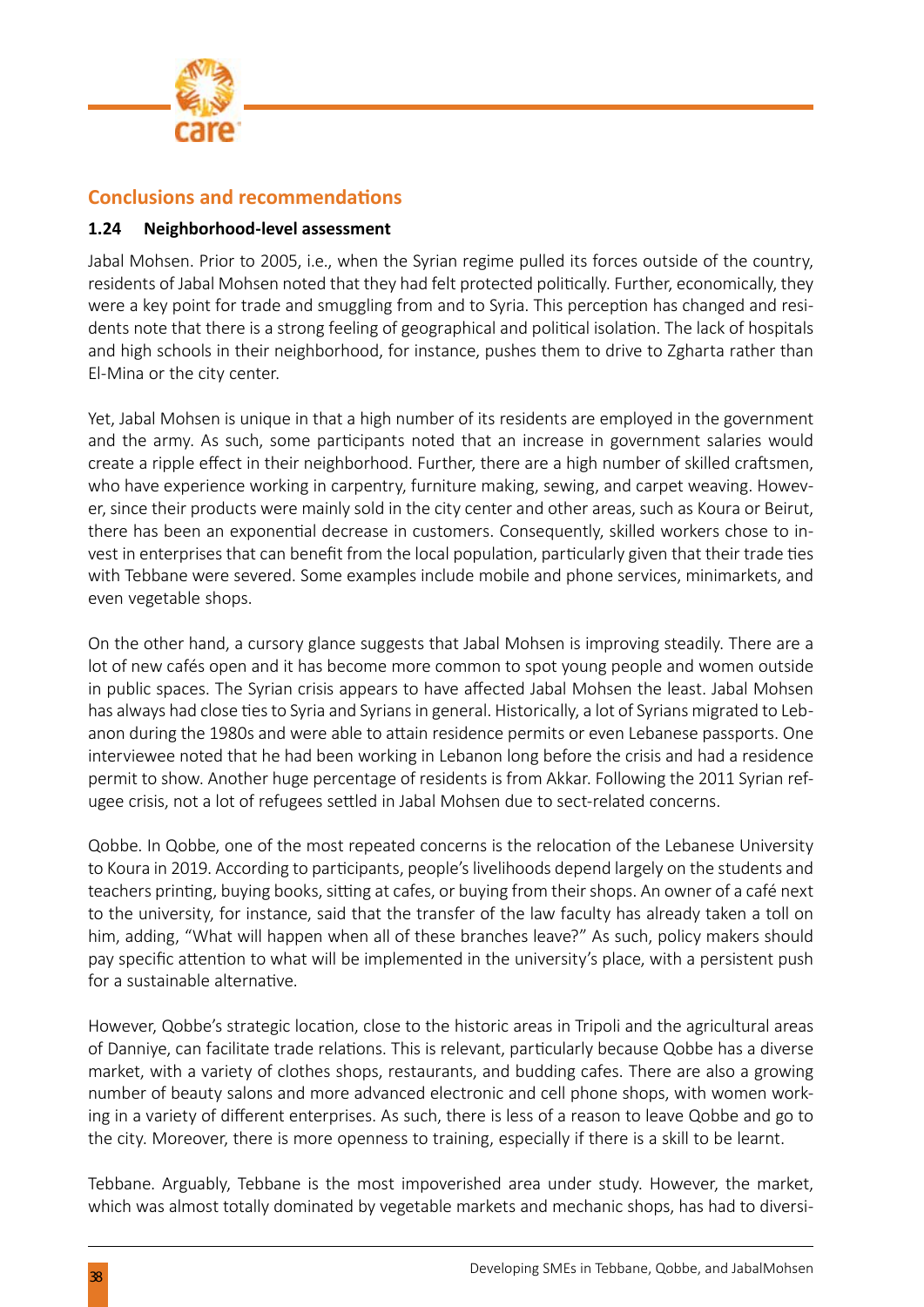## Conclusions and recommendations

### 1.24 Neighborhood-level assessment

Jabal Mohsen. Prior to 2005, i.e., when the Syrian regime pulled its forces outside of the country, residents of Jabal Mohsen noted that they had felt protected politically. Further, economically, they were a key point for trade and smuggling from and to Syria. This perception has changed and residents note that there is a strong feeling of geographical and political isolation. The lack of hospitals and high schools in their neighborhood, for instance, pushes them to drive to Zgharta rather than El-Mina or the city center.

Yet, Jabal Mohsen is unique in that a high number of its residents are employed in the government and the army. As such, some participants noted that an increase in government salaries would create a ripple effect in their neighborhood. Further, there are a high number of skilled craftsmen, who have experience working in carpentry, furniture making, sewing, and carpet weaving. However, since their products were mainly sold in the city center and other areas, such as Koura or Beirut, there has been an exponential decrease in customers. Consequently, skilled workers chose to invest in enterprises that can benefit from the local population, particularly given that their trade ties with Tebbane were severed. Some examples include mobile and phone services, minimarkets, and even vegetable shops.

On the other hand, a cursory glance suggests that Jabal Mohsen is improving steadily. There are a lot of new cafés open and it has become more common to spot young people and women outside in public spaces. The Syrian crisis appears to have affected Jabal Mohsen the least. Jabal Mohsen has always had close ties to Syria and Syrians in general. Historically, a lot of Syrians migrated to Lebanon during the 1980s and were able to attain residence permits or even Lebanese passports. One interviewee noted that he had been working in Lebanon long before the crisis and had a residence permit to show. Another huge percentage of residents is from Akkar. Following the 2011 Syrian refugee crisis, not a lot of refugees settled in Jabal Mohsen due to sect-related concerns.

Qobbe. In Qobbe, one of the most repeated concerns is the relocation of the Lebanese University to Koura in 2019. According to participants, people's livelihoods depend largely on the students and teachers printing, buying books, sitting at cafes, or buying from their shops. An owner of a café next to the university, for instance, said that the transfer of the law faculty has already taken a toll on him, adding, "What will happen when all of these branches leave?" As such, policy makers should pay specific attention to what will be implemented in the university's place, with a persistent push for a sustainable alternative.

However, Qobbe's strategic location, close to the historic areas in Tripoli and the agricultural areas of Danniye, can facilitate trade relations. This is relevant, particularly because Qobbe has a diverse market, with a variety of clothes shops, restaurants, and budding cafes. There are also a growing number of beauty salons and more advanced electronic and cell phone shops, with women working in a variety of different enterprises. As such, there is less of a reason to leave Qobbe and go to the city. Moreover, there is more openness to training, especially if there is a skill to be learnt.

Tebbane. Arguably, Tebbane is the most impoverished area under study. However, the market, which was almost totally dominated by vegetable markets and mechanic shops, has had to diversi-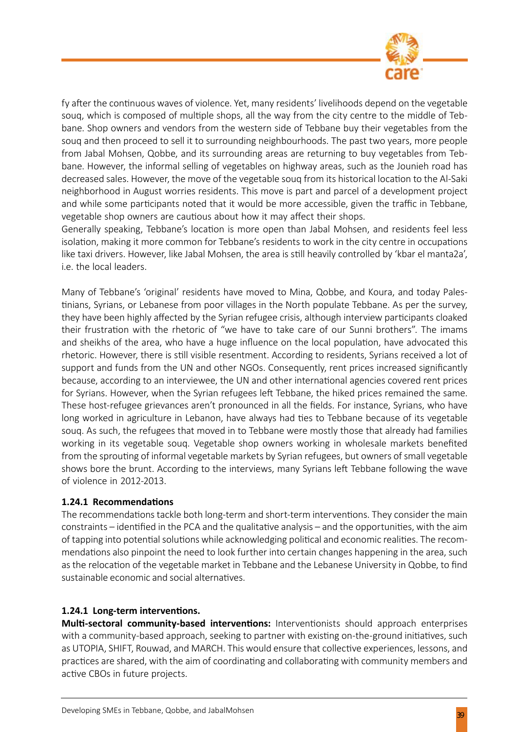fy after the continuous waves of violence. Yet, many residents' livelihoods depend on the vegetable souq, which is composed of multiple shops, all the way from the city centre to the middle of Tebbane. Shop owners and vendors from the western side of Tebbane buy their vegetables from the souq and then proceed to sell it to surrounding neighbourhoods. The past two years, more people from Jabal Mohsen, Qobbe, and its surrounding areas are returning to buy vegetables from Tebbane. However, the informal selling of vegetables on highway areas, such as the Jounieh road has decreased sales. However, the move of the vegetable souq from its historical location to the Al-Saki neighborhood in August worries residents. This move is part and parcel of a development project and while some participants noted that it would be more accessible, given the traffic in Tebbane, vegetable shop owners are cautious about how it may affect their shops.
Generally speaking, Tebbane's location is more open than Jabal Mohsen, and residents feel less isolation, making it more common for Tebbane's residents to work in the city centre in occupations like taxi drivers. However, like Jabal Mohsen, the area is still heavily controlled by 'kbar el manta2a', i.e. the local leaders.

Many of Tebbane's 'original' residents have moved to Mina, Qobbe, and Koura, and today Palestinians, Syrians, or Lebanese from poor villages in the North populate Tebbane. As per the survey, they have been highly affected by the Syrian refugee crisis, although interview participants cloaked their frustration with the rhetoric of "we have to take care of our Sunni brothers". The imams and sheikhs of the area, who have a huge influence on the local population, have advocated this rhetoric. However, there is still visible resentment. According to residents, Syrians received a lot of support and funds from the UN and other NGOs. Consequently, rent prices increased significantly because, according to an interviewee, the UN and other international agencies covered rent prices for Syrians. However, when the Syrian refugees left Tebbane, the hiked prices remained the same. These host-refugee grievances aren't pronounced in all the fields. For instance, Syrians, who have long worked in agriculture in Lebanon, have always had ties to Tebbane because of its vegetable souq. As such, the refugees that moved in to Tebbane were mostly those that already had families working in its vegetable souq. Vegetable shop owners working in wholesale markets benefited from the sprouting of informal vegetable markets by Syrian refugees, but owners of small vegetable shows bore the brunt. According to the interviews, many Syrians left Tebbane following the wave of violence in 2012-2013.

### 1.24.1 Recommendations

The recommendations tackle both long-term and short-term interventions. They consider the main constraints – identified in the PCA and the qualitative analysis – and the opportunities, with the aim of tapping into potential solutions while acknowledging political and economic realities. The recommendations also pinpoint the need to look further into certain changes happening in the area, such as the relocation of the vegetable market in Tebbane and the Lebanese University in Qobbe, to find sustainable economic and social alternatives.

### 1.24.1 Long-term interventions.

**Multi-sectoral community-based interventions:** Interventionists should approach enterprises with a community-based approach, seeking to partner with existing on-the-ground initiatives, such as UTOPIA, SHIFT, Rouwad, and MARCH. This would ensure that collective experiences, lessons, and practices are shared, with the aim of coordinating and collaborating with community members and active CBOs in future projects.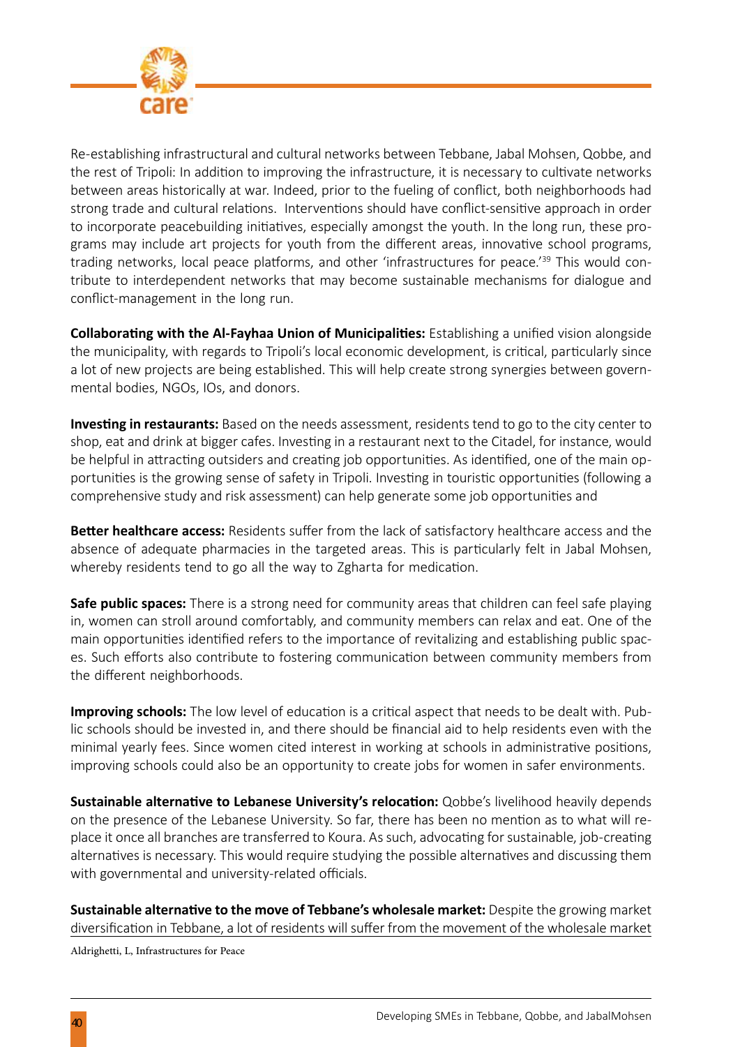Re-establishing infrastructural and cultural networks between Tebbane, Jabal Mohsen, Qobbe, and the rest of Tripoli: In addition to improving the infrastructure, it is necessary to cultivate networks between areas historically at war. Indeed, prior to the fueling of conflict, both neighborhoods had strong trade and cultural relations. Interventions should have conflict-sensitive approach in order to incorporate peacebuilding initiatives, especially amongst the youth. In the long run, these programs may include art projects for youth from the different areas, innovative school programs, trading networks, local peace platforms, and other 'infrastructures for peace.'[39] This would contribute to interdependent networks that may become sustainable mechanisms for dialogue and conflict-management in the long run.

**Collaborating with the Al-Fayhaa Union of Municipalities:** Establishing a unified vision alongside the municipality, with regards to Tripoli's local economic development, is critical, particularly since a lot of new projects are being established. This will help create strong synergies between governmental bodies, NGOs, IOs, and donors.

**Investing in restaurants:** Based on the needs assessment, residents tend to go to the city center to shop, eat and drink at bigger cafes. Investing in a restaurant next to the Citadel, for instance, would be helpful in attracting outsiders and creating job opportunities. As identified, one of the main opportunities is the growing sense of safety in Tripoli. Investing in touristic opportunities (following a comprehensive study and risk assessment) can help generate some job opportunities and

**Better healthcare access:** Residents suffer from the lack of satisfactory healthcare access and the absence of adequate pharmacies in the targeted areas. This is particularly felt in Jabal Mohsen, whereby residents tend to go all the way to Zgharta for medication.

**Safe public spaces:** There is a strong need for community areas that children can feel safe playing in, women can stroll around comfortably, and community members can relax and eat. One of the main opportunities identified refers to the importance of revitalizing and establishing public spaces. Such efforts also contribute to fostering communication between community members from the different neighborhoods.

**Improving schools:** The low level of education is a critical aspect that needs to be dealt with. Public schools should be invested in, and there should be financial aid to help residents even with the minimal yearly fees. Since women cited interest in working at schools in administrative positions, improving schools could also be an opportunity to create jobs for women in safer environments.

**Sustainable alternative to Lebanese University's relocation:** Qobbe's livelihood heavily depends on the presence of the Lebanese University. So far, there has been no mention as to what will replace it once all branches are transferred to Koura. As such, advocating for sustainable, job-creating alternatives is necessary. This would require studying the possible alternatives and discussing them with governmental and university-related officials.

**Sustainable alternative to the move of Tebbane's wholesale market:** Despite the growing market diversification in Tebbane, a lot of residents will suffer from the movement of the wholesale market

Aldrighetti, L, Infrastructures for Peace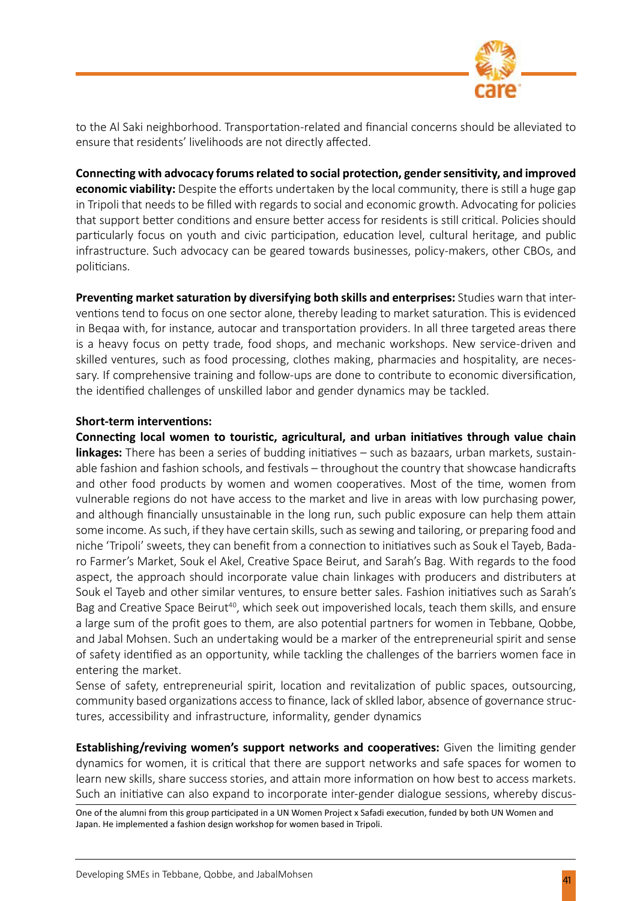to the Al Saki neighborhood. Transportation-related and financial concerns should be alleviated to ensure that residents' livelihoods are not directly affected.

**Connecting with advocacy forums related to social protection, gender sensitivity, and improved economic viability:** Despite the efforts undertaken by the local community, there is still a huge gap in Tripoli that needs to be filled with regards to social and economic growth. Advocating for policies that support better conditions and ensure better access for residents is still critical. Policies should particularly focus on youth and civic participation, education level, cultural heritage, and public infrastructure. Such advocacy can be geared towards businesses, policy-makers, other CBOs, and politicians.

**Preventing market saturation by diversifying both skills and enterprises:** Studies warn that interventions tend to focus on one sector alone, thereby leading to market saturation. This is evidenced in Beqaa with, for instance, autocar and transportation providers. In all three targeted areas there is a heavy focus on petty trade, food shops, and mechanic workshops. New service-driven and skilled ventures, such as food processing, clothes making, pharmacies and hospitality, are necessary. If comprehensive training and follow-ups are done to contribute to economic diversification, the identified challenges of unskilled labor and gender dynamics may be tackled.

**Short-term interventions:**

**Connecting local women to touristic, agricultural, and urban initiatives through value chain linkages:** There has been a series of budding initiatives – such as bazaars, urban markets, sustainable fashion and fashion schools, and festivals – throughout the country that showcase handicrafts and other food products by women and women cooperatives. Most of the time, women from vulnerable regions do not have access to the market and live in areas with low purchasing power, and although financially unsustainable in the long run, such public exposure can help them attain some income. As such, if they have certain skills, such as sewing and tailoring, or preparing food and niche 'Tripoli' sweets, they can benefit from a connection to initiatives such as Souk el Tayeb, Badaro Farmer's Market, Souk el Akel, Creative Space Beirut, and Sarah's Bag. With regards to the food aspect, the approach should incorporate value chain linkages with producers and distributers at Souk el Tayeb and other similar ventures, to ensure better sales. Fashion initiatives such as Sarah's Bag and Creative Space Beirut[40], which seek out impoverished locals, teach them skills, and ensure a large sum of the profit goes to them, are also potential partners for women in Tebbane, Qobbe, and Jabal Mohsen. Such an undertaking would be a marker of the entrepreneurial spirit and sense of safety identified as an opportunity, while tackling the challenges of the barriers women face in entering the market.

Sense of safety, entrepreneurial spirit, location and revitalization of public spaces, outsourcing, community based organizations access to finance, lack of sklled labor, absence of governance structures, accessibility and infrastructure, informality, gender dynamics

**Establishing/reviving women's support networks and cooperatives:** Given the limiting gender dynamics for women, it is critical that there are support networks and safe spaces for women to learn new skills, share success stories, and attain more information on how best to access markets. Such an initiative can also expand to incorporate inter-gender dialogue sessions, whereby discus-

One of the alumni from this group participated in a UN Women Project x Safadi execution, funded by both UN Women and Japan. He implemented a fashion design workshop for women based in Tripoli.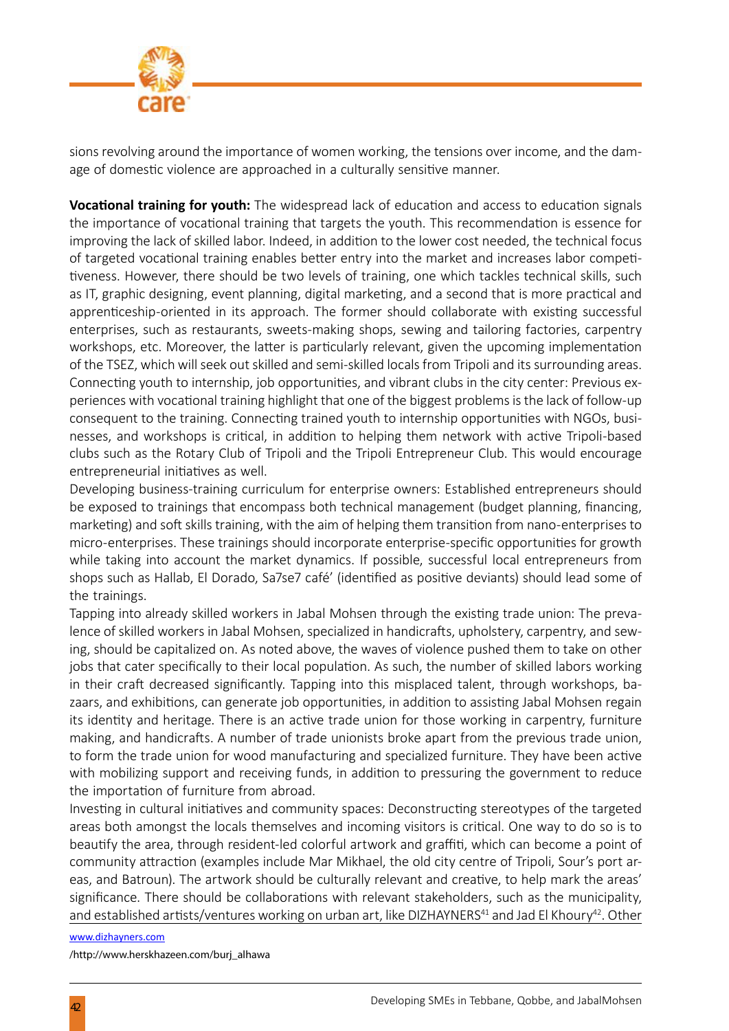sions revolving around the importance of women working, the tensions over income, and the damage of domestic violence are approached in a culturally sensitive manner.

**Vocational training for youth:** The widespread lack of education and access to education signals the importance of vocational training that targets the youth. This recommendation is essence for improving the lack of skilled labor. Indeed, in addition to the lower cost needed, the technical focus of targeted vocational training enables better entry into the market and increases labor competitiveness. However, there should be two levels of training, one which tackles technical skills, such as IT, graphic designing, event planning, digital marketing, and a second that is more practical and apprenticeship-oriented in its approach. The former should collaborate with existing successful enterprises, such as restaurants, sweets-making shops, sewing and tailoring factories, carpentry workshops, etc. Moreover, the latter is particularly relevant, given the upcoming implementation of the TSEZ, which will seek out skilled and semi-skilled locals from Tripoli and its surrounding areas.

Connecting youth to internship, job opportunities, and vibrant clubs in the city center: Previous experiences with vocational training highlight that one of the biggest problems is the lack of follow-up consequent to the training. Connecting trained youth to internship opportunities with NGOs, businesses, and workshops is critical, in addition to helping them network with active Tripoli-based clubs such as the Rotary Club of Tripoli and the Tripoli Entrepreneur Club. This would encourage entrepreneurial initiatives as well.

Developing business-training curriculum for enterprise owners: Established entrepreneurs should be exposed to trainings that encompass both technical management (budget planning, financing, marketing) and soft skills training, with the aim of helping them transition from nano-enterprises to micro-enterprises. These trainings should incorporate enterprise-specific opportunities for growth while taking into account the market dynamics. If possible, successful local entrepreneurs from shops such as Hallab, El Dorado, Sa7se7 café' (identified as positive deviants) should lead some of the trainings.

Tapping into already skilled workers in Jabal Mohsen through the existing trade union: The prevalence of skilled workers in Jabal Mohsen, specialized in handicrafts, upholstery, carpentry, and sewing, should be capitalized on. As noted above, the waves of violence pushed them to take on other jobs that cater specifically to their local population. As such, the number of skilled labors working in their craft decreased significantly. Tapping into this misplaced talent, through workshops, bazaars, and exhibitions, can generate job opportunities, in addition to assisting Jabal Mohsen regain its identity and heritage. There is an active trade union for those working in carpentry, furniture making, and handicrafts. A number of trade unionists broke apart from the previous trade union, to form the trade union for wood manufacturing and specialized furniture. They have been active with mobilizing support and receiving funds, in addition to pressuring the government to reduce the importation of furniture from abroad.

Investing in cultural initiatives and community spaces: Deconstructing stereotypes of the targeted areas both amongst the locals themselves and incoming visitors is critical. One way to do so is to beautify the area, through resident-led colorful artwork and graffiti, which can become a point of community attraction (examples include Mar Mikhael, the old city centre of Tripoli, Sour's port areas, and Batroun). The artwork should be culturally relevant and creative, to help mark the areas' significance. There should be collaborations with relevant stakeholders, such as the municipality, and established artists/ventures working on urban art, like DIZHAYNERS[41] and Jad El Khoury[42]. Other

www.dizhayners.com

/http://www.herskhazeen.com/burj_alhawa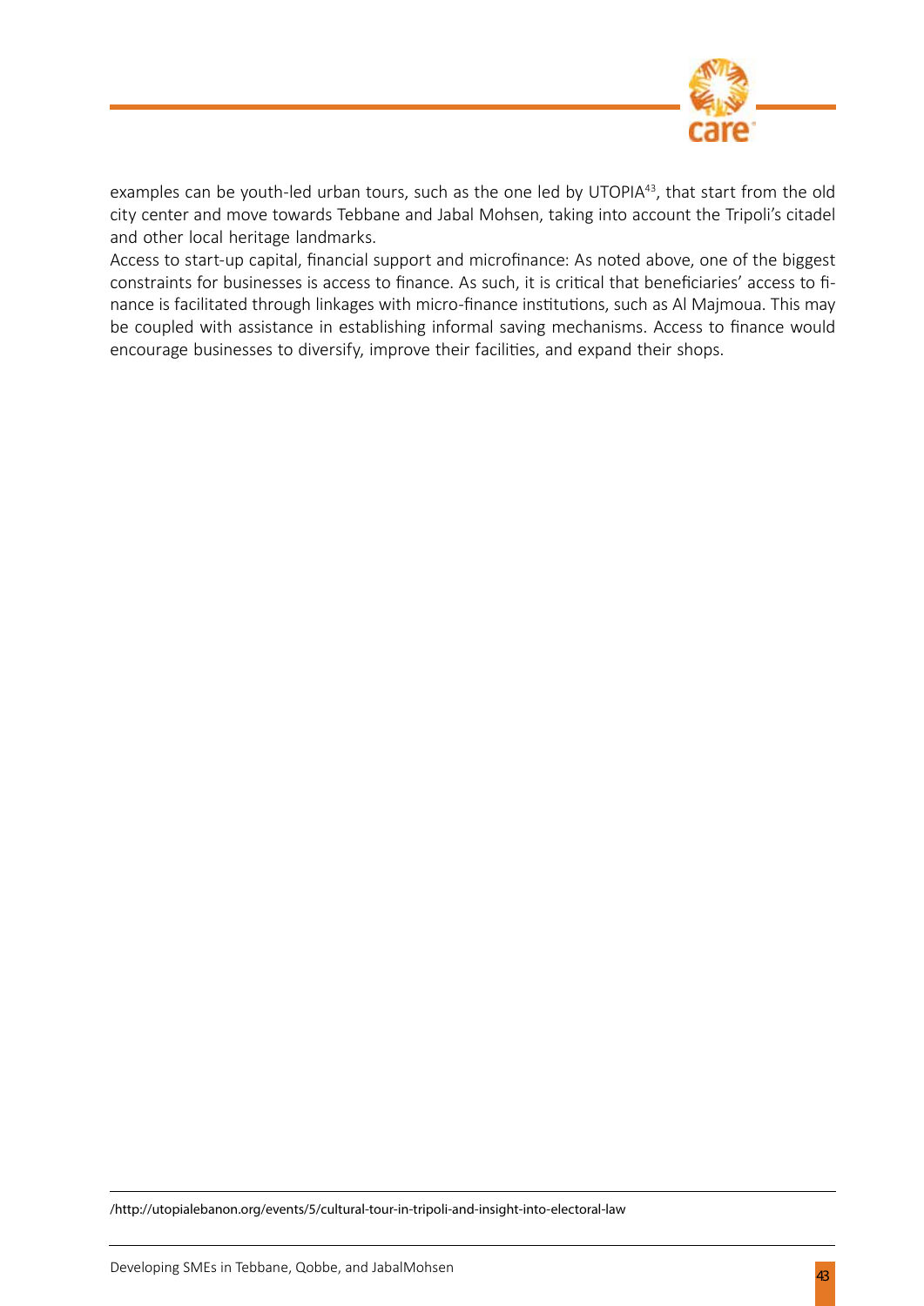examples can be youth-led urban tours, such as the one led by UTOPIA[43], that start from the old city center and move towards Tebbane and Jabal Mohsen, taking into account the Tripoli's citadel and other local heritage landmarks.

Access to start-up capital, financial support and microfinance: As noted above, one of the biggest constraints for businesses is access to finance. As such, it is critical that beneficiaries' access to finance is facilitated through linkages with micro-finance institutions, such as Al Majmoua. This may be coupled with assistance in establishing informal saving mechanisms. Access to finance would encourage businesses to diversify, improve their facilities, and expand their shops.

---

/http://utopialebanon.org/events/5/cultural-tour-in-tripoli-and-insight-into-electoral-law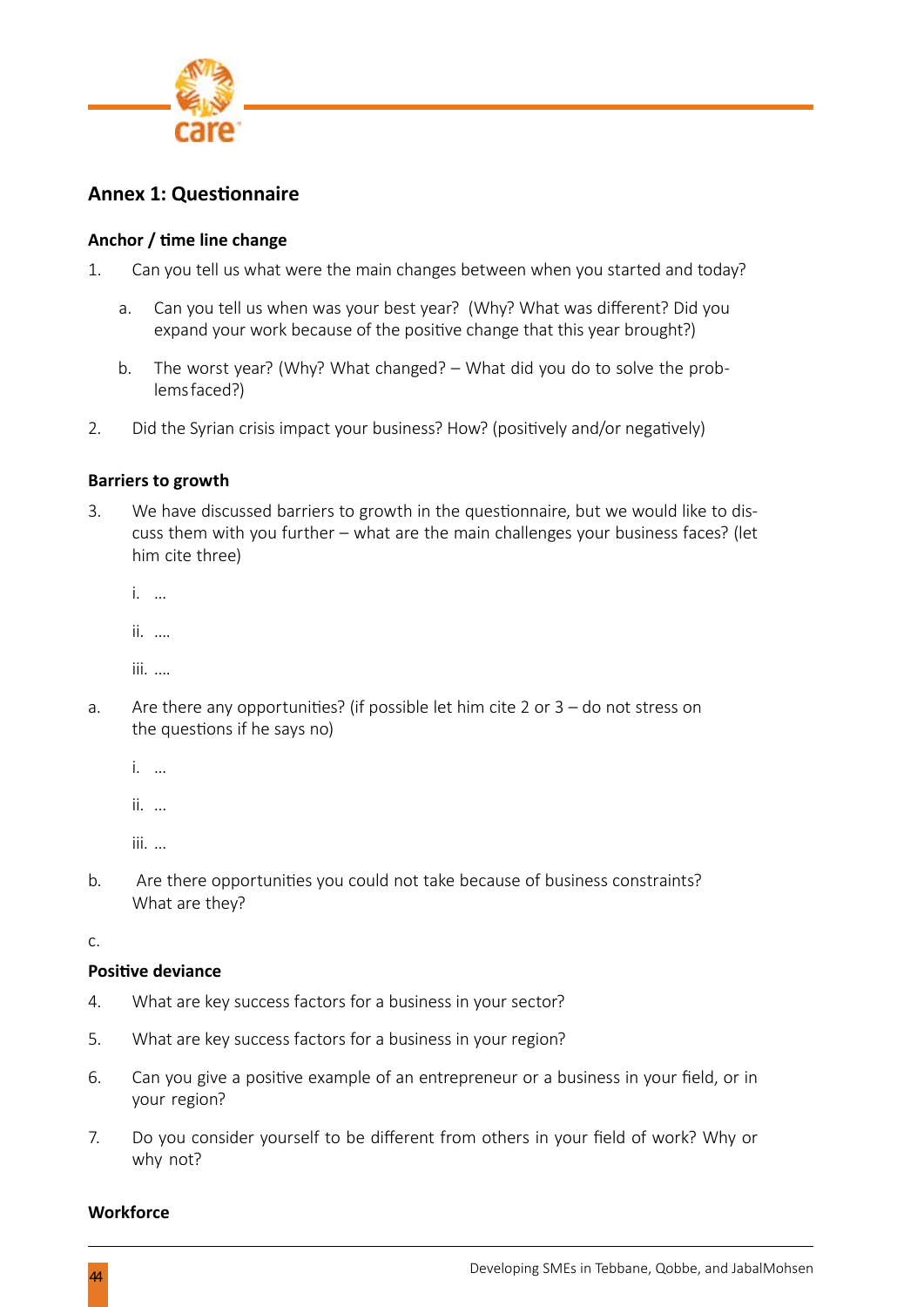## Annex 1: Questionnaire

### Anchor / time line change

1. Can you tell us what were the main changes between when you started and today?

   a. Can you tell us when was your best year? (Why? What was different? Did you expand your work because of the positive change that this year brought?)

   b. The worst year? (Why? What changed? – What did you do to solve the problems faced?)

2. Did the Syrian crisis impact your business? How? (positively and/or negatively)

### Barriers to growth

3. We have discussed barriers to growth in the questionnaire, but we would like to discuss them with you further – what are the main challenges your business faces? (let him cite three)

   i. ...

   ii. ....

   iii. ....

a. Are there any opportunities? (if possible let him cite 2 or 3 – do not stress on the questions if he says no)

   i. ...

   ii. ...

   iii. ...

b. Are there opportunities you could not take because of business constraints? What are they?

c.

### Positive deviance

4. What are key success factors for a business in your sector?

5. What are key success factors for a business in your region?

6. Can you give a positive example of an entrepreneur or a business in your field, or in your region?

7. Do you consider yourself to be different from others in your field of work? Why or why not?

### Workforce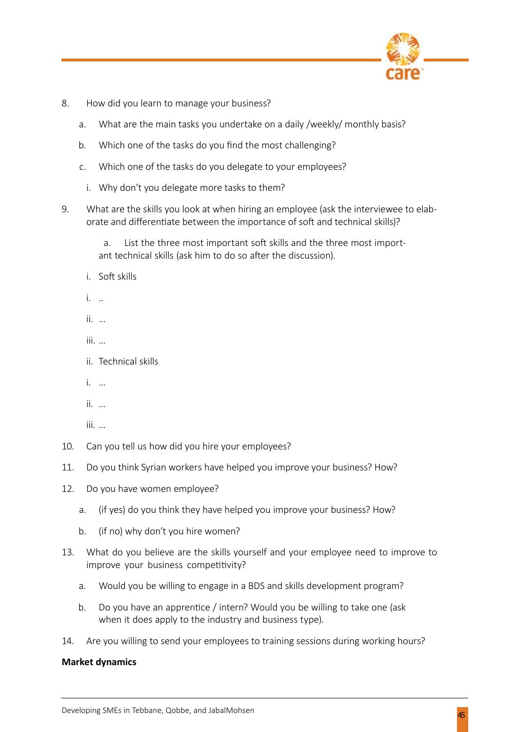8. How did you learn to manage your business?

   a. What are the main tasks you undertake on a daily /weekly/ monthly basis?

   b. Which one of the tasks do you find the most challenging?

   c. Which one of the tasks do you delegate to your employees?

      i. Why don't you delegate more tasks to them?

9. What are the skills you look at when hiring an employee (ask the interviewee to elaborate and differentiate between the importance of soft and technical skills)?

   a. List the three most important soft skills and the three most important technical skills (ask him to do so after the discussion).

      i. Soft skills

         i. ..

         ii. ...

         iii. ...

      ii. Technical skills

         i. ...

         ii. ...

         iii. ...

10. Can you tell us how did you hire your employees?

11. Do you think Syrian workers have helped you improve your business? How?

12. Do you have women employee?

    a. (if yes) do you think they have helped you improve your business? How?

    b. (if no) why don't you hire women?

13. What do you believe are the skills yourself and your employee need to improve to improve your business competitivity?

    a. Would you be willing to engage in a BDS and skills development program?

    b. Do you have an apprentice / intern? Would you be willing to take one (ask when it does apply to the industry and business type).

14. Are you willing to send your employees to training sessions during working hours?

**Market dynamics**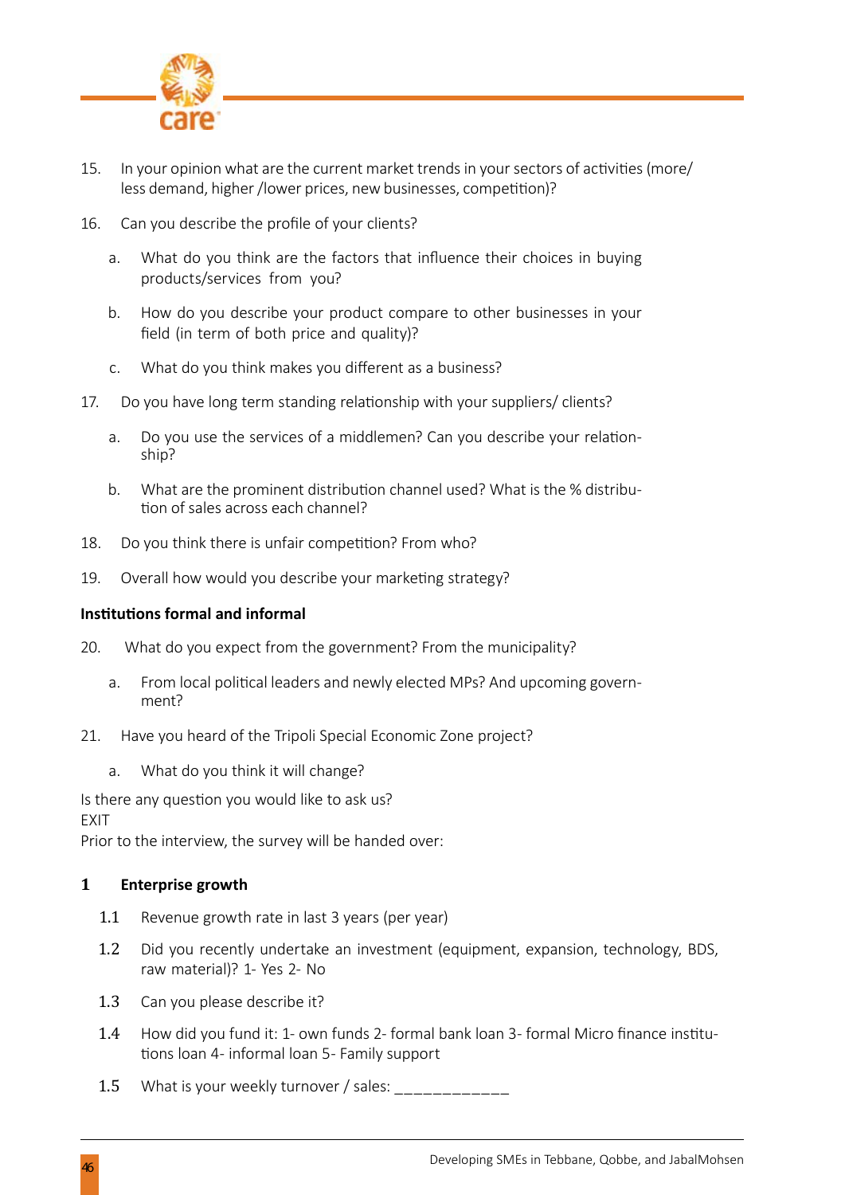15. In your opinion what are the current market trends in your sectors of activities (more/ less demand, higher /lower prices, new businesses, competition)?

16. Can you describe the profile of your clients?

    a. What do you think are the factors that influence their choices in buying products/services from you?

    b. How do you describe your product compare to other businesses in your field (in term of both price and quality)?

    c. What do you think makes you different as a business?

17. Do you have long term standing relationship with your suppliers/ clients?

    a. Do you use the services of a middlemen? Can you describe your relationship?

    b. What are the prominent distribution channel used? What is the % distribution of sales across each channel?

18. Do you think there is unfair competition? From who?

19. Overall how would you describe your marketing strategy?

**Institutions formal and informal**

20. What do you expect from the government? From the municipality?

    a. From local political leaders and newly elected MPs? And upcoming government?

21. Have you heard of the Tripoli Special Economic Zone project?

    a. What do you think it will change?

Is there any question you would like to ask us?
EXIT
Prior to the interview, the survey will be handed over:

**1 Enterprise growth**

1.1 Revenue growth rate in last 3 years (per year)

1.2 Did you recently undertake an investment (equipment, expansion, technology, BDS, raw material)? 1- Yes 2- No

1.3 Can you please describe it?

1.4 How did you fund it: 1- own funds 2- formal bank loan 3- formal Micro finance institutions loan 4- informal loan 5- Family support

1.5 What is your weekly turnover / sales: ____________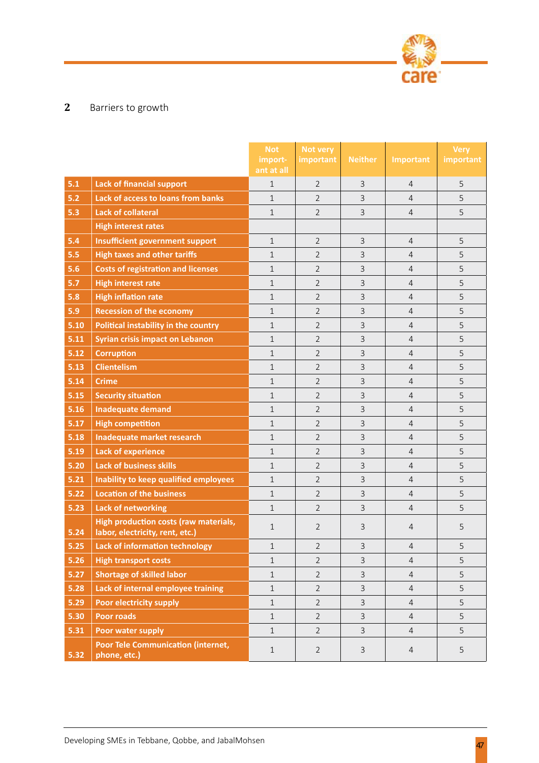## 2 Barriers to growth

| | | Not important at all | Not very important | Neither | Important | Very important |
|---|---|---|---|---|---|---|
| 5.1 | Lack of financial support | 1 | 2 | 3 | 4 | 5 |
| 5.2 | Lack of access to loans from banks | 1 | 2 | 3 | 4 | 5 |
| 5.3 | Lack of collateral | 1 | 2 | 3 | 4 | 5 |
| | High interest rates | | | | | |
| 5.4 | Insufficient government support | 1 | 2 | 3 | 4 | 5 |
| 5.5 | High taxes and other tariffs | 1 | 2 | 3 | 4 | 5 |
| 5.6 | Costs of registration and licenses | 1 | 2 | 3 | 4 | 5 |
| 5.7 | High interest rate | 1 | 2 | 3 | 4 | 5 |
| 5.8 | High inflation rate | 1 | 2 | 3 | 4 | 5 |
| 5.9 | Recession of the economy | 1 | 2 | 3 | 4 | 5 |
| 5.10 | Political instability in the country | 1 | 2 | 3 | 4 | 5 |
| 5.11 | Syrian crisis impact on Lebanon | 1 | 2 | 3 | 4 | 5 |
| 5.12 | Corruption | 1 | 2 | 3 | 4 | 5 |
| 5.13 | Clientelism | 1 | 2 | 3 | 4 | 5 |
| 5.14 | Crime | 1 | 2 | 3 | 4 | 5 |
| 5.15 | Security situation | 1 | 2 | 3 | 4 | 5 |
| 5.16 | Inadequate demand | 1 | 2 | 3 | 4 | 5 |
| 5.17 | High competition | 1 | 2 | 3 | 4 | 5 |
| 5.18 | Inadequate market research | 1 | 2 | 3 | 4 | 5 |
| 5.19 | Lack of experience | 1 | 2 | 3 | 4 | 5 |
| 5.20 | Lack of business skills | 1 | 2 | 3 | 4 | 5 |
| 5.21 | Inability to keep qualified employees | 1 | 2 | 3 | 4 | 5 |
| 5.22 | Location of the business | 1 | 2 | 3 | 4 | 5 |
| 5.23 | Lack of networking | 1 | 2 | 3 | 4 | 5 |
| 5.24 | High production costs (raw materials, labor, electricity, rent, etc.) | 1 | 2 | 3 | 4 | 5 |
| 5.25 | Lack of information technology | 1 | 2 | 3 | 4 | 5 |
| 5.26 | High transport costs | 1 | 2 | 3 | 4 | 5 |
| 5.27 | Shortage of skilled labor | 1 | 2 | 3 | 4 | 5 |
| 5.28 | Lack of internal employee training | 1 | 2 | 3 | 4 | 5 |
| 5.29 | Poor electricity supply | 1 | 2 | 3 | 4 | 5 |
| 5.30 | Poor roads | 1 | 2 | 3 | 4 | 5 |
| 5.31 | Poor water supply | 1 | 2 | 3 | 4 | 5 |
| 5.32 | Poor Tele Communication (internet, phone, etc.) | 1 | 2 | 3 | 4 | 5 |